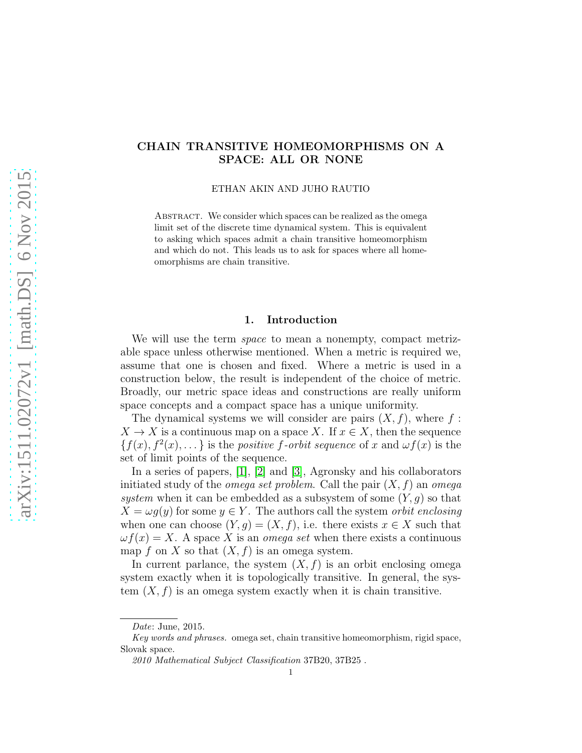# CHAIN TRANSITIVE HOMEOMORPHISMS ON A SPACE: ALL OR NONE

ETHAN AKIN AND JUHO RAUTIO

Abstract. We consider which spaces can be realized as the omega limit set of the discrete time dynamical system. This is equivalent to asking which spaces admit a chain transitive homeomorphism and which do not. This leads us to ask for spaces where all homeomorphisms are chain transitive.

## 1. Introduction

We will use the term *space* to mean a nonempty, compact metrizable space unless otherwise mentioned. When a metric is required we, assume that one is chosen and fixed. Where a metric is used in a construction below, the result is independent of the choice of metric. Broadly, our metric space ideas and constructions are really uniform space concepts and a compact space has a unique uniformity.

The dynamical systems we will consider are pairs $(X, f)$, where $f : X \to X$ is a continuous map on a space $X$. If $x \in X$, then the sequence $\{f(x), f^2(x), \dots\}$ is the *positive $f$-orbit sequence* of $x$ and $\omega f(x)$ is the set of limit points of the sequence.

In a series of papers, [1], [2] and [3], Agronsky and his collaborators initiated study of the *omega set problem*. Call the pair $(X, f)$ an *omega system* when it can be embedded as a subsystem of some $(Y, g)$ so that $X = \omega g(y)$ for some $y \in Y$. The authors call the system *orbit enclosing* when one can choose $(Y, g) = (X, f)$, i.e. there exists $x \in X$ such that $\omega f(x) = X$. A space $X$ is an *omega set* when there exists a continuous map $f$ on $X$ so that $(X, f)$ is an omega system.

In current parlance, the system $(X, f)$ is an orbit enclosing omega system exactly when it is topologically transitive. In general, the system $(X, f)$ is an omega system exactly when it is chain transitive.

---

*Date*: June, 2015.

*Key words and phrases.* omega set, chain transitive homeomorphism, rigid space, Slovak space.

*2010 Mathematical Subject Classification* 37B20, 37B25 .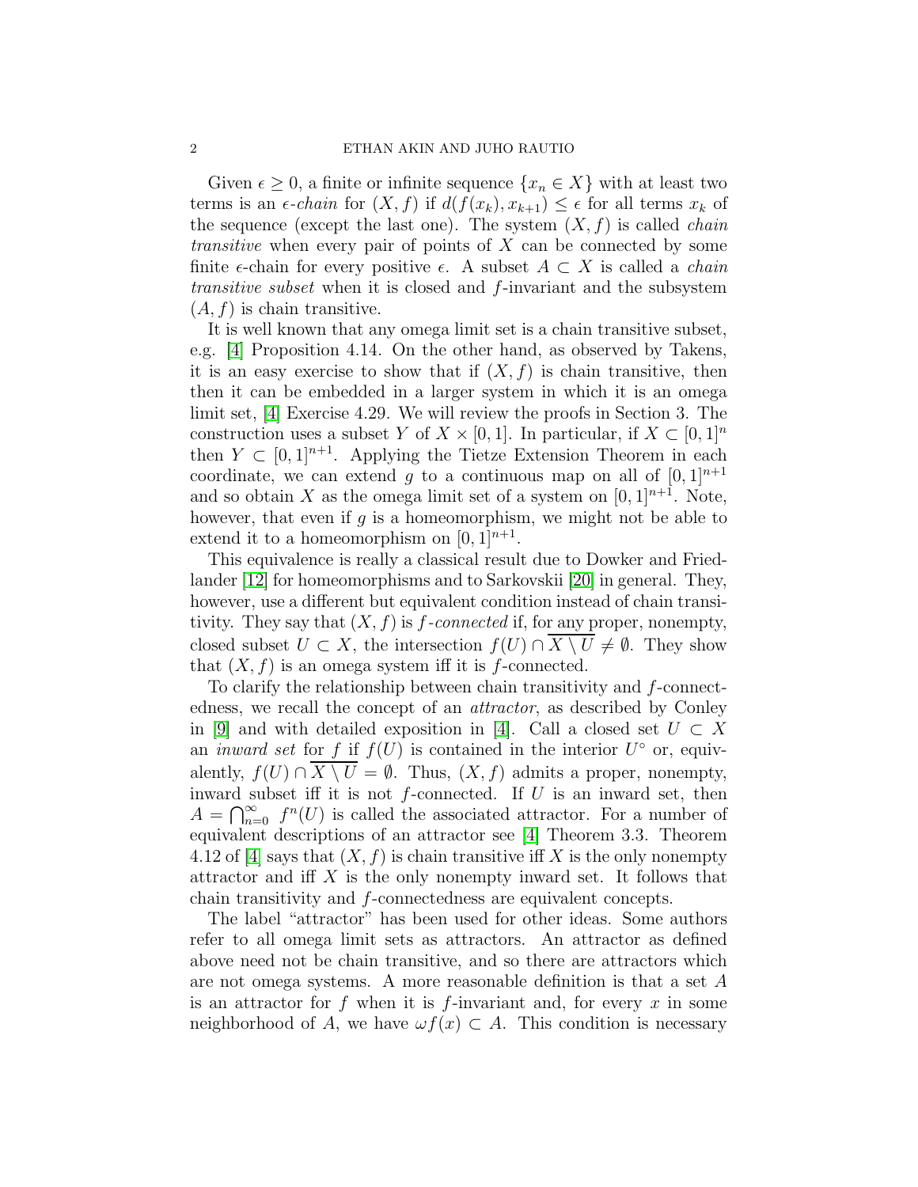Given $\epsilon \geq 0$, a finite or infinite sequence $\{x_n \in X\}$ with at least two terms is an *$\epsilon$-chain* for $(X, f)$ if $d(f(x_k), x_{k+1}) \leq \epsilon$ for all terms $x_k$ of the sequence (except the last one). The system $(X, f)$ is called *chain transitive* when every pair of points of $X$ can be connected by some finite $\epsilon$-chain for every positive $\epsilon$. A subset $A \subset X$ is called a *chain transitive subset* when it is closed and $f$-invariant and the subsystem $(A, f)$ is chain transitive.

It is well known that any omega limit set is a chain transitive subset, e.g. [4] Proposition 4.14. On the other hand, as observed by Takens, it is an easy exercise to show that if $(X, f)$ is chain transitive, then then it can be embedded in a larger system in which it is an omega limit set, [4] Exercise 4.29. We will review the proofs in Section 3. The construction uses a subset $Y$ of $X \times [0, 1]$. In particular, if $X \subset [0, 1]^n$ then $Y \subset [0, 1]^{n+1}$. Applying the Tietze Extension Theorem in each coordinate, we can extend $g$ to a continuous map on all of $[0, 1]^{n+1}$ and so obtain $X$ as the omega limit set of a system on $[0, 1]^{n+1}$. Note, however, that even if $g$ is a homeomorphism, we might not be able to extend it to a homeomorphism on $[0, 1]^{n+1}$.

This equivalence is really a classical result due to Dowker and Friedlander [12] for homeomorphisms and to Sarkovskii [20] in general. They, however, use a different but equivalent condition instead of chain transitivity. They say that $(X, f)$ is *$f$-connected* if, for any proper, nonempty, closed subset $U \subset X$, the intersection $f(U) \cap \overline{X \setminus U} \neq \emptyset$. They show that $(X, f)$ is an omega system iff it is $f$-connected.

To clarify the relationship between chain transitivity and $f$-connectedness, we recall the concept of an *attractor*, as described by Conley in [9] and with detailed exposition in [4]. Call a closed set $U \subset X$ an *inward set* for $f$ if $f(U)$ is contained in the interior $U^\circ$ or, equivalently, $f(U) \cap \overline{X \setminus U} = \emptyset$. Thus, $(X, f)$ admits a proper, nonempty, inward subset iff it is not $f$-connected. If $U$ is an inward set, then $A = \bigcap_{n=0}^{\infty} f^n(U)$ is called the associated attractor. For a number of equivalent descriptions of an attractor see [4] Theorem 3.3. Theorem 4.12 of [4] says that $(X, f)$ is chain transitive iff $X$ is the only nonempty attractor and iff $X$ is the only nonempty inward set. It follows that chain transitivity and $f$-connectedness are equivalent concepts.

The label "attractor" has been used for other ideas. Some authors refer to all omega limit sets as attractors. An attractor as defined above need not be chain transitive, and so there are attractors which are not omega systems. A more reasonable definition is that a set $A$ is an attractor for $f$ when it is $f$-invariant and, for every $x$ in some neighborhood of $A$, we have $\omega f(x) \subset A$. This condition is necessary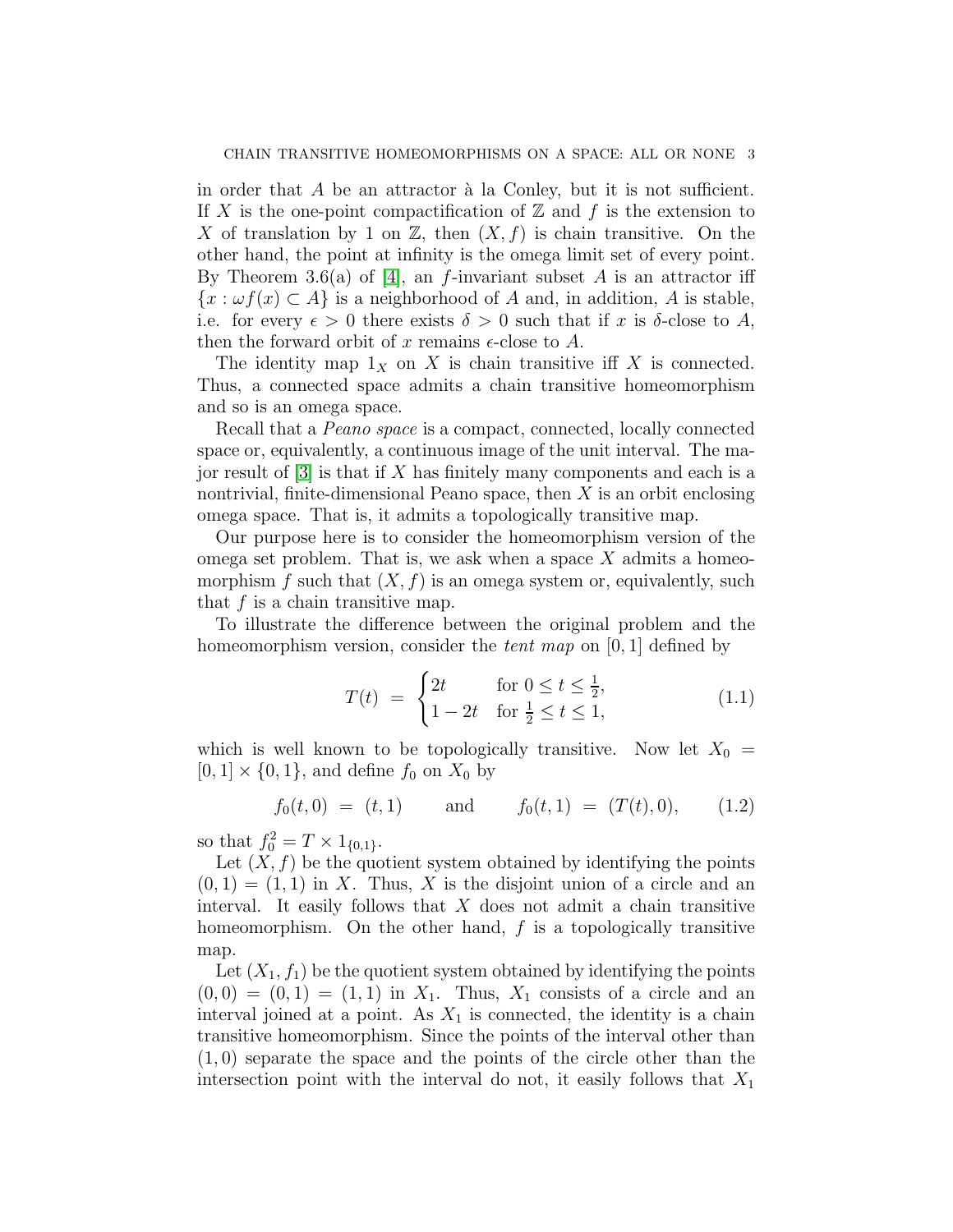in order that $A$ be an attractor à la Conley, but it is not sufficient. If $X$ is the one-point compactification of $\mathbb{Z}$ and $f$ is the extension to $X$ of translation by 1 on $\mathbb{Z}$, then $(X, f)$ is chain transitive. On the other hand, the point at infinity is the omega limit set of every point. By Theorem 3.6(a) of [4], an $f$-invariant subset $A$ is an attractor iff $\{x : \omega f(x) \subset A\}$ is a neighborhood of $A$ and, in addition, $A$ is stable, i.e. for every $\epsilon > 0$ there exists $\delta > 0$ such that if $x$ is $\delta$-close to $A$, then the forward orbit of $x$ remains $\epsilon$-close to $A$.

The identity map $1_X$ on $X$ is chain transitive iff $X$ is connected. Thus, a connected space admits a chain transitive homeomorphism and so is an omega space.

Recall that a *Peano space* is a compact, connected, locally connected space or, equivalently, a continuous image of the unit interval. The major result of [3] is that if $X$ has finitely many components and each is a nontrivial, finite-dimensional Peano space, then $X$ is an orbit enclosing omega space. That is, it admits a topologically transitive map.

Our purpose here is to consider the homeomorphism version of the omega set problem. That is, we ask when a space $X$ admits a homeomorphism $f$ such that $(X, f)$ is an omega system or, equivalently, such that $f$ is a chain transitive map.

To illustrate the difference between the original problem and the homeomorphism version, consider the *tent map* on $[0, 1]$ defined by

$$T(t) \;=\; \begin{cases} 2t & \text{for } 0 \leq t \leq \frac{1}{2}, \\ 1 - 2t & \text{for } \frac{1}{2} \leq t \leq 1, \end{cases} \tag{1.1}$$

which is well known to be topologically transitive. Now let $X_0 = [0, 1] \times \{0, 1\}$, and define $f_0$ on $X_0$ by

$$f_0(t, 0) \;=\; (t, 1) \qquad \text{and} \qquad f_0(t, 1) \;=\; (T(t), 0), \tag{1.2}$$

so that $f_0^2 = T \times 1_{\{0,1\}}$.

Let $(X, f)$ be the quotient system obtained by identifying the points $(0, 1) = (1, 1)$ in $X$. Thus, $X$ is the disjoint union of a circle and an interval. It easily follows that $X$ does not admit a chain transitive homeomorphism. On the other hand, $f$ is a topologically transitive map.

Let $(X_1, f_1)$ be the quotient system obtained by identifying the points $(0, 0) = (0, 1) = (1, 1)$ in $X_1$. Thus, $X_1$ consists of a circle and an interval joined at a point. As $X_1$ is connected, the identity is a chain transitive homeomorphism. Since the points of the interval other than $(1, 0)$ separate the space and the points of the circle other than the intersection point with the interval do not, it easily follows that $X_1$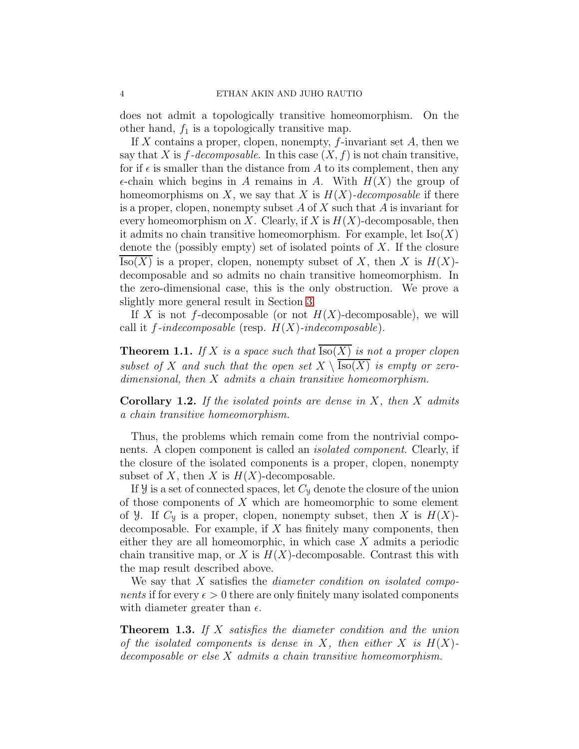does not admit a topologically transitive homeomorphism. On the other hand, $f_1$ is a topologically transitive map.

If $X$ contains a proper, clopen, nonempty, $f$-invariant set $A$, then we say that $X$ is *$f$-decomposable*. In this case $(X, f)$ is not chain transitive, for if $\epsilon$ is smaller than the distance from $A$ to its complement, then any $\epsilon$-chain which begins in $A$ remains in $A$. With $H(X)$ the group of homeomorphisms on $X$, we say that $X$ is *$H(X)$-decomposable* if there is a proper, clopen, nonempty subset $A$ of $X$ such that $A$ is invariant for every homeomorphism on $X$. Clearly, if $X$ is $H(X)$-decomposable, then it admits no chain transitive homeomorphism. For example, let $\mathrm{Iso}(X)$ denote the (possibly empty) set of isolated points of $X$. If the closure $\overline{\mathrm{Iso}(X)}$ is a proper, clopen, nonempty subset of $X$, then $X$ is $H(X)$-decomposable and so admits no chain transitive homeomorphism. In the zero-dimensional case, this is the only obstruction. We prove a slightly more general result in Section 3.

If $X$ is not $f$-decomposable (or not $H(X)$-decomposable), we will call it *$f$-indecomposable* (resp. *$H(X)$-indecomposable*).

**Theorem 1.1.** *If $X$ is a space such that $\overline{\mathrm{Iso}(X)}$ is not a proper clopen subset of $X$ and such that the open set $X \setminus \overline{\mathrm{Iso}(X)}$ is empty or zero-dimensional, then $X$ admits a chain transitive homeomorphism.*

**Corollary 1.2.** *If the isolated points are dense in $X$, then $X$ admits a chain transitive homeomorphism.*

Thus, the problems which remain come from the nontrivial components. A clopen component is called an *isolated component*. Clearly, if the closure of the isolated components is a proper, clopen, nonempty subset of $X$, then $X$ is $H(X)$-decomposable.

If $\mathcal{Y}$ is a set of connected spaces, let $C_{\mathcal{Y}}$ denote the closure of the union of those components of $X$ which are homeomorphic to some element of $\mathcal{Y}$. If $C_{\mathcal{Y}}$ is a proper, clopen, nonempty subset, then $X$ is $H(X)$-decomposable. For example, if $X$ has finitely many components, then either they are all homeomorphic, in which case $X$ admits a periodic chain transitive map, or $X$ is $H(X)$-decomposable. Contrast this with the map result described above.

We say that $X$ satisfies the *diameter condition on isolated components* if for every $\epsilon > 0$ there are only finitely many isolated components with diameter greater than $\epsilon$.

**Theorem 1.3.** *If $X$ satisfies the diameter condition and the union of the isolated components is dense in $X$, then either $X$ is $H(X)$-decomposable or else $X$ admits a chain transitive homeomorphism.*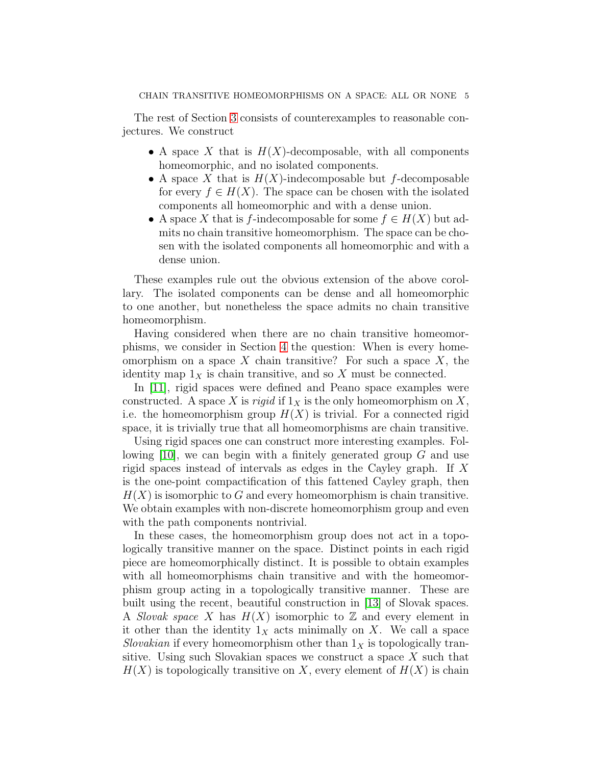The rest of Section 3 consists of counterexamples to reasonable conjectures. We construct

- A space $X$ that is $H(X)$-decomposable, with all components homeomorphic, and no isolated components.
- A space $X$ that is $H(X)$-indecomposable but $f$-decomposable for every $f \in H(X)$. The space can be chosen with the isolated components all homeomorphic and with a dense union.
- A space $X$ that is $f$-indecomposable for some $f \in H(X)$ but admits no chain transitive homeomorphism. The space can be chosen with the isolated components all homeomorphic and with a dense union.

These examples rule out the obvious extension of the above corollary. The isolated components can be dense and all homeomorphic to one another, but nonetheless the space admits no chain transitive homeomorphism.

Having considered when there are no chain transitive homeomorphisms, we consider in Section 4 the question: When is every homeomorphism on a space $X$ chain transitive? For such a space $X$, the identity map $1_X$ is chain transitive, and so $X$ must be connected.

In [11], rigid spaces were defined and Peano space examples were constructed. A space $X$ is *rigid* if $1_X$ is the only homeomorphism on $X$, i.e. the homeomorphism group $H(X)$ is trivial. For a connected rigid space, it is trivially true that all homeomorphisms are chain transitive.

Using rigid spaces one can construct more interesting examples. Following [10], we can begin with a finitely generated group $G$ and use rigid spaces instead of intervals as edges in the Cayley graph. If $X$ is the one-point compactification of this fattened Cayley graph, then $H(X)$ is isomorphic to $G$ and every homeomorphism is chain transitive. We obtain examples with non-discrete homeomorphism group and even with the path components nontrivial.

In these cases, the homeomorphism group does not act in a topologically transitive manner on the space. Distinct points in each rigid piece are homeomorphically distinct. It is possible to obtain examples with all homeomorphisms chain transitive and with the homeomorphism group acting in a topologically transitive manner. These are built using the recent, beautiful construction in [13] of Slovak spaces. A *Slovak space* $X$ has $H(X)$ isomorphic to $\mathbb{Z}$ and every element in it other than the identity $1_X$ acts minimally on $X$. We call a space *Slovakian* if every homeomorphism other than $1_X$ is topologically transitive. Using such Slovakian spaces we construct a space $X$ such that $H(X)$ is topologically transitive on $X$, every element of $H(X)$ is chain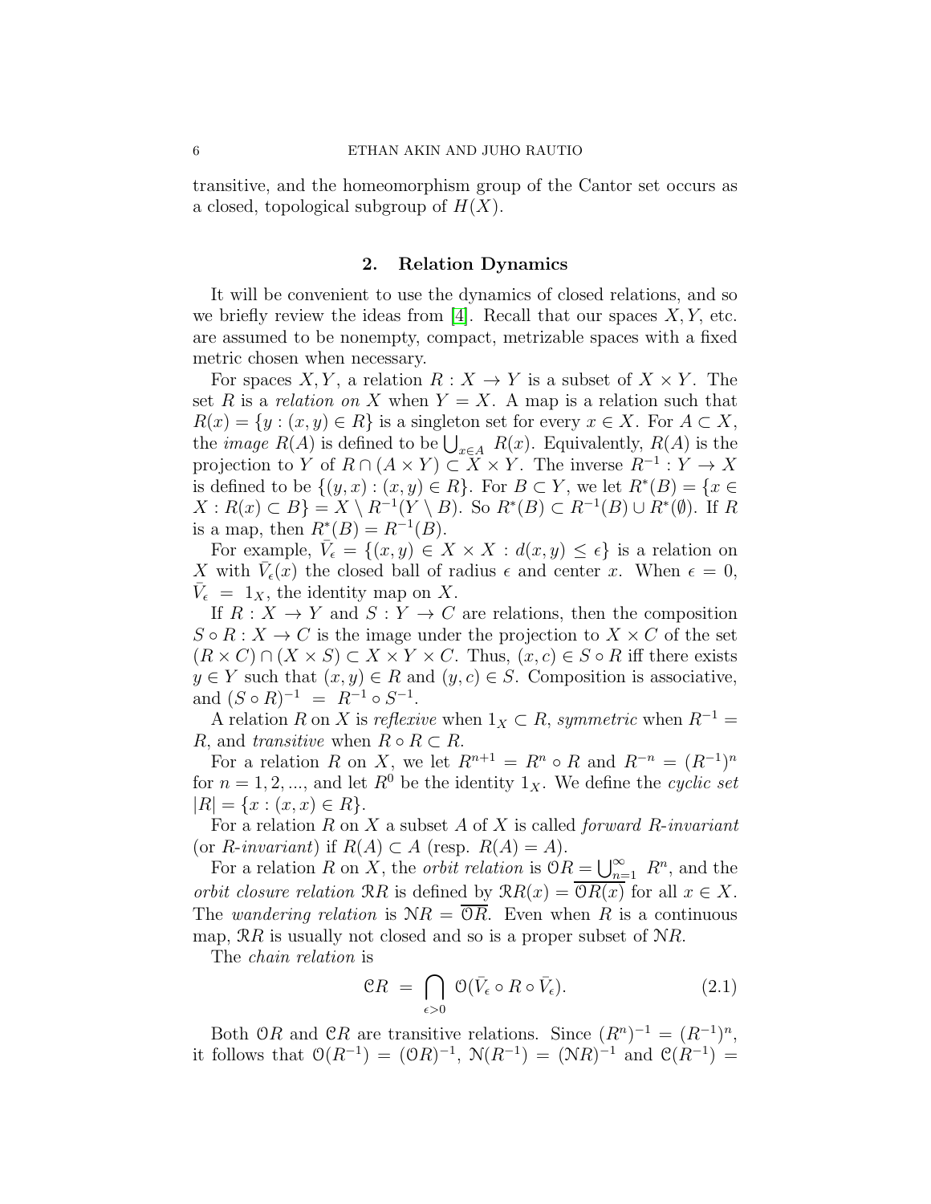transitive, and the homeomorphism group of the Cantor set occurs as a closed, topological subgroup of $H(X)$.

## 2. Relation Dynamics

It will be convenient to use the dynamics of closed relations, and so we briefly review the ideas from [4]. Recall that our spaces $X, Y$, etc. are assumed to be nonempty, compact, metrizable spaces with a fixed metric chosen when necessary.

For spaces $X, Y$, a relation $R : X \to Y$ is a subset of $X \times Y$. The set $R$ is a *relation on* $X$ when $Y = X$. A map is a relation such that $R(x) = \{y : (x, y) \in R\}$ is a singleton set for every $x \in X$. For $A \subset X$, the *image* $R(A)$ is defined to be $\bigcup_{x \in A} R(x)$. Equivalently, $R(A)$ is the projection to $Y$ of $R \cap (A \times Y) \subset X \times Y$. The inverse $R^{-1} : Y \to X$ is defined to be $\{(y, x) : (x, y) \in R\}$. For $B \subset Y$, we let $R^*(B) = \{x \in X : R(x) \subset B\} = X \setminus R^{-1}(Y \setminus B)$. So $R^*(B) \subset R^{-1}(B) \cup R^*(\emptyset)$. If $R$ is a map, then $R^*(B) = R^{-1}(B)$.

For example, $\bar{V}_\epsilon = \{(x, y) \in X \times X : d(x, y) \leq \epsilon\}$ is a relation on $X$ with $\bar{V}_\epsilon(x)$ the closed ball of radius $\epsilon$ and center $x$. When $\epsilon = 0$, $\bar{V}_\epsilon = 1_X$, the identity map on $X$.

If $R : X \to Y$ and $S : Y \to C$ are relations, then the composition $S \circ R : X \to C$ is the image under the projection to $X \times C$ of the set $(R \times C) \cap (X \times S) \subset X \times Y \times C$. Thus, $(x, c) \in S \circ R$ iff there exists $y \in Y$ such that $(x, y) \in R$ and $(y, c) \in S$. Composition is associative, and $(S \circ R)^{-1} = R^{-1} \circ S^{-1}$.

A relation $R$ on $X$ is *reflexive* when $1_X \subset R$, *symmetric* when $R^{-1} = R$, and *transitive* when $R \circ R \subset R$.

For a relation $R$ on $X$, we let $R^{n+1} = R^n \circ R$ and $R^{-n} = (R^{-1})^n$ for $n = 1, 2, \ldots$, and let $R^0$ be the identity $1_X$. We define the *cyclic set* $|R| = \{x : (x, x) \in R\}$.

For a relation $R$ on $X$ a subset $A$ of $X$ is called *forward $R$-invariant* (or *$R$-invariant*) if $R(A) \subset A$ (resp. $R(A) = A$).

For a relation $R$ on $X$, the *orbit relation* is $\mathcal{O}R = \bigcup_{n=1}^{\infty} R^n$, and the *orbit closure relation* $\mathcal{R}R$ is defined by $\mathcal{R}R(x) = \overline{\mathcal{O}R(x)}$ for all $x \in X$. The *wandering relation* is $\mathcal{N}R = \overline{\mathcal{O}R}$. Even when $R$ is a continuous map, $\mathcal{R}R$ is usually not closed and so is a proper subset of $\mathcal{N}R$.

The *chain relation* is

$$\mathcal{C}R \ = \ \bigcap_{\epsilon > 0} \ \mathcal{O}(\bar{V}_\epsilon \circ R \circ \bar{V}_\epsilon). \tag{2.1}$$

Both $\mathcal{O}R$ and $\mathcal{C}R$ are transitive relations. Since $(R^n)^{-1} = (R^{-1})^n$, it follows that $\mathcal{O}(R^{-1}) = (\mathcal{O}R)^{-1}$, $\mathcal{N}(R^{-1}) = (\mathcal{N}R)^{-1}$ and $\mathcal{C}(R^{-1}) =$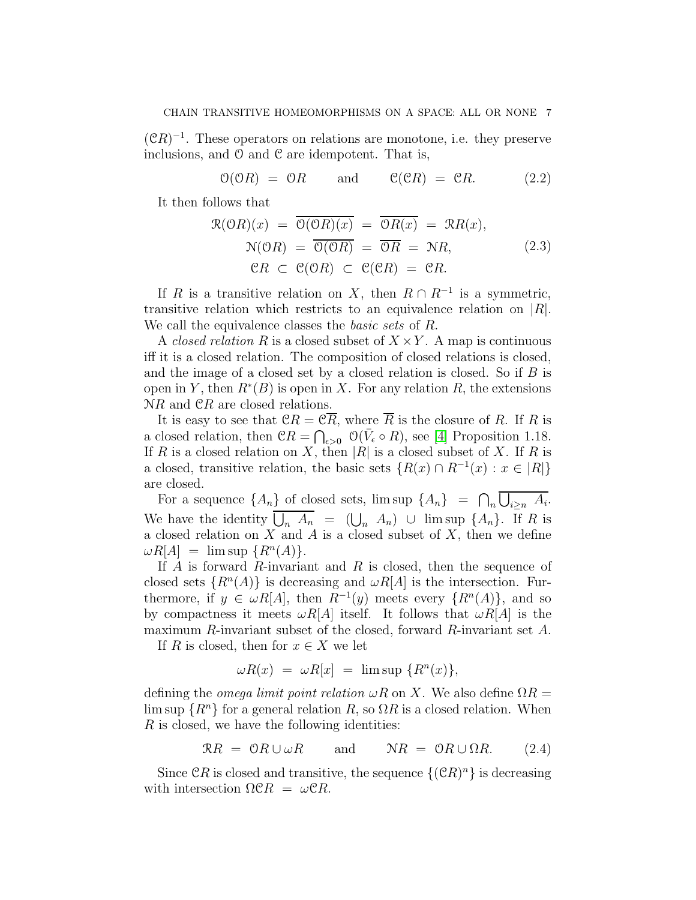$(\mathcal{C}R)^{-1}$. These operators on relations are monotone, i.e. they preserve inclusions, and $\mathcal{O}$ and $\mathcal{C}$ are idempotent. That is,

$$\mathcal{O}(\mathcal{O}R) \ = \ \mathcal{O}R \qquad \text{and} \qquad \mathcal{C}(\mathcal{C}R) \ = \ \mathcal{C}R. \tag{2.2}$$

It then follows that

$$\begin{aligned} \mathcal{R}(\mathcal{O}R)(x) \ &= \ \overline{\mathcal{O}(\mathcal{O}R)(x)} \ = \ \overline{\mathcal{O}R(x)} \ = \ \mathcal{R}R(x), \\ \mathcal{N}(\mathcal{O}R) \ &= \ \overline{\mathcal{O}(\mathcal{O}R)} \ = \ \overline{\mathcal{O}R} \ = \ \mathcal{N}R, \\ \mathcal{C}R \ &\subset \ \mathcal{C}(\mathcal{O}R) \ \subset \ \mathcal{C}(\mathcal{C}R) \ = \ \mathcal{C}R. \end{aligned} \tag{2.3}$$

If $R$ is a transitive relation on $X$, then $R \cap R^{-1}$ is a symmetric, transitive relation which restricts to an equivalence relation on $|R|$. We call the equivalence classes the *basic sets* of $R$.

A *closed relation* $R$ is a closed subset of $X \times Y$. A map is continuous iff it is a closed relation. The composition of closed relations is closed, and the image of a closed set by a closed relation is closed. So if $B$ is open in $Y$, then $R^*(B)$ is open in $X$. For any relation $R$, the extensions $\mathcal{N}R$ and $\mathcal{C}R$ are closed relations.

It is easy to see that $\mathcal{C}R = \mathcal{C}\overline{R}$, where $\overline{R}$ is the closure of $R$. If $R$ is a closed relation, then $\mathcal{C}R = \bigcap_{\epsilon>0} \ \mathcal{O}(\bar{V}_\epsilon \circ R)$, see [4] Proposition 1.18. If $R$ is a closed relation on $X$, then $|R|$ is a closed subset of $X$. If $R$ is a closed, transitive relation, the basic sets $\{R(x) \cap R^{-1}(x) : x \in |R|\}$ are closed.

For a sequence $\{A_n\}$ of closed sets, $\limsup \ \{A_n\} \ = \ \bigcap_n \overline{\bigcup_{i \geq n} \ A_i}$. We have the identity $\overline{\bigcup_n \ A_n} \ = \ (\bigcup_n \ A_n) \ \cup \ \limsup \ \{A_n\}$. If $R$ is a closed relation on $X$ and $A$ is a closed subset of $X$, then we define $\omega R[A] \ = \ \limsup \ \{R^n(A)\}$.

If $A$ is forward $R$-invariant and $R$ is closed, then the sequence of closed sets $\{R^n(A)\}$ is decreasing and $\omega R[A]$ is the intersection. Furthermore, if $y \in \omega R[A]$, then $R^{-1}(y)$ meets every $\{R^n(A)\}$, and so by compactness it meets $\omega R[A]$ itself. It follows that $\omega R[A]$ is the maximum $R$-invariant subset of the closed, forward $R$-invariant set $A$.

If $R$ is closed, then for $x \in X$ we let

$$\omega R(x) \ = \ \omega R[x] \ = \ \limsup \ \{R^n(x)\},$$

defining the *omega limit point relation* $\omega R$ on $X$. We also define $\Omega R = \limsup \{R^n\}$ for a general relation $R$, so $\Omega R$ is a closed relation. When $R$ is closed, we have the following identities:

$$\mathcal{R}R \ = \ \mathcal{O}R \cup \omega R \qquad \text{and} \qquad \mathcal{N}R \ = \ \mathcal{O}R \cup \Omega R. \tag{2.4}$$

Since $\mathcal{C}R$ is closed and transitive, the sequence $\{(\mathcal{C}R)^n\}$ is decreasing with intersection $\Omega \mathcal{C}R \ = \ \omega \mathcal{C}R$.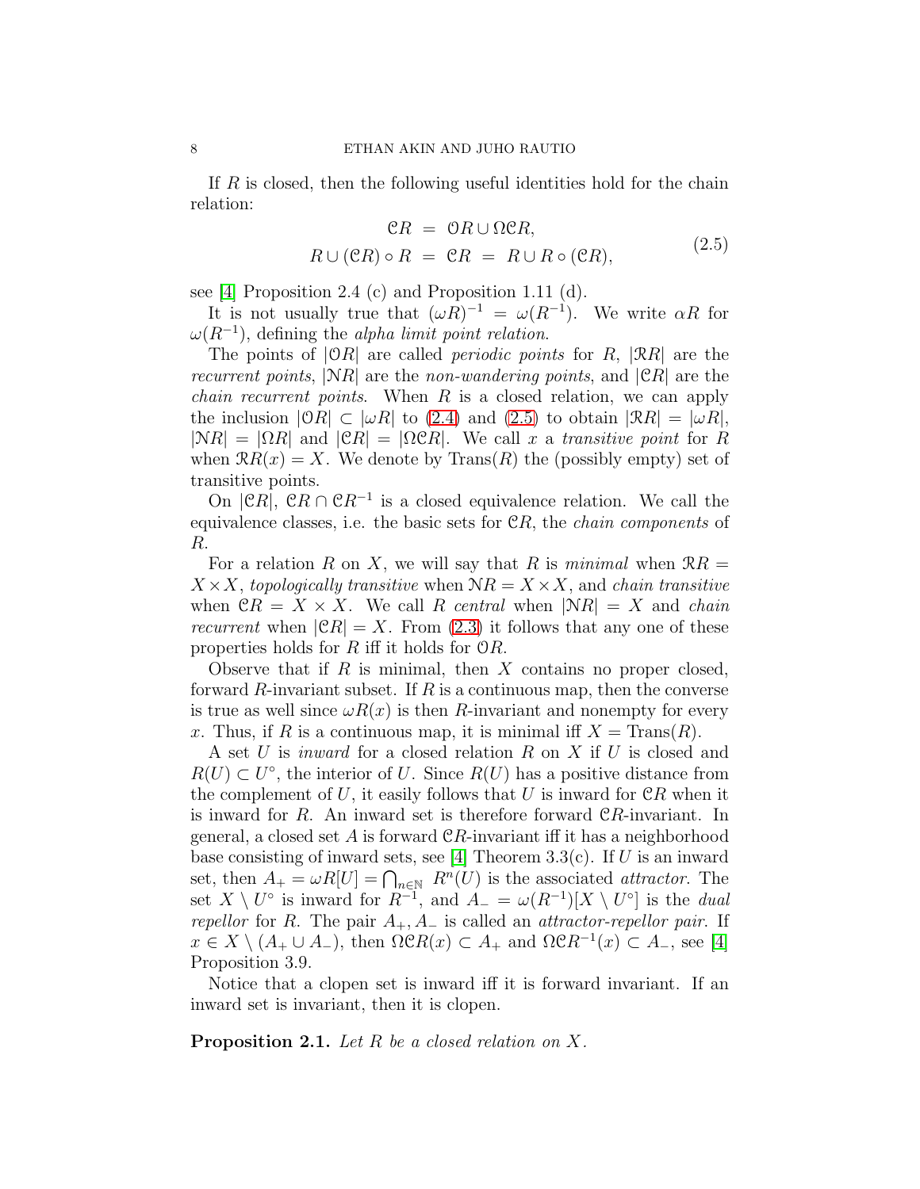If $R$ is closed, then the following useful identities hold for the chain relation:

$$
\begin{aligned}
\mathcal{C}R &= \mathcal{O}R \cup \Omega\mathcal{C}R, \\
R \cup (\mathcal{C}R) \circ R &= \mathcal{C}R = R \cup R \circ (\mathcal{C}R),
\end{aligned}
\tag{2.5}
$$

see [4] Proposition 2.4 (c) and Proposition 1.11 (d).

It is not usually true that $(\omega R)^{-1} = \omega(R^{-1})$. We write $\alpha R$ for $\omega(R^{-1})$, defining the *alpha limit point relation*.

The points of $|\mathcal{O}R|$ are called *periodic points* for $R$, $|\mathcal{R}R|$ are the *recurrent points*, $|\mathcal{N}R|$ are the *non-wandering points*, and $|\mathcal{C}R|$ are the *chain recurrent points*. When $R$ is a closed relation, we can apply the inclusion $|\mathcal{O}R| \subset |\omega R|$ to (2.4) and (2.5) to obtain $|\mathcal{R}R| = |\omega R|$, $|\mathcal{N}R| = |\Omega R|$ and $|\mathcal{C}R| = |\Omega\mathcal{C}R|$. We call $x$ a *transitive point* for $R$ when $\mathcal{R}R(x) = X$. We denote by $\mathrm{Trans}(R)$ the (possibly empty) set of transitive points.

On $|\mathcal{C}R|$, $\mathcal{C}R \cap \mathcal{C}R^{-1}$ is a closed equivalence relation. We call the equivalence classes, i.e. the basic sets for $\mathcal{C}R$, the *chain components* of $R$.

For a relation $R$ on $X$, we will say that $R$ is *minimal* when $\mathcal{R}R = X \times X$, *topologically transitive* when $\mathcal{N}R = X \times X$, and *chain transitive* when $\mathcal{C}R = X \times X$. We call $R$ *central* when $|\mathcal{N}R| = X$ and *chain recurrent* when $|\mathcal{C}R| = X$. From (2.3) it follows that any one of these properties holds for $R$ iff it holds for $\mathcal{O}R$.

Observe that if $R$ is minimal, then $X$ contains no proper closed, forward $R$-invariant subset. If $R$ is a continuous map, then the converse is true as well since $\omega R(x)$ is then $R$-invariant and nonempty for every $x$. Thus, if $R$ is a continuous map, it is minimal iff $X = \mathrm{Trans}(R)$.

A set $U$ is *inward* for a closed relation $R$ on $X$ if $U$ is closed and $R(U) \subset U^\circ$, the interior of $U$. Since $R(U)$ has a positive distance from the complement of $U$, it easily follows that $U$ is inward for $\mathcal{C}R$ when it is inward for $R$. An inward set is therefore forward $\mathcal{C}R$-invariant. In general, a closed set $A$ is forward $\mathcal{C}R$-invariant iff it has a neighborhood base consisting of inward sets, see [4] Theorem 3.3(c). If $U$ is an inward set, then $A_+ = \omega R[U] = \bigcap_{n \in \mathbb{N}} R^n(U)$ is the associated *attractor*. The set $X \setminus U^\circ$ is inward for $R^{-1}$, and $A_- = \omega(R^{-1})[X \setminus U^\circ]$ is the *dual repellor* for $R$. The pair $A_+, A_-$ is called an *attractor-repellor pair*. If $x \in X \setminus (A_+ \cup A_-)$, then $\Omega\mathcal{C}R(x) \subset A_+$ and $\Omega\mathcal{C}R^{-1}(x) \subset A_-$, see [4] Proposition 3.9.

Notice that a clopen set is inward iff it is forward invariant. If an inward set is invariant, then it is clopen.

**Proposition 2.1.** *Let $R$ be a closed relation on $X$.*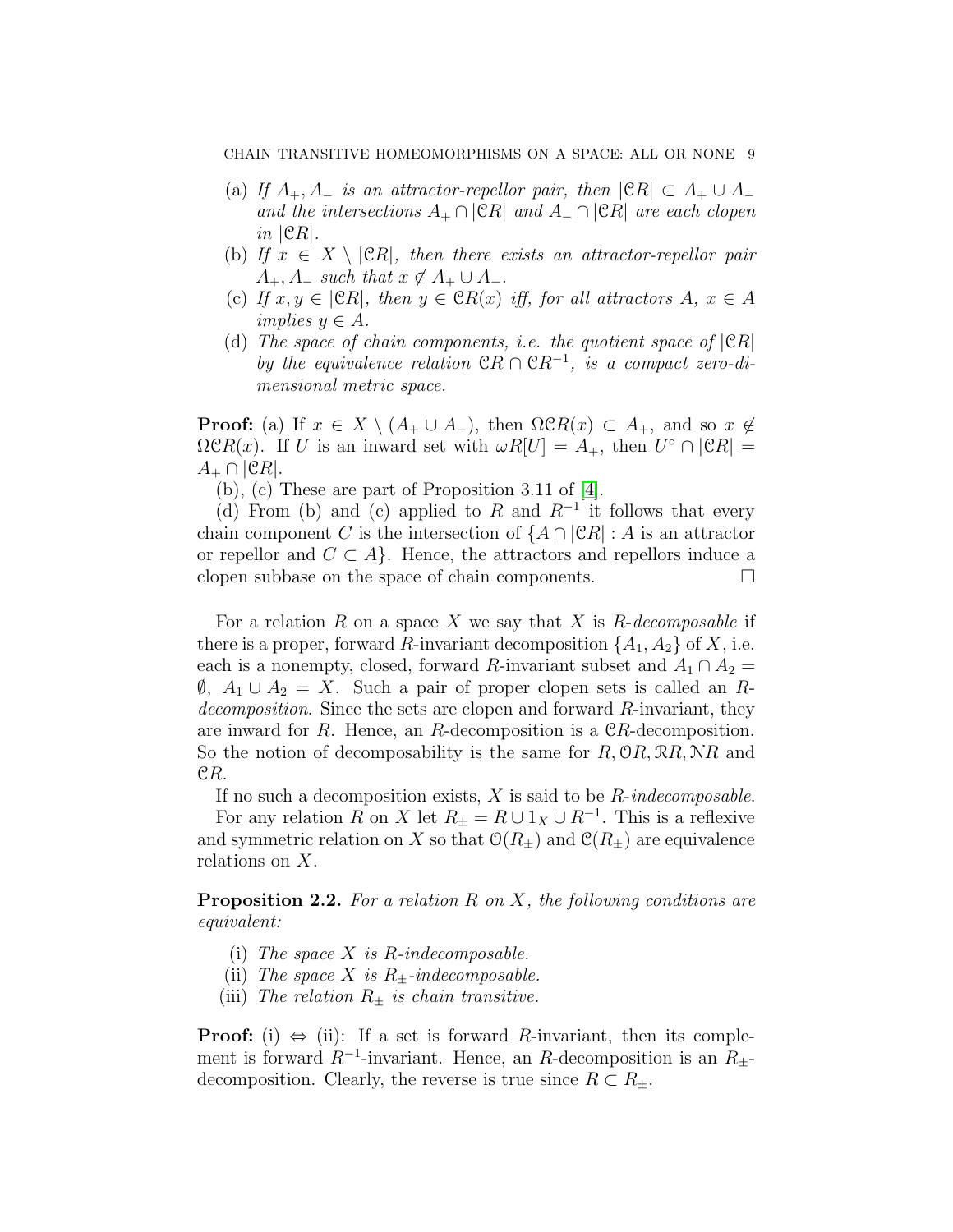(a) *If $A_+, A_-$ is an attractor-repellor pair, then $|\mathcal{C}R| \subset A_+ \cup A_-$ and the intersections $A_+ \cap |\mathcal{C}R|$ and $A_- \cap |\mathcal{C}R|$ are each clopen in $|\mathcal{C}R|$.*

(b) *If $x \in X \setminus |\mathcal{C}R|$, then there exists an attractor-repellor pair $A_+, A_-$ such that $x \notin A_+ \cup A_-$.*

(c) *If $x, y \in |\mathcal{C}R|$, then $y \in \mathcal{C}R(x)$ iff, for all attractors $A$, $x \in A$ implies $y \in A$.*

(d) *The space of chain components, i.e. the quotient space of $|\mathcal{C}R|$ by the equivalence relation $\mathcal{C}R \cap \mathcal{C}R^{-1}$, is a compact zero-dimensional metric space.*

**Proof:** (a) If $x \in X \setminus (A_+ \cup A_-)$, then $\Omega\mathcal{C}R(x) \subset A_+$, and so $x \notin \Omega\mathcal{C}R(x)$. If $U$ is an inward set with $\omega R[U] = A_+$, then $U^\circ \cap |\mathcal{C}R| = A_+ \cap |\mathcal{C}R|$.

(b), (c) These are part of Proposition 3.11 of [4].

(d) From (b) and (c) applied to $R$ and $R^{-1}$ it follows that every chain component $C$ is the intersection of $\{A \cap |\mathcal{C}R| : A$ is an attractor or repellor and $C \subset A\}$. Hence, the attractors and repellors induce a clopen subbase on the space of chain components. $\square$

For a relation $R$ on a space $X$ we say that $X$ is *$R$-decomposable* if there is a proper, forward $R$-invariant decomposition $\{A_1, A_2\}$ of $X$, i.e. each is a nonempty, closed, forward $R$-invariant subset and $A_1 \cap A_2 = \emptyset$, $A_1 \cup A_2 = X$. Such a pair of proper clopen sets is called an *$R$-decomposition*. Since the sets are clopen and forward $R$-invariant, they are inward for $R$. Hence, an $R$-decomposition is a $\mathcal{C}R$-decomposition. So the notion of decomposability is the same for $R, \mathcal{O}R, \mathcal{R}R, \mathcal{N}R$ and $\mathcal{C}R$.

If no such a decomposition exists, $X$ is said to be *$R$-indecomposable*.

For any relation $R$ on $X$ let $R_\pm = R \cup 1_X \cup R^{-1}$. This is a reflexive and symmetric relation on $X$ so that $\mathcal{O}(R_\pm)$ and $\mathcal{C}(R_\pm)$ are equivalence relations on $X$.

**Proposition 2.2.** *For a relation $R$ on $X$, the following conditions are equivalent:*

(i) *The space $X$ is $R$-indecomposable.*

(ii) *The space $X$ is $R_\pm$-indecomposable.*

(iii) *The relation $R_\pm$ is chain transitive.*

**Proof:** (i) $\Leftrightarrow$ (ii): If a set is forward $R$-invariant, then its complement is forward $R^{-1}$-invariant. Hence, an $R$-decomposition is an $R_\pm$-decomposition. Clearly, the reverse is true since $R \subset R_\pm$.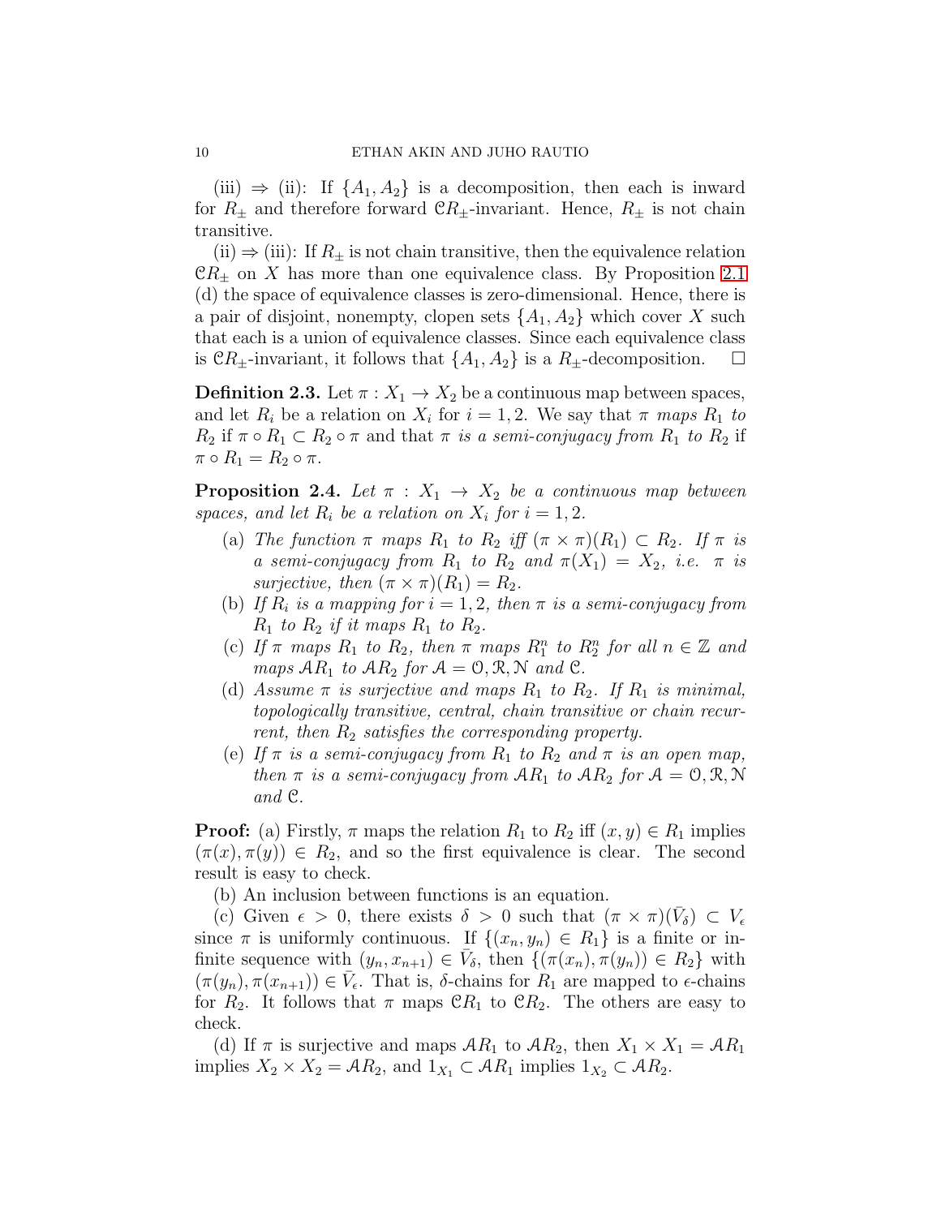(iii) $\Rightarrow$ (ii): If $\{A_1, A_2\}$ is a decomposition, then each is inward for $R_\pm$ and therefore forward $\mathcal{C}R_\pm$-invariant. Hence, $R_\pm$ is not chain transitive.

(ii) $\Rightarrow$ (iii): If $R_\pm$ is not chain transitive, then the equivalence relation $\mathcal{C}R_\pm$ on $X$ has more than one equivalence class. By Proposition 2.1 (d) the space of equivalence classes is zero-dimensional. Hence, there is a pair of disjoint, nonempty, clopen sets $\{A_1, A_2\}$ which cover $X$ such that each is a union of equivalence classes. Since each equivalence class is $\mathcal{C}R_\pm$-invariant, it follows that $\{A_1, A_2\}$ is a $R_\pm$-decomposition. $\Box$

**Definition 2.3.** Let $\pi : X_1 \to X_2$ be a continuous map between spaces, and let $R_i$ be a relation on $X_i$ for $i = 1, 2$. We say that $\pi$ *maps* $R_1$ *to* $R_2$ if $\pi \circ R_1 \subset R_2 \circ \pi$ and that $\pi$ *is a semi-conjugacy from* $R_1$ *to* $R_2$ if $\pi \circ R_1 = R_2 \circ \pi$.

**Proposition 2.4.** *Let $\pi : X_1 \to X_2$ be a continuous map between spaces, and let $R_i$ be a relation on $X_i$ for $i = 1, 2$.*

(a) *The function $\pi$ maps $R_1$ to $R_2$ iff $(\pi \times \pi)(R_1) \subset R_2$. If $\pi$ is a semi-conjugacy from $R_1$ to $R_2$ and $\pi(X_1) = X_2$, i.e. $\pi$ is surjective, then $(\pi \times \pi)(R_1) = R_2$.*

(b) *If $R_i$ is a mapping for $i = 1, 2$, then $\pi$ is a semi-conjugacy from $R_1$ to $R_2$ if it maps $R_1$ to $R_2$.*

(c) *If $\pi$ maps $R_1$ to $R_2$, then $\pi$ maps $R_1^n$ to $R_2^n$ for all $n \in \mathbb{Z}$ and maps $\mathcal{A}R_1$ to $\mathcal{A}R_2$ for $\mathcal{A} = \mathcal{O}, \mathcal{R}, \mathcal{N}$ and $\mathcal{C}$.*

(d) *Assume $\pi$ is surjective and maps $R_1$ to $R_2$. If $R_1$ is minimal, topologically transitive, central, chain transitive or chain recurrent, then $R_2$ satisfies the corresponding property.*

(e) *If $\pi$ is a semi-conjugacy from $R_1$ to $R_2$ and $\pi$ is an open map, then $\pi$ is a semi-conjugacy from $\mathcal{A}R_1$ to $\mathcal{A}R_2$ for $\mathcal{A} = \mathcal{O}, \mathcal{R}, \mathcal{N}$ and $\mathcal{C}$.*

**Proof:** (a) Firstly, $\pi$ maps the relation $R_1$ to $R_2$ iff $(x, y) \in R_1$ implies $(\pi(x), \pi(y)) \in R_2$, and so the first equivalence is clear. The second result is easy to check.

(b) An inclusion between functions is an equation.

(c) Given $\epsilon > 0$, there exists $\delta > 0$ such that $(\pi \times \pi)(\bar{V}_\delta) \subset V_\epsilon$ since $\pi$ is uniformly continuous. If $\{(x_n, y_n) \in R_1\}$ is a finite or infinite sequence with $(y_n, x_{n+1}) \in \bar{V}_\delta$, then $\{(\pi(x_n), \pi(y_n)) \in R_2\}$ with $(\pi(y_n), \pi(x_{n+1})) \in \bar{V}_\epsilon$. That is, $\delta$-chains for $R_1$ are mapped to $\epsilon$-chains for $R_2$. It follows that $\pi$ maps $\mathcal{C}R_1$ to $\mathcal{C}R_2$. The others are easy to check.

(d) If $\pi$ is surjective and maps $\mathcal{A}R_1$ to $\mathcal{A}R_2$, then $X_1 \times X_1 = \mathcal{A}R_1$ implies $X_2 \times X_2 = \mathcal{A}R_2$, and $1_{X_1} \subset \mathcal{A}R_1$ implies $1_{X_2} \subset \mathcal{A}R_2$.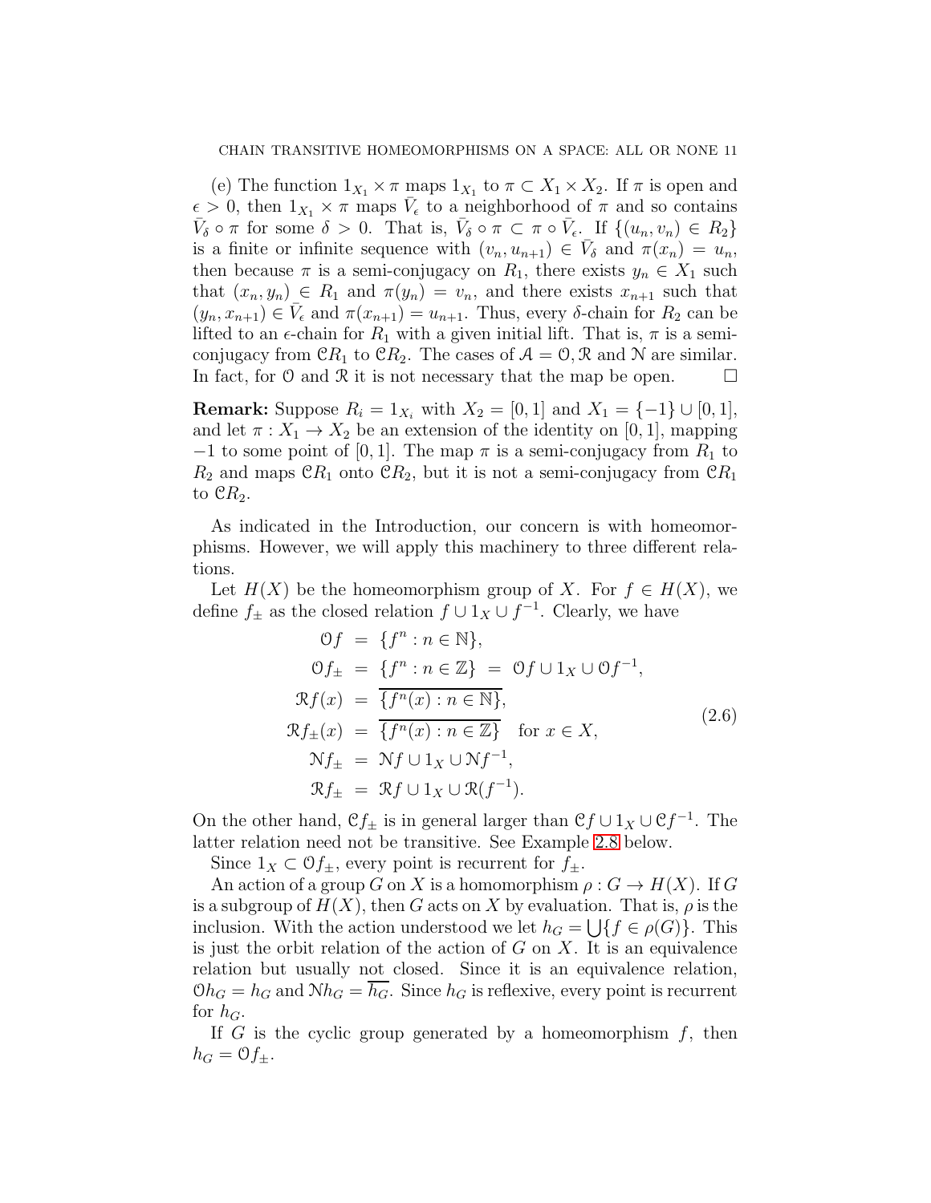(e) The function $1_{X_1} \times \pi$ maps $1_{X_1}$ to $\pi \subset X_1 \times X_2$. If $\pi$ is open and $\epsilon > 0$, then $1_{X_1} \times \pi$ maps $\bar{V}_\epsilon$ to a neighborhood of $\pi$ and so contains $\bar{V}_\delta \circ \pi$ for some $\delta > 0$. That is, $\bar{V}_\delta \circ \pi \subset \pi \circ \bar{V}_\epsilon$. If $\{(u_n, v_n) \in R_2\}$ is a finite or infinite sequence with $(v_n, u_{n+1}) \in \bar{V}_\delta$ and $\pi(x_n) = u_n$, then because $\pi$ is a semi-conjugacy on $R_1$, there exists $y_n \in X_1$ such that $(x_n, y_n) \in R_1$ and $\pi(y_n) = v_n$, and there exists $x_{n+1}$ such that $(y_n, x_{n+1}) \in \bar{V}_\epsilon$ and $\pi(x_{n+1}) = u_{n+1}$. Thus, every $\delta$-chain for $R_2$ can be lifted to an $\epsilon$-chain for $R_1$ with a given initial lift. That is, $\pi$ is a semi-conjugacy from $\mathcal{C}R_1$ to $\mathcal{C}R_2$. The cases of $\mathcal{A} = \mathcal{O}, \mathcal{R}$ and $\mathcal{N}$ are similar. In fact, for $\mathcal{O}$ and $\mathcal{R}$ it is not necessary that the map be open. $\square$

**Remark:** Suppose $R_i = 1_{X_i}$ with $X_2 = [0,1]$ and $X_1 = \{-1\} \cup [0,1]$, and let $\pi : X_1 \to X_2$ be an extension of the identity on $[0,1]$, mapping $-1$ to some point of $[0,1]$. The map $\pi$ is a semi-conjugacy from $R_1$ to $R_2$ and maps $\mathcal{C}R_1$ onto $\mathcal{C}R_2$, but it is not a semi-conjugacy from $\mathcal{C}R_1$ to $\mathcal{C}R_2$.

As indicated in the Introduction, our concern is with homeomorphisms. However, we will apply this machinery to three different relations.

Let $H(X)$ be the homeomorphism group of $X$. For $f \in H(X)$, we define $f_\pm$ as the closed relation $f \cup 1_X \cup f^{-1}$. Clearly, we have

$$
\begin{aligned}
\mathcal{O}f &= \{f^n : n \in \mathbb{N}\}, \\
\mathcal{O}f_\pm &= \{f^n : n \in \mathbb{Z}\} \ = \ \mathcal{O}f \cup 1_X \cup \mathcal{O}f^{-1}, \\
\mathcal{R}f(x) &= \overline{\{f^n(x) : n \in \mathbb{N}\}}, \\
\mathcal{R}f_\pm(x) &= \overline{\{f^n(x) : n \in \mathbb{Z}\}} \quad \text{for } x \in X, \\
\mathcal{N}f_\pm &= \mathcal{N}f \cup 1_X \cup \mathcal{N}f^{-1}, \\
\mathcal{R}f_\pm &= \mathcal{R}f \cup 1_X \cup \mathcal{R}(f^{-1}).
\end{aligned}
\tag{2.6}
$$

On the other hand, $\mathcal{C}f_\pm$ is in general larger than $\mathcal{C}f \cup 1_X \cup \mathcal{C}f^{-1}$. The latter relation need not be transitive. See Example 2.8 below.

Since $1_X \subset \mathcal{O}f_\pm$, every point is recurrent for $f_\pm$.

An action of a group $G$ on $X$ is a homomorphism $\rho : G \to H(X)$. If $G$ is a subgroup of $H(X)$, then $G$ acts on $X$ by evaluation. That is, $\rho$ is the inclusion. With the action understood we let $h_G = \bigcup\{f \in \rho(G)\}$. This is just the orbit relation of the action of $G$ on $X$. It is an equivalence relation but usually not closed. Since it is an equivalence relation, $\mathcal{O}h_G = h_G$ and $\mathcal{N}h_G = \overline{h_G}$. Since $h_G$ is reflexive, every point is recurrent for $h_G$.

If $G$ is the cyclic group generated by a homeomorphism $f$, then $h_G = \mathcal{O}f_\pm$.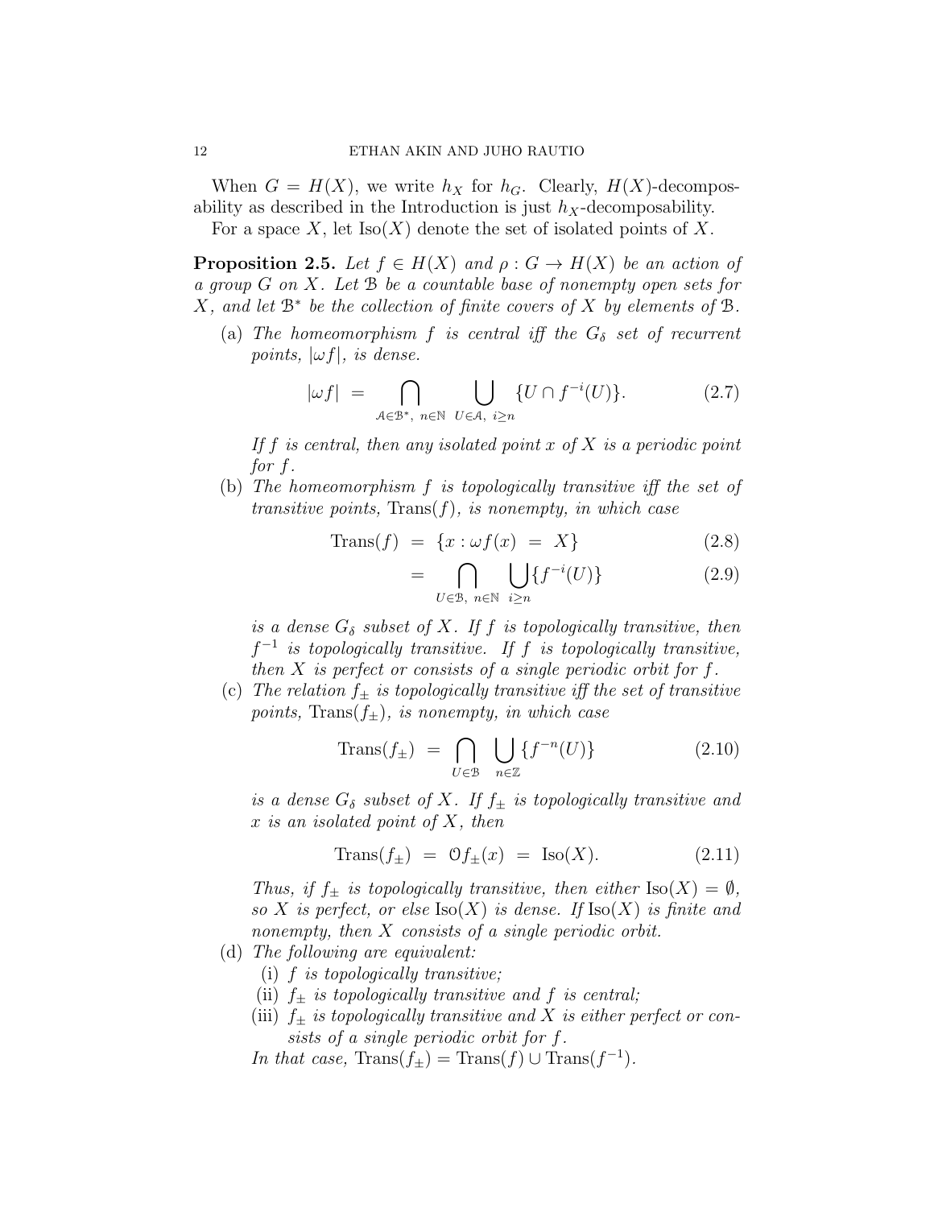When $G = H(X)$, we write $h_X$ for $h_G$. Clearly, $H(X)$-decomposability as described in the Introduction is just $h_X$-decomposability.

For a space $X$, let $\text{Iso}(X)$ denote the set of isolated points of $X$.

**Proposition 2.5.** *Let $f \in H(X)$ and $\rho : G \to H(X)$ be an action of a group $G$ on $X$. Let $\mathcal{B}$ be a countable base of nonempty open sets for $X$, and let $\mathcal{B}^*$ be the collection of finite covers of $X$ by elements of $\mathcal{B}$.*

(a) *The homeomorphism $f$ is central iff the $G_\delta$ set of recurrent points, $|\omega f|$, is dense.*

$$|\omega f| \;=\; \bigcap_{\mathcal{A} \in \mathcal{B}^*,\ n \in \mathbb{N}} \;\; \bigcup_{U \in \mathcal{A},\ i \geq n} \{U \cap f^{-i}(U)\}. \tag{2.7}$$

*If $f$ is central, then any isolated point $x$ of $X$ is a periodic point for $f$.*

(b) *The homeomorphism $f$ is topologically transitive iff the set of transitive points, $\text{Trans}(f)$, is nonempty, in which case*

$$\text{Trans}(f) \;=\; \{x : \omega f(x) \;=\; X\} \tag{2.8}$$

$$= \bigcap_{U \in \mathcal{B},\ n \in \mathbb{N}} \;\; \bigcup_{i \geq n} \{f^{-i}(U)\} \tag{2.9}$$

*is a dense $G_\delta$ subset of $X$. If $f$ is topologically transitive, then $f^{-1}$ is topologically transitive. If $f$ is topologically transitive, then $X$ is perfect or consists of a single periodic orbit for $f$.*

(c) *The relation $f_\pm$ is topologically transitive iff the set of transitive points, $\text{Trans}(f_\pm)$, is nonempty, in which case*

$$\text{Trans}(f_\pm) \;=\; \bigcap_{U \in \mathcal{B}} \;\; \bigcup_{n \in \mathbb{Z}} \{f^{-n}(U)\} \tag{2.10}$$

*is a dense $G_\delta$ subset of $X$. If $f_\pm$ is topologically transitive and $x$ is an isolated point of $X$, then*

$$\text{Trans}(f_\pm) \;=\; \mathcal{O}f_\pm(x) \;=\; \text{Iso}(X). \tag{2.11}$$

*Thus, if $f_\pm$ is topologically transitive, then either $\text{Iso}(X) = \emptyset$, so $X$ is perfect, or else $\text{Iso}(X)$ is dense. If $\text{Iso}(X)$ is finite and nonempty, then $X$ consists of a single periodic orbit.*

(d) *The following are equivalent:*

   (i) *$f$ is topologically transitive;*

   (ii) *$f_\pm$ is topologically transitive and $f$ is central;*

   (iii) *$f_\pm$ is topologically transitive and $X$ is either perfect or consists of a single periodic orbit for $f$.*

*In that case, $\text{Trans}(f_\pm) = \text{Trans}(f) \cup \text{Trans}(f^{-1})$.*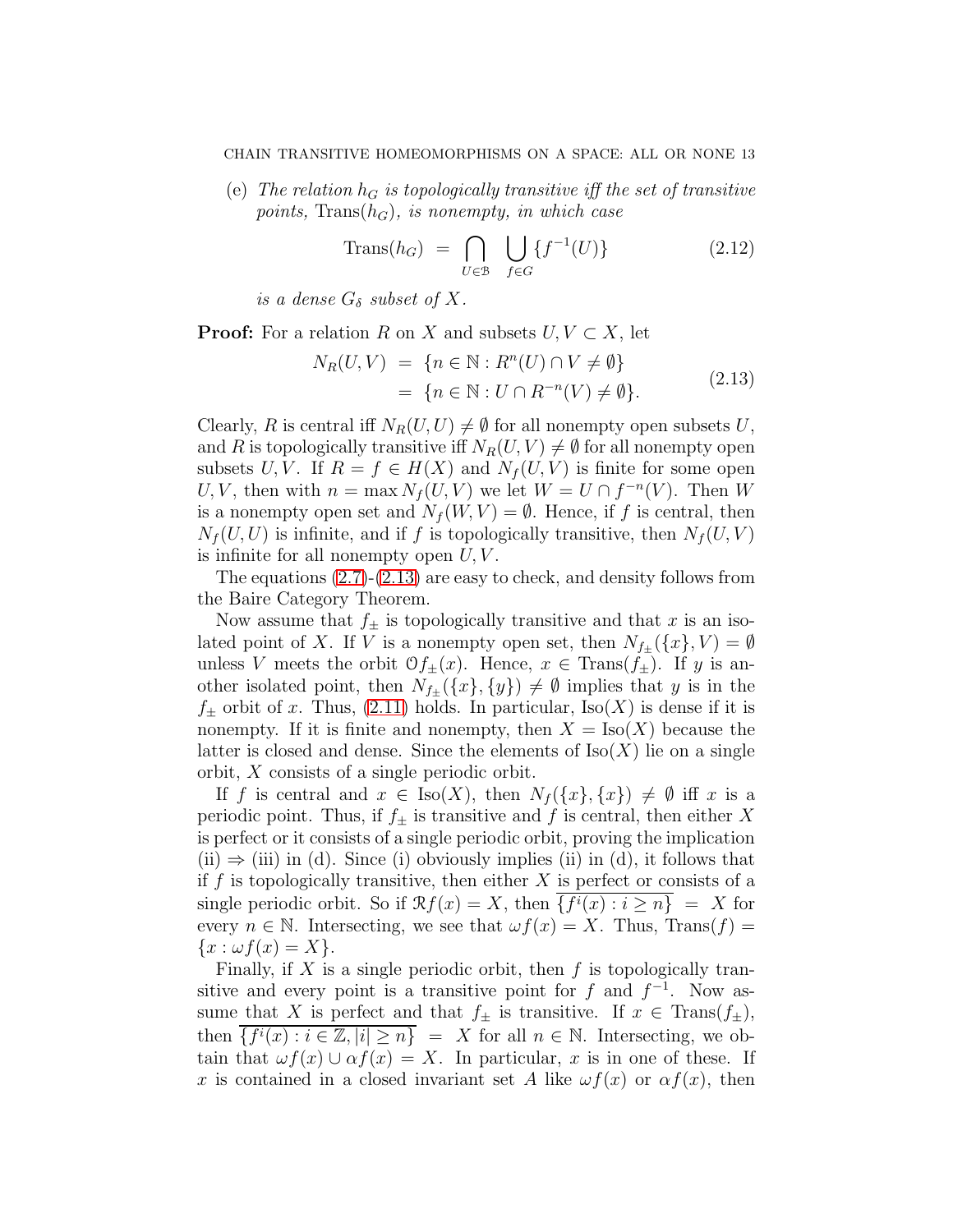(e) *The relation $h_G$ is topologically transitive iff the set of transitive points,* $\mathrm{Trans}(h_G)$*, is nonempty, in which case*

$$\mathrm{Trans}(h_G) \;=\; \bigcap_{U \in \mathcal{B}} \; \bigcup_{f \in G} \{f^{-1}(U)\} \tag{2.12}$$

*is a dense $G_\delta$ subset of $X$.*

**Proof:** For a relation $R$ on $X$ and subsets $U, V \subset X$, let

$$\begin{aligned} N_R(U,V) \;&=\; \{n \in \mathbb{N} : R^n(U) \cap V \neq \emptyset\} \\ &=\; \{n \in \mathbb{N} : U \cap R^{-n}(V) \neq \emptyset\}. \end{aligned} \tag{2.13}$$

Clearly, $R$ is central iff $N_R(U,U) \neq \emptyset$ for all nonempty open subsets $U$, and $R$ is topologically transitive iff $N_R(U,V) \neq \emptyset$ for all nonempty open subsets $U, V$. If $R = f \in H(X)$ and $N_f(U,V)$ is finite for some open $U, V$, then with $n = \max N_f(U,V)$ we let $W = U \cap f^{-n}(V)$. Then $W$ is a nonempty open set and $N_f(W,V) = \emptyset$. Hence, if $f$ is central, then $N_f(U,U)$ is infinite, and if $f$ is topologically transitive, then $N_f(U,V)$ is infinite for all nonempty open $U, V$.

The equations (2.7)-(2.13) are easy to check, and density follows from the Baire Category Theorem.

Now assume that $f_\pm$ is topologically transitive and that $x$ is an isolated point of $X$. If $V$ is a nonempty open set, then $N_{f_\pm}(\{x\}, V) = \emptyset$ unless $V$ meets the orbit $\mathcal{O}f_\pm(x)$. Hence, $x \in \mathrm{Trans}(f_\pm)$. If $y$ is another isolated point, then $N_{f_\pm}(\{x\}, \{y\}) \neq \emptyset$ implies that $y$ is in the $f_\pm$ orbit of $x$. Thus, (2.11) holds. In particular, $\mathrm{Iso}(X)$ is dense if it is nonempty. If it is finite and nonempty, then $X = \mathrm{Iso}(X)$ because the latter is closed and dense. Since the elements of $\mathrm{Iso}(X)$ lie on a single orbit, $X$ consists of a single periodic orbit.

If $f$ is central and $x \in \mathrm{Iso}(X)$, then $N_f(\{x\}, \{x\}) \neq \emptyset$ iff $x$ is a periodic point. Thus, if $f_\pm$ is transitive and $f$ is central, then either $X$ is perfect or it consists of a single periodic orbit, proving the implication (ii) $\Rightarrow$ (iii) in (d). Since (i) obviously implies (ii) in (d), it follows that if $f$ is topologically transitive, then either $X$ is perfect or consists of a single periodic orbit. So if $\mathcal{R}f(x) = X$, then $\overline{\{f^i(x) : i \geq n\}} \;=\; X$ for every $n \in \mathbb{N}$. Intersecting, we see that $\omega f(x) = X$. Thus, $\mathrm{Trans}(f) = \{x : \omega f(x) = X\}$.

Finally, if $X$ is a single periodic orbit, then $f$ is topologically transitive and every point is a transitive point for $f$ and $f^{-1}$. Now assume that $X$ is perfect and that $f_\pm$ is transitive. If $x \in \mathrm{Trans}(f_\pm)$, then $\overline{\{f^i(x) : i \in \mathbb{Z}, |i| \geq n\}} \;=\; X$ for all $n \in \mathbb{N}$. Intersecting, we obtain that $\omega f(x) \cup \alpha f(x) = X$. In particular, $x$ is in one of these. If $x$ is contained in a closed invariant set $A$ like $\omega f(x)$ or $\alpha f(x)$, then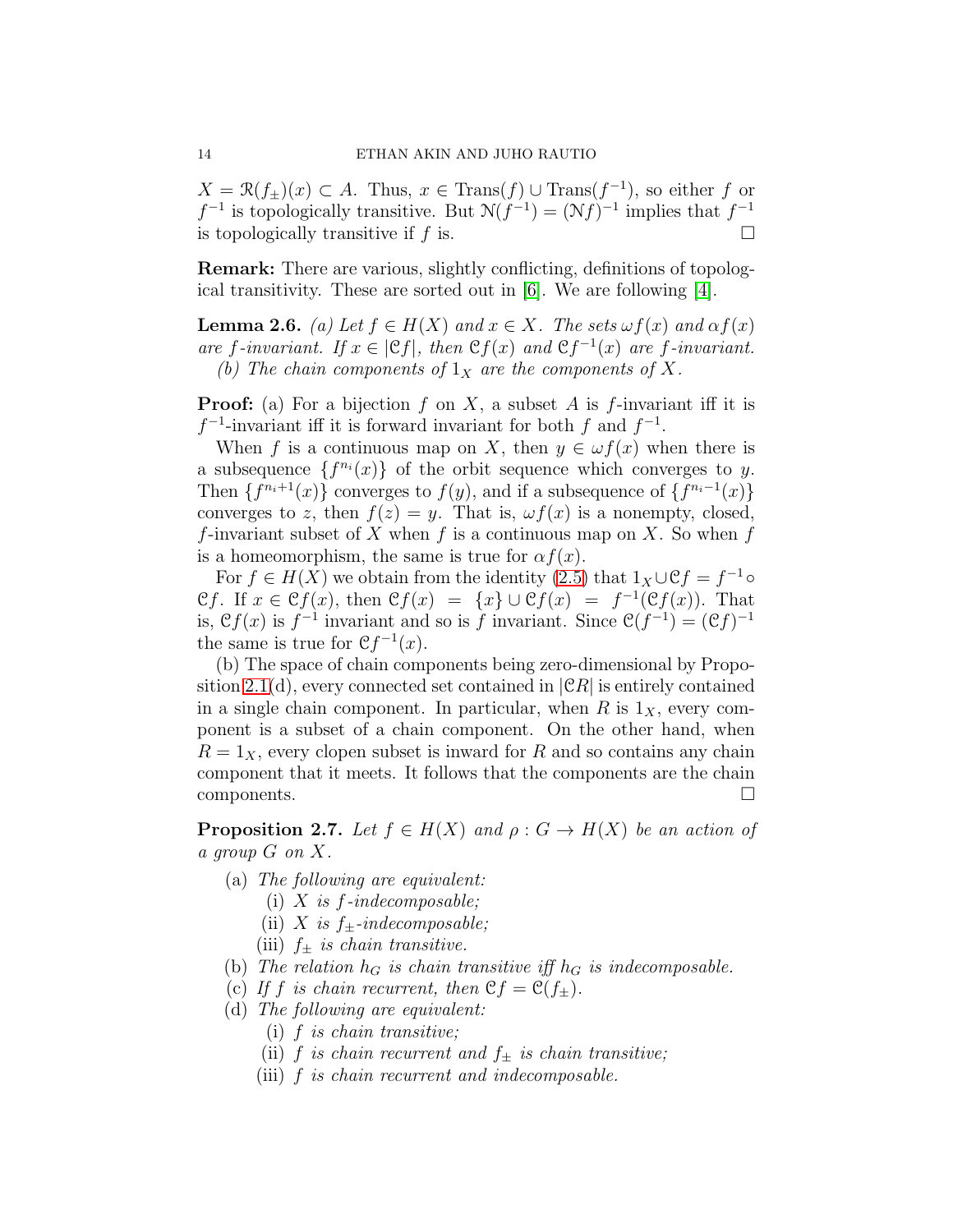$X = \mathcal{R}(f_{\pm})(x) \subset A$. Thus, $x \in \mathrm{Trans}(f) \cup \mathrm{Trans}(f^{-1})$, so either $f$ or $f^{-1}$ is topologically transitive. But $\mathcal{N}(f^{-1}) = (\mathcal{N}f)^{-1}$ implies that $f^{-1}$ is topologically transitive if $f$ is. $\square$

**Remark:** There are various, slightly conflicting, definitions of topological transitivity. These are sorted out in [6]. We are following [4].

**Lemma 2.6.** *(a) Let $f \in H(X)$ and $x \in X$. The sets $\omega f(x)$ and $\alpha f(x)$ are $f$-invariant. If $x \in |\mathcal{C}f|$, then $\mathcal{C}f(x)$ and $\mathcal{C}f^{-1}(x)$ are $f$-invariant.*
*(b) The chain components of $1_X$ are the components of $X$.*

**Proof:** (a) For a bijection $f$ on $X$, a subset $A$ is $f$-invariant iff it is $f^{-1}$-invariant iff it is forward invariant for both $f$ and $f^{-1}$.

When $f$ is a continuous map on $X$, then $y \in \omega f(x)$ when there is a subsequence $\{f^{n_i}(x)\}$ of the orbit sequence which converges to $y$. Then $\{f^{n_i+1}(x)\}$ converges to $f(y)$, and if a subsequence of $\{f^{n_i-1}(x)\}$ converges to $z$, then $f(z) = y$. That is, $\omega f(x)$ is a nonempty, closed, $f$-invariant subset of $X$ when $f$ is a continuous map on $X$. So when $f$ is a homeomorphism, the same is true for $\alpha f(x)$.

For $f \in H(X)$ we obtain from the identity (2.5) that $1_X \cup \mathcal{C}f = f^{-1} \circ \mathcal{C}f$. If $x \in \mathcal{C}f(x)$, then $\mathcal{C}f(x) = \{x\} \cup \mathcal{C}f(x) = f^{-1}(\mathcal{C}f(x))$. That is, $\mathcal{C}f(x)$ is $f^{-1}$ invariant and so is $f$ invariant. Since $\mathcal{C}(f^{-1}) = (\mathcal{C}f)^{-1}$ the same is true for $\mathcal{C}f^{-1}(x)$.

(b) The space of chain components being zero-dimensional by Proposition 2.1(d), every connected set contained in $|\mathcal{C}R|$ is entirely contained in a single chain component. In particular, when $R$ is $1_X$, every component is a subset of a chain component. On the other hand, when $R = 1_X$, every clopen subset is inward for $R$ and so contains any chain component that it meets. It follows that the components are the chain components. $\square$

**Proposition 2.7.** *Let $f \in H(X)$ and $\rho : G \to H(X)$ be an action of a group $G$ on $X$.*

- (a) *The following are equivalent:*
  - (i) *$X$ is $f$-indecomposable;*
  - (ii) *$X$ is $f_{\pm}$-indecomposable;*
  - (iii) *$f_{\pm}$ is chain transitive.*
- (b) *The relation $h_G$ is chain transitive iff $h_G$ is indecomposable.*
- (c) *If $f$ is chain recurrent, then $\mathcal{C}f = \mathcal{C}(f_{\pm})$.*
- (d) *The following are equivalent:*
  - (i) *$f$ is chain transitive;*
  - (ii) *$f$ is chain recurrent and $f_{\pm}$ is chain transitive;*
  - (iii) *$f$ is chain recurrent and indecomposable.*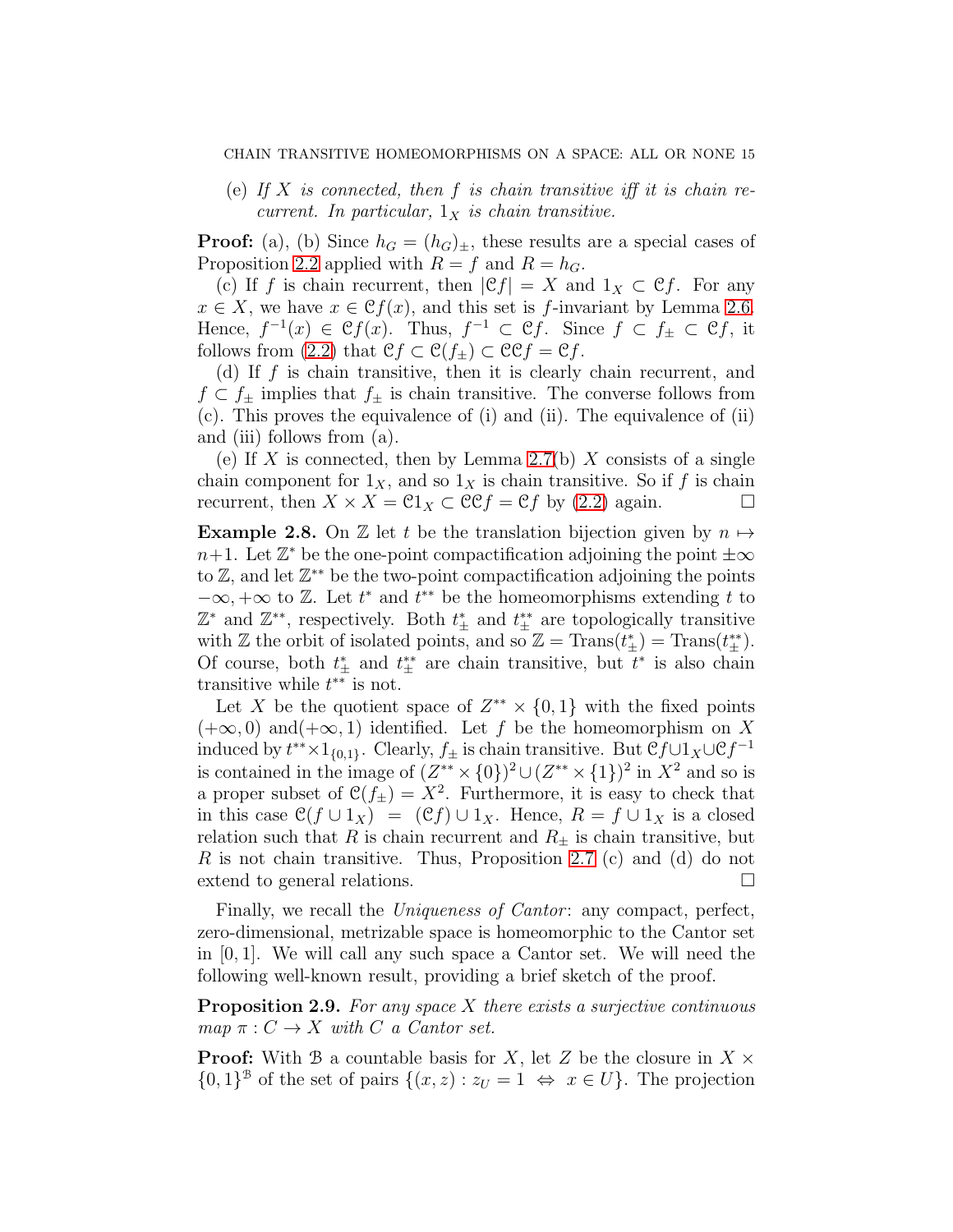(e) *If $X$ is connected, then $f$ is chain transitive iff it is chain recurrent. In particular, $1_X$ is chain transitive.*

**Proof:** (a), (b) Since $h_G = (h_G)_\pm$, these results are a special cases of Proposition 2.2 applied with $R = f$ and $R = h_G$.

(c) If $f$ is chain recurrent, then $|\mathcal{C}f| = X$ and $1_X \subset \mathcal{C}f$. For any $x \in X$, we have $x \in \mathcal{C}f(x)$, and this set is $f$-invariant by Lemma 2.6. Hence, $f^{-1}(x) \in \mathcal{C}f(x)$. Thus, $f^{-1} \subset \mathcal{C}f$. Since $f \subset f_\pm \subset \mathcal{C}f$, it follows from (2.2) that $\mathcal{C}f \subset \mathcal{C}(f_\pm) \subset \mathcal{C}\mathcal{C}f = \mathcal{C}f$.

(d) If $f$ is chain transitive, then it is clearly chain recurrent, and $f \subset f_\pm$ implies that $f_\pm$ is chain transitive. The converse follows from (c). This proves the equivalence of (i) and (ii). The equivalence of (ii) and (iii) follows from (a).

(e) If $X$ is connected, then by Lemma 2.7(b) $X$ consists of a single chain component for $1_X$, and so $1_X$ is chain transitive. So if $f$ is chain recurrent, then $X \times X = \mathcal{C}1_X \subset \mathcal{C}\mathcal{C}f = \mathcal{C}f$ by (2.2) again. $\square$

**Example 2.8.** On $\mathbb{Z}$ let $t$ be the translation bijection given by $n \mapsto n+1$. Let $\mathbb{Z}^*$ be the one-point compactification adjoining the point $\pm\infty$ to $\mathbb{Z}$, and let $\mathbb{Z}^{**}$ be the two-point compactification adjoining the points $-\infty, +\infty$ to $\mathbb{Z}$. Let $t^*$ and $t^{**}$ be the homeomorphisms extending $t$ to $\mathbb{Z}^*$ and $\mathbb{Z}^{**}$, respectively. Both $t^*_\pm$ and $t^{**}_\pm$ are topologically transitive with $\mathbb{Z}$ the orbit of isolated points, and so $\mathbb{Z} = \text{Trans}(t^*_\pm) = \text{Trans}(t^{**}_\pm)$. Of course, both $t^*_\pm$ and $t^{**}_\pm$ are chain transitive, but $t^*$ is also chain transitive while $t^{**}$ is not.

Let $X$ be the quotient space of $Z^{**} \times \{0,1\}$ with the fixed points $(+\infty, 0)$ and$(+\infty, 1)$ identified. Let $f$ be the homeomorphism on $X$ induced by $t^{**} \times 1_{\{0,1\}}$. Clearly, $f_\pm$ is chain transitive. But $\mathcal{C}f \cup 1_X \cup \mathcal{C}f^{-1}$ is contained in the image of $(Z^{**} \times \{0\})^2 \cup (Z^{**} \times \{1\})^2$ in $X^2$ and so is a proper subset of $\mathcal{C}(f_\pm) = X^2$. Furthermore, it is easy to check that in this case $\mathcal{C}(f \cup 1_X) = (\mathcal{C}f) \cup 1_X$. Hence, $R = f \cup 1_X$ is a closed relation such that $R$ is chain recurrent and $R_\pm$ is chain transitive, but $R$ is not chain transitive. Thus, Proposition 2.7 (c) and (d) do not extend to general relations. $\square$

Finally, we recall the *Uniqueness of Cantor*: any compact, perfect, zero-dimensional, metrizable space is homeomorphic to the Cantor set in $[0,1]$. We will call any such space a Cantor set. We will need the following well-known result, providing a brief sketch of the proof.

**Proposition 2.9.** *For any space $X$ there exists a surjective continuous map $\pi : C \to X$ with $C$ a Cantor set.*

**Proof:** With $\mathcal{B}$ a countable basis for $X$, let $Z$ be the closure in $X \times \{0,1\}^{\mathcal{B}}$ of the set of pairs $\{(x,z) : z_U = 1 \Leftrightarrow x \in U\}$. The projection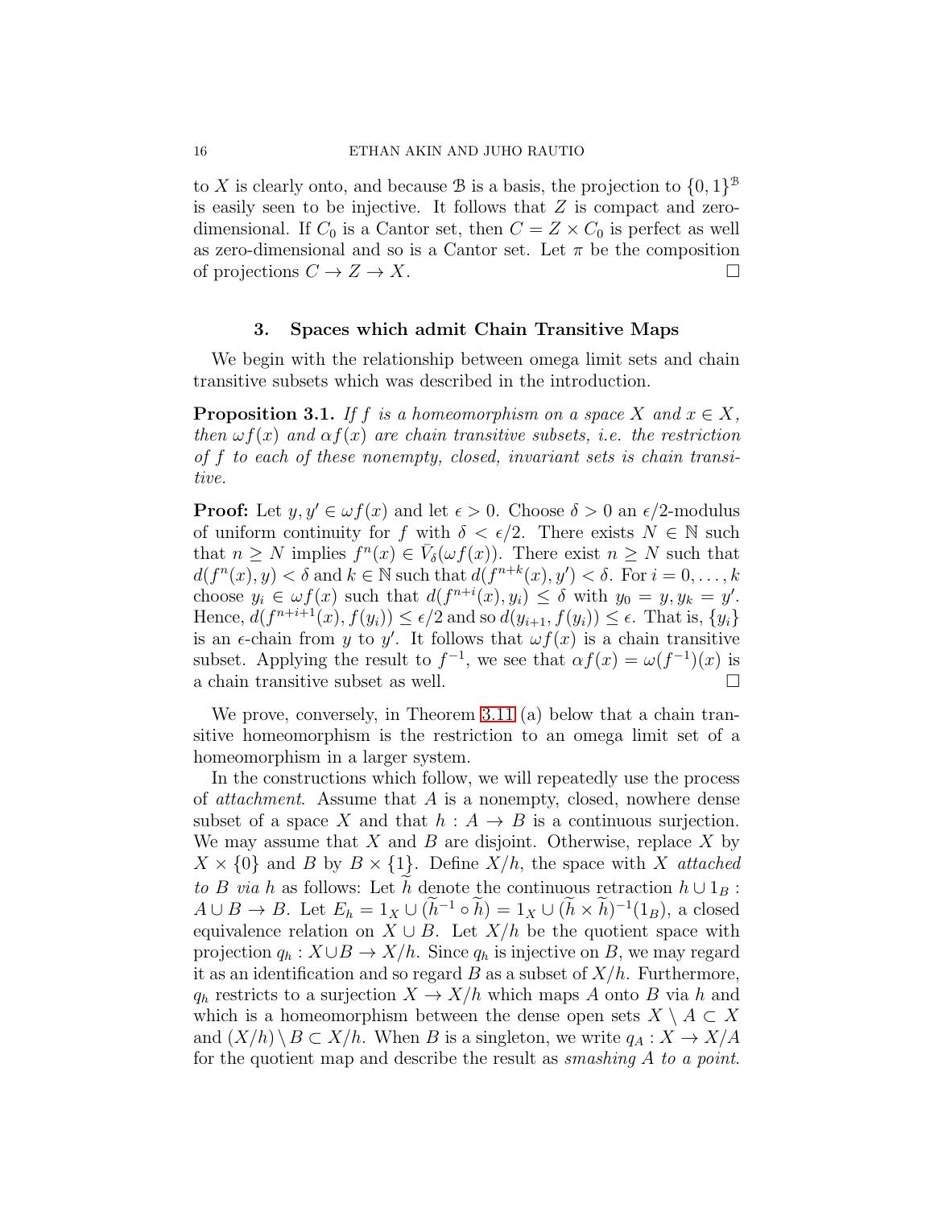to $X$ is clearly onto, and because $\mathcal{B}$ is a basis, the projection to $\{0,1\}^{\mathcal{B}}$ is easily seen to be injective. It follows that $Z$ is compact and zero-dimensional. If $C_0$ is a Cantor set, then $C = Z \times C_0$ is perfect as well as zero-dimensional and so is a Cantor set. Let $\pi$ be the composition of projections $C \to Z \to X$. $\square$

## 3. Spaces which admit Chain Transitive Maps

We begin with the relationship between omega limit sets and chain transitive subsets which was described in the introduction.

**Proposition 3.1.** *If $f$ is a homeomorphism on a space $X$ and $x \in X$, then $\omega f(x)$ and $\alpha f(x)$ are chain transitive subsets, i.e. the restriction of $f$ to each of these nonempty, closed, invariant sets is chain transitive.*

**Proof:** Let $y, y' \in \omega f(x)$ and let $\epsilon > 0$. Choose $\delta > 0$ an $\epsilon/2$-modulus of uniform continuity for $f$ with $\delta < \epsilon/2$. There exists $N \in \mathbb{N}$ such that $n \geq N$ implies $f^n(x) \in \bar{V}_\delta(\omega f(x))$. There exist $n \geq N$ such that $d(f^n(x), y) < \delta$ and $k \in \mathbb{N}$ such that $d(f^{n+k}(x), y') < \delta$. For $i = 0, \dots, k$ choose $y_i \in \omega f(x)$ such that $d(f^{n+i}(x), y_i) \leq \delta$ with $y_0 = y, y_k = y'$. Hence, $d(f^{n+i+1}(x), f(y_i)) \leq \epsilon/2$ and so $d(y_{i+1}, f(y_i)) \leq \epsilon$. That is, $\{y_i\}$ is an $\epsilon$-chain from $y$ to $y'$. It follows that $\omega f(x)$ is a chain transitive subset. Applying the result to $f^{-1}$, we see that $\alpha f(x) = \omega(f^{-1})(x)$ is a chain transitive subset as well. $\square$

We prove, conversely, in Theorem 3.11 (a) below that a chain transitive homeomorphism is the restriction to an omega limit set of a homeomorphism in a larger system.

In the constructions which follow, we will repeatedly use the process of *attachment*. Assume that $A$ is a nonempty, closed, nowhere dense subset of a space $X$ and that $h : A \to B$ is a continuous surjection. We may assume that $X$ and $B$ are disjoint. Otherwise, replace $X$ by $X \times \{0\}$ and $B$ by $B \times \{1\}$. Define $X/h$, the space with $X$ *attached to $B$ via $h$* as follows: Let $\widetilde{h}$ denote the continuous retraction $h \cup 1_B : A \cup B \to B$. Let $E_h = 1_X \cup (\widetilde{h}^{-1} \circ \widetilde{h}) = 1_X \cup (\widetilde{h} \times \widetilde{h})^{-1}(1_B)$, a closed equivalence relation on $X \cup B$. Let $X/h$ be the quotient space with projection $q_h : X \cup B \to X/h$. Since $q_h$ is injective on $B$, we may regard it as an identification and so regard $B$ as a subset of $X/h$. Furthermore, $q_h$ restricts to a surjection $X \to X/h$ which maps $A$ onto $B$ via $h$ and which is a homeomorphism between the dense open sets $X \setminus A \subset X$ and $(X/h) \setminus B \subset X/h$. When $B$ is a singleton, we write $q_A : X \to X/A$ for the quotient map and describe the result as *smashing $A$ to a point*.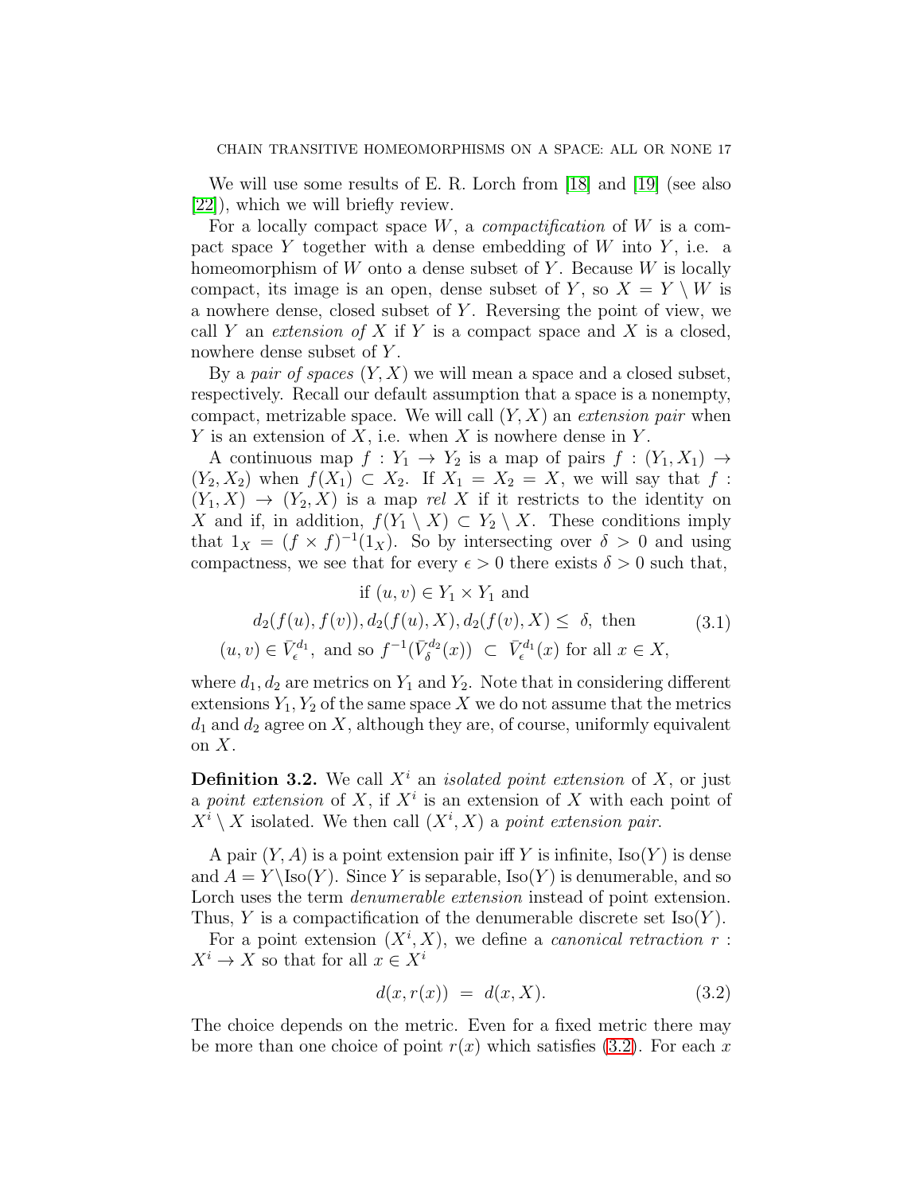We will use some results of E. R. Lorch from [18] and [19] (see also [22]), which we will briefly review.

For a locally compact space $W$, a *compactification* of $W$ is a compact space $Y$ together with a dense embedding of $W$ into $Y$, i.e. a homeomorphism of $W$ onto a dense subset of $Y$. Because $W$ is locally compact, its image is an open, dense subset of $Y$, so $X = Y \setminus W$ is a nowhere dense, closed subset of $Y$. Reversing the point of view, we call $Y$ an *extension of* $X$ if $Y$ is a compact space and $X$ is a closed, nowhere dense subset of $Y$.

By a *pair of spaces* $(Y, X)$ we will mean a space and a closed subset, respectively. Recall our default assumption that a space is a nonempty, compact, metrizable space. We will call $(Y, X)$ an *extension pair* when $Y$ is an extension of $X$, i.e. when $X$ is nowhere dense in $Y$.

A continuous map $f : Y_1 \to Y_2$ is a map of pairs $f : (Y_1, X_1) \to (Y_2, X_2)$ when $f(X_1) \subset X_2$. If $X_1 = X_2 = X$, we will say that $f : (Y_1, X) \to (Y_2, X)$ is a map *rel* $X$ if it restricts to the identity on $X$ and if, in addition, $f(Y_1 \setminus X) \subset Y_2 \setminus X$. These conditions imply that $1_X = (f \times f)^{-1}(1_X)$. So by intersecting over $\delta > 0$ and using compactness, we see that for every $\epsilon > 0$ there exists $\delta > 0$ such that,

$$
\begin{aligned}
&\text{if } (u, v) \in Y_1 \times Y_1 \text{ and} \\
&d_2(f(u), f(v)), d_2(f(u), X), d_2(f(v), X) \leq \delta, \text{ then} \\
&(u, v) \in \bar{V}^{d_1}_{\epsilon}, \text{ and so } f^{-1}(\bar{V}^{d_2}_{\delta}(x)) \subset \bar{V}^{d_1}_{\epsilon}(x) \text{ for all } x \in X,
\end{aligned}
\tag{3.1}
$$

where $d_1, d_2$ are metrics on $Y_1$ and $Y_2$. Note that in considering different extensions $Y_1, Y_2$ of the same space $X$ we do not assume that the metrics $d_1$ and $d_2$ agree on $X$, although they are, of course, uniformly equivalent on $X$.

**Definition 3.2.** We call $X^i$ an *isolated point extension* of $X$, or just a *point extension* of $X$, if $X^i$ is an extension of $X$ with each point of $X^i \setminus X$ isolated. We then call $(X^i, X)$ a *point extension pair.*

A pair $(Y, A)$ is a point extension pair iff $Y$ is infinite, $\text{Iso}(Y)$ is dense and $A = Y \setminus \text{Iso}(Y)$. Since $Y$ is separable, $\text{Iso}(Y)$ is denumerable, and so Lorch uses the term *denumerable extension* instead of point extension. Thus, $Y$ is a compactification of the denumerable discrete set $\text{Iso}(Y)$.

For a point extension $(X^i, X)$, we define a *canonical retraction* $r : X^i \to X$ so that for all $x \in X^i$

$$
d(x, r(x)) = d(x, X). \tag{3.2}
$$

The choice depends on the metric. Even for a fixed metric there may be more than one choice of point $r(x)$ which satisfies (3.2). For each $x$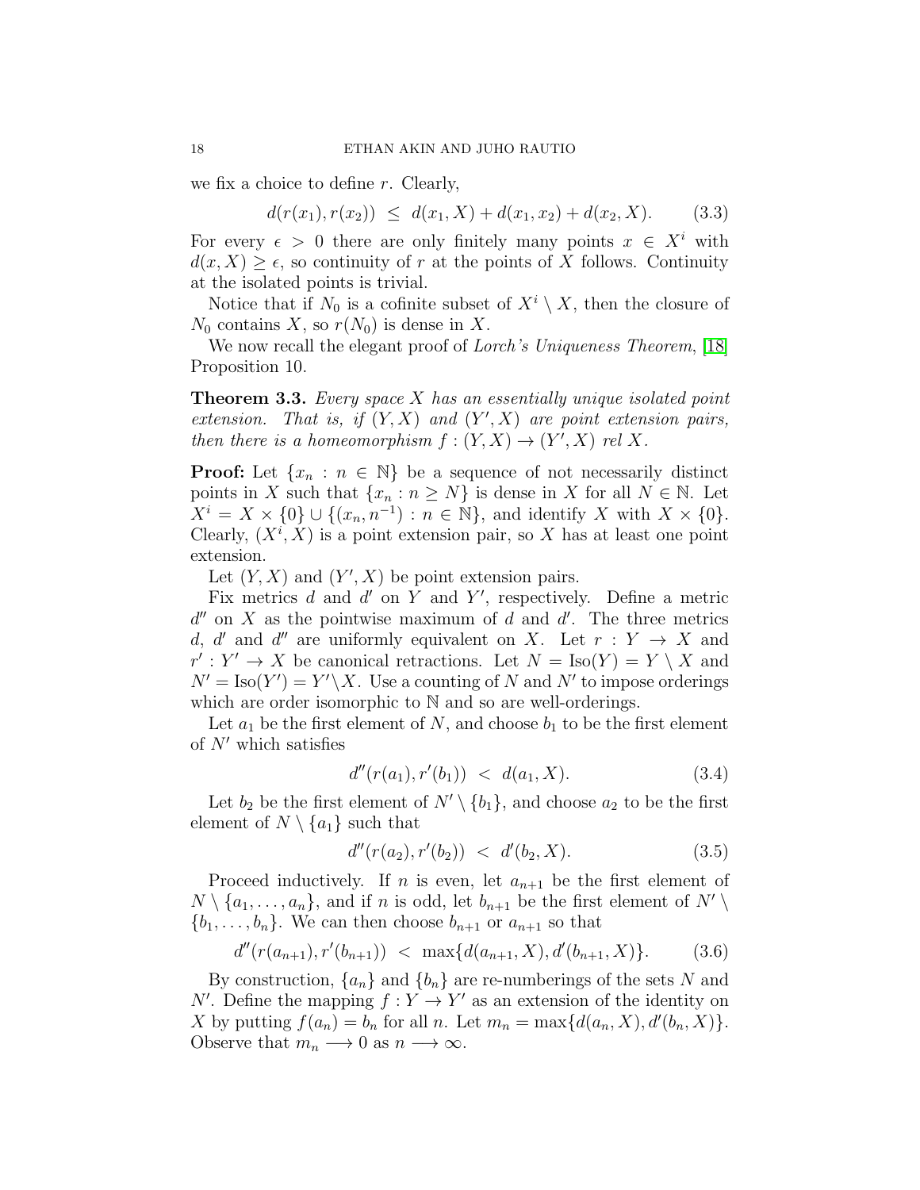we fix a choice to define $r$. Clearly,

$$d(r(x_1), r(x_2)) \;\leq\; d(x_1, X) + d(x_1, x_2) + d(x_2, X). \tag{3.3}$$

For every $\epsilon > 0$ there are only finitely many points $x \in X^i$ with $d(x, X) \geq \epsilon$, so continuity of $r$ at the points of $X$ follows. Continuity at the isolated points is trivial.

Notice that if $N_0$ is a cofinite subset of $X^i \setminus X$, then the closure of $N_0$ contains $X$, so $r(N_0)$ is dense in $X$.

We now recall the elegant proof of *Lorch's Uniqueness Theorem*, [18] Proposition 10.

**Theorem 3.3.** *Every space $X$ has an essentially unique isolated point extension. That is, if $(Y, X)$ and $(Y', X)$ are point extension pairs, then there is a homeomorphism $f : (Y, X) \to (Y', X)$ rel $X$.*

**Proof:** Let $\{x_n : n \in \mathbb{N}\}$ be a sequence of not necessarily distinct points in $X$ such that $\{x_n : n \geq N\}$ is dense in $X$ for all $N \in \mathbb{N}$. Let $X^i = X \times \{0\} \cup \{(x_n, n^{-1}) : n \in \mathbb{N}\}$, and identify $X$ with $X \times \{0\}$. Clearly, $(X^i, X)$ is a point extension pair, so $X$ has at least one point extension.

Let $(Y, X)$ and $(Y', X)$ be point extension pairs.

Fix metrics $d$ and $d'$ on $Y$ and $Y'$, respectively. Define a metric $d''$ on $X$ as the pointwise maximum of $d$ and $d'$. The three metrics $d$, $d'$ and $d''$ are uniformly equivalent on $X$. Let $r : Y \to X$ and $r' : Y' \to X$ be canonical retractions. Let $N = \text{Iso}(Y) = Y \setminus X$ and $N' = \text{Iso}(Y') = Y' \setminus X$. Use a counting of $N$ and $N'$ to impose orderings which are order isomorphic to $\mathbb{N}$ and so are well-orderings.

Let $a_1$ be the first element of $N$, and choose $b_1$ to be the first element of $N'$ which satisfies

$$d''(r(a_1), r'(b_1)) \;<\; d(a_1, X). \tag{3.4}$$

Let $b_2$ be the first element of $N' \setminus \{b_1\}$, and choose $a_2$ to be the first element of $N \setminus \{a_1\}$ such that

$$d''(r(a_2), r'(b_2)) \;<\; d'(b_2, X). \tag{3.5}$$

Proceed inductively. If $n$ is even, let $a_{n+1}$ be the first element of $N \setminus \{a_1, \ldots, a_n\}$, and if $n$ is odd, let $b_{n+1}$ be the first element of $N' \setminus \{b_1, \ldots, b_n\}$. We can then choose $b_{n+1}$ or $a_{n+1}$ so that

$$d''(r(a_{n+1}), r'(b_{n+1})) \;<\; \max\{d(a_{n+1}, X), d'(b_{n+1}, X)\}. \tag{3.6}$$

By construction, $\{a_n\}$ and $\{b_n\}$ are re-numberings of the sets $N$ and $N'$. Define the mapping $f : Y \to Y'$ as an extension of the identity on $X$ by putting $f(a_n) = b_n$ for all $n$. Let $m_n = \max\{d(a_n, X), d'(b_n, X)\}$. Observe that $m_n \longrightarrow 0$ as $n \longrightarrow \infty$.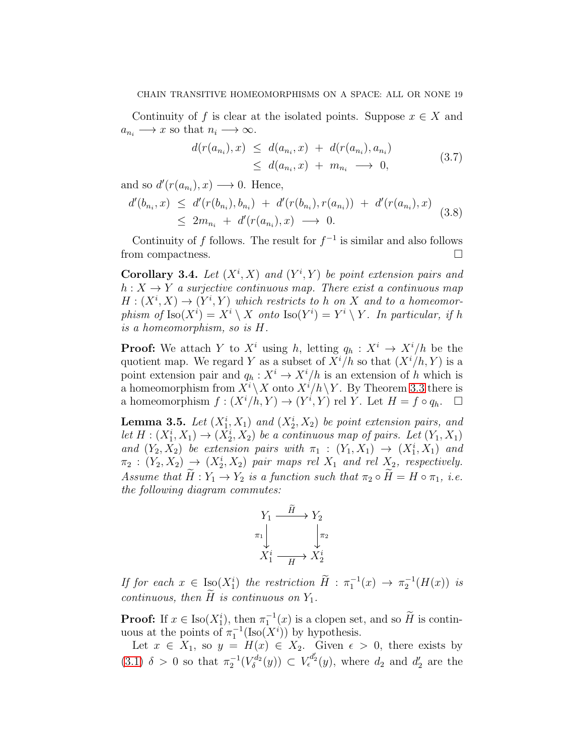Continuity of $f$ is clear at the isolated points. Suppose $x \in X$ and $a_{n_i} \longrightarrow x$ so that $n_i \longrightarrow \infty$.

$$
\begin{aligned}
d(r(a_{n_i}), x) &\leq d(a_{n_i}, x) + d(r(a_{n_i}), a_{n_i}) \\
&\leq d(a_{n_i}, x) + m_{n_i} \longrightarrow 0,
\end{aligned}
\tag{3.7}
$$

and so $d'(r(a_{n_i}), x) \longrightarrow 0$. Hence,

$$
\begin{aligned}
d'(b_{n_i}, x) &\leq d'(r(b_{n_i}), b_{n_i}) + d'(r(b_{n_i}), r(a_{n_i})) + d'(r(a_{n_i}), x) \\
&\leq 2m_{n_i} + d'(r(a_{n_i}), x) \longrightarrow 0.
\end{aligned}
\tag{3.8}
$$

Continuity of $f$ follows. The result for $f^{-1}$ is similar and also follows from compactness. $\square$

**Corollary 3.4.** *Let $(X^i, X)$ and $(Y^i, Y)$ be point extension pairs and $h : X \to Y$ a surjective continuous map. There exist a continuous map $H : (X^i, X) \to (Y^i, Y)$ which restricts to $h$ on $X$ and to a homeomorphism of $\mathrm{Iso}(X^i) = X^i \setminus X$ onto $\mathrm{Iso}(Y^i) = Y^i \setminus Y$. In particular, if $h$ is a homeomorphism, so is $H$.*

**Proof:** We attach $Y$ to $X^i$ using $h$, letting $q_h : X^i \to X^i/h$ be the quotient map. We regard $Y$ as a subset of $X^i/h$ so that $(X^i/h, Y)$ is a point extension pair and $q_h : X^i \to X^i/h$ is an extension of $h$ which is a homeomorphism from $X^i \setminus X$ onto $X^i/h \setminus Y$. By Theorem 3.3 there is a homeomorphism $f : (X^i/h, Y) \to (Y^i, Y)$ rel $Y$. Let $H = f \circ q_h$. $\square$

**Lemma 3.5.** *Let $(X_1^i, X_1)$ and $(X_2^i, X_2)$ be point extension pairs, and let $H : (X_1^i, X_1) \to (X_2^i, X_2)$ be a continuous map of pairs. Let $(Y_1, X_1)$ and $(Y_2, X_2)$ be extension pairs with $\pi_1 : (Y_1, X_1) \to (X_1^i, X_1)$ and $\pi_2 : (Y_2, X_2) \to (X_2^i, X_2)$ pair maps rel $X_1$ and rel $X_2$, respectively. Assume that $\widetilde{H} : Y_1 \to Y_2$ is a function such that $\pi_2 \circ \widetilde{H} = H \circ \pi_1$, i.e. the following diagram commutes:*

$$
\begin{array}{ccc}
Y_1 & \xrightarrow{\widetilde{H}} & Y_2 \\
{\scriptstyle \pi_1}\downarrow & & \downarrow{\scriptstyle \pi_2} \\
X_1^i & \xrightarrow[H]{} & X_2^i
\end{array}
$$

*If for each $x \in \mathrm{Iso}(X_1^i)$ the restriction $\widetilde{H} : \pi_1^{-1}(x) \to \pi_2^{-1}(H(x))$ is continuous, then $\widetilde{H}$ is continuous on $Y_1$.*

**Proof:** If $x \in \mathrm{Iso}(X_1^i)$, then $\pi_1^{-1}(x)$ is a clopen set, and so $\widetilde{H}$ is continuous at the points of $\pi_1^{-1}(\mathrm{Iso}(X^i))$ by hypothesis.

Let $x \in X_1$, so $y = H(x) \in X_2$. Given $\epsilon > 0$, there exists by (3.1) $\delta > 0$ so that $\pi_2^{-1}(V_\delta^{d_2}(y)) \subset V_\epsilon^{d_2'}(y)$, where $d_2$ and $d_2'$ are the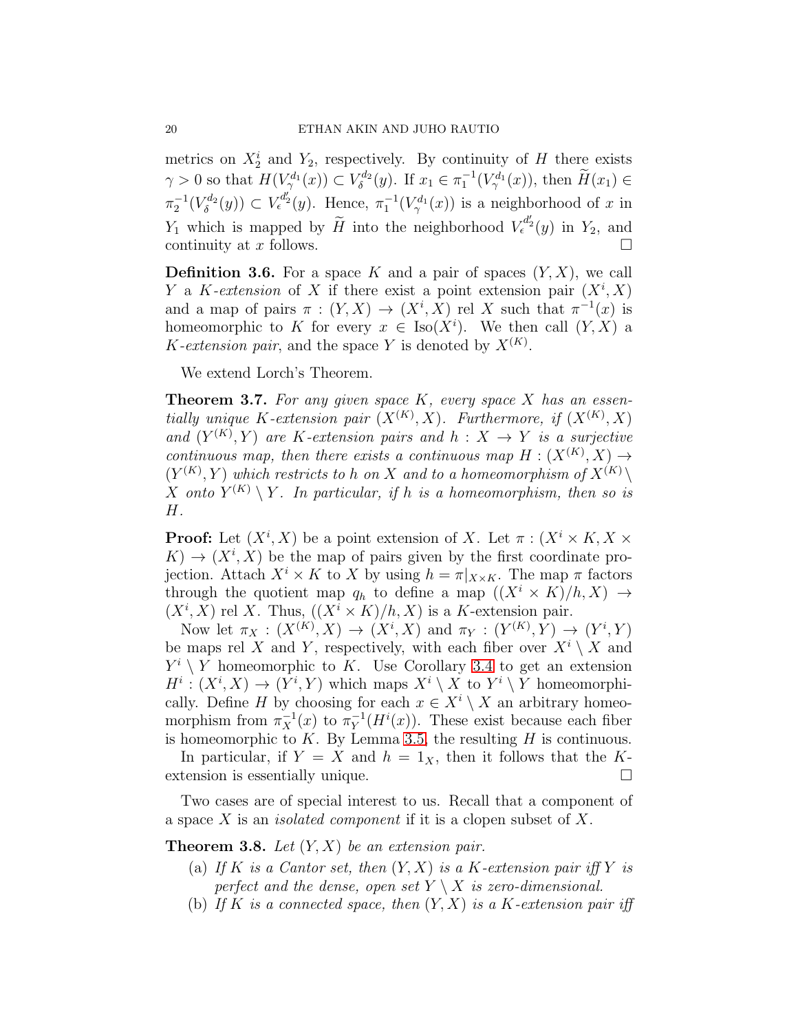metrics on $X_2^i$ and $Y_2$, respectively. By continuity of $H$ there exists $\gamma > 0$ so that $H(V_\gamma^{d_1}(x)) \subset V_\delta^{d_2}(y)$. If $x_1 \in \pi_1^{-1}(V_\gamma^{d_1}(x))$, then $\widetilde{H}(x_1) \in \pi_2^{-1}(V_\delta^{d_2}(y)) \subset V_\epsilon^{d_2'}(y)$. Hence, $\pi_1^{-1}(V_\gamma^{d_1}(x))$ is a neighborhood of $x$ in $Y_1$ which is mapped by $\widetilde{H}$ into the neighborhood $V_\epsilon^{d_2'}(y)$ in $Y_2$, and continuity at $x$ follows. $\square$

**Definition 3.6.** For a space $K$ and a pair of spaces $(Y, X)$, we call $Y$ a *$K$-extension* of $X$ if there exist a point extension pair $(X^i, X)$ and a map of pairs $\pi : (Y, X) \to (X^i, X)$ rel $X$ such that $\pi^{-1}(x)$ is homeomorphic to $K$ for every $x \in \mathrm{Iso}(X^i)$. We then call $(Y, X)$ a *$K$-extension pair*, and the space $Y$ is denoted by $X^{(K)}$.

We extend Lorch's Theorem.

**Theorem 3.7.** *For any given space $K$, every space $X$ has an essentially unique $K$-extension pair $(X^{(K)}, X)$. Furthermore, if $(X^{(K)}, X)$ and $(Y^{(K)}, Y)$ are $K$-extension pairs and $h : X \to Y$ is a surjective continuous map, then there exists a continuous map $H : (X^{(K)}, X) \to (Y^{(K)}, Y)$ which restricts to $h$ on $X$ and to a homeomorphism of $X^{(K)} \setminus X$ onto $Y^{(K)} \setminus Y$. In particular, if $h$ is a homeomorphism, then so is $H$.*

**Proof:** Let $(X^i, X)$ be a point extension of $X$. Let $\pi : (X^i \times K, X \times K) \to (X^i, X)$ be the map of pairs given by the first coordinate projection. Attach $X^i \times K$ to $X$ by using $h = \pi|_{X \times K}$. The map $\pi$ factors through the quotient map $q_h$ to define a map $((X^i \times K)/h, X) \to (X^i, X)$ rel $X$. Thus, $((X^i \times K)/h, X)$ is a $K$-extension pair.

Now let $\pi_X : (X^{(K)}, X) \to (X^i, X)$ and $\pi_Y : (Y^{(K)}, Y) \to (Y^i, Y)$ be maps rel $X$ and $Y$, respectively, with each fiber over $X^i \setminus X$ and $Y^i \setminus Y$ homeomorphic to $K$. Use Corollary 3.4 to get an extension $H^i : (X^i, X) \to (Y^i, Y)$ which maps $X^i \setminus X$ to $Y^i \setminus Y$ homeomorphically. Define $H$ by choosing for each $x \in X^i \setminus X$ an arbitrary homeomorphism from $\pi_X^{-1}(x)$ to $\pi_Y^{-1}(H^i(x))$. These exist because each fiber is homeomorphic to $K$. By Lemma 3.5, the resulting $H$ is continuous.

In particular, if $Y = X$ and $h = 1_X$, then it follows that the $K$-extension is essentially unique. $\square$

Two cases are of special interest to us. Recall that a component of a space $X$ is an *isolated component* if it is a clopen subset of $X$.

**Theorem 3.8.** *Let $(Y, X)$ be an extension pair.*

(a) *If $K$ is a Cantor set, then $(Y, X)$ is a $K$-extension pair iff $Y$ is perfect and the dense, open set $Y \setminus X$ is zero-dimensional.*

(b) *If $K$ is a connected space, then $(Y, X)$ is a $K$-extension pair iff*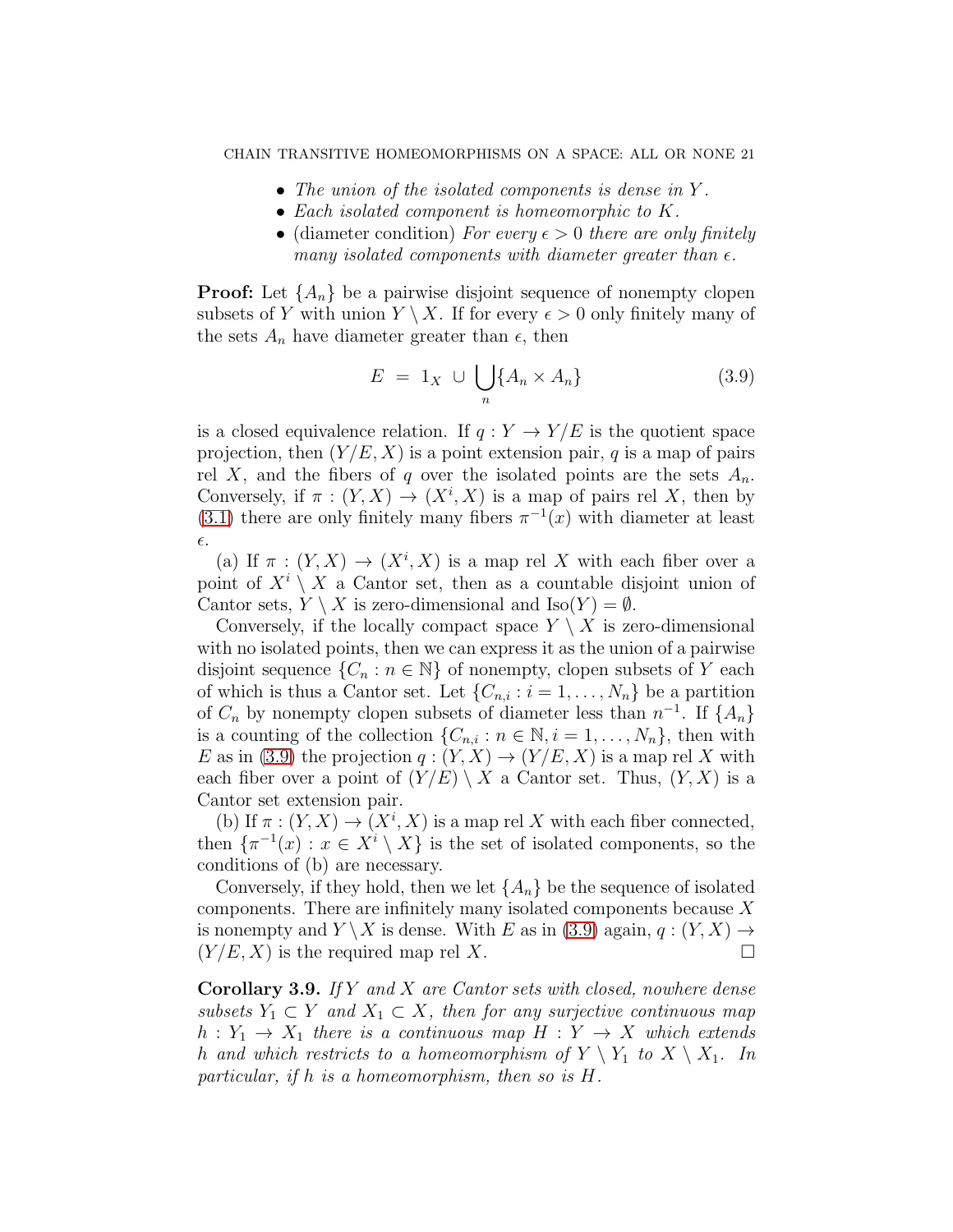- *The union of the isolated components is dense in $Y$.*
- *Each isolated component is homeomorphic to $K$.*
- (diameter condition) *For every $\epsilon > 0$ there are only finitely many isolated components with diameter greater than $\epsilon$.*

**Proof:** Let $\{A_n\}$ be a pairwise disjoint sequence of nonempty clopen subsets of $Y$ with union $Y \setminus X$. If for every $\epsilon > 0$ only finitely many of the sets $A_n$ have diameter greater than $\epsilon$, then

$$E \ = \ 1_X \ \cup \ \bigcup_n \{A_n \times A_n\} \tag{3.9}$$

is a closed equivalence relation. If $q : Y \to Y/E$ is the quotient space projection, then $(Y/E, X)$ is a point extension pair, $q$ is a map of pairs rel $X$, and the fibers of $q$ over the isolated points are the sets $A_n$. Conversely, if $\pi : (Y, X) \to (X^i, X)$ is a map of pairs rel $X$, then by (3.1) there are only finitely many fibers $\pi^{-1}(x)$ with diameter at least $\epsilon$.

(a) If $\pi : (Y, X) \to (X^i, X)$ is a map rel $X$ with each fiber over a point of $X^i \setminus X$ a Cantor set, then as a countable disjoint union of Cantor sets, $Y \setminus X$ is zero-dimensional and $\mathrm{Iso}(Y) = \emptyset$.

Conversely, if the locally compact space $Y \setminus X$ is zero-dimensional with no isolated points, then we can express it as the union of a pairwise disjoint sequence $\{C_n : n \in \mathbb{N}\}$ of nonempty, clopen subsets of $Y$ each of which is thus a Cantor set. Let $\{C_{n,i} : i = 1, \dots, N_n\}$ be a partition of $C_n$ by nonempty clopen subsets of diameter less than $n^{-1}$. If $\{A_n\}$ is a counting of the collection $\{C_{n,i} : n \in \mathbb{N}, i = 1, \dots, N_n\}$, then with $E$ as in (3.9) the projection $q : (Y, X) \to (Y/E, X)$ is a map rel $X$ with each fiber over a point of $(Y/E) \setminus X$ a Cantor set. Thus, $(Y, X)$ is a Cantor set extension pair.

(b) If $\pi : (Y, X) \to (X^i, X)$ is a map rel $X$ with each fiber connected, then $\{\pi^{-1}(x) : x \in X^i \setminus X\}$ is the set of isolated components, so the conditions of (b) are necessary.

Conversely, if they hold, then we let $\{A_n\}$ be the sequence of isolated components. There are infinitely many isolated components because $X$ is nonempty and $Y \setminus X$ is dense. With $E$ as in (3.9) again, $q : (Y, X) \to (Y/E, X)$ is the required map rel $X$. $\square$

**Corollary 3.9.** *If $Y$ and $X$ are Cantor sets with closed, nowhere dense subsets $Y_1 \subset Y$ and $X_1 \subset X$, then for any surjective continuous map $h : Y_1 \to X_1$ there is a continuous map $H : Y \to X$ which extends $h$ and which restricts to a homeomorphism of $Y \setminus Y_1$ to $X \setminus X_1$. In particular, if $h$ is a homeomorphism, then so is $H$.*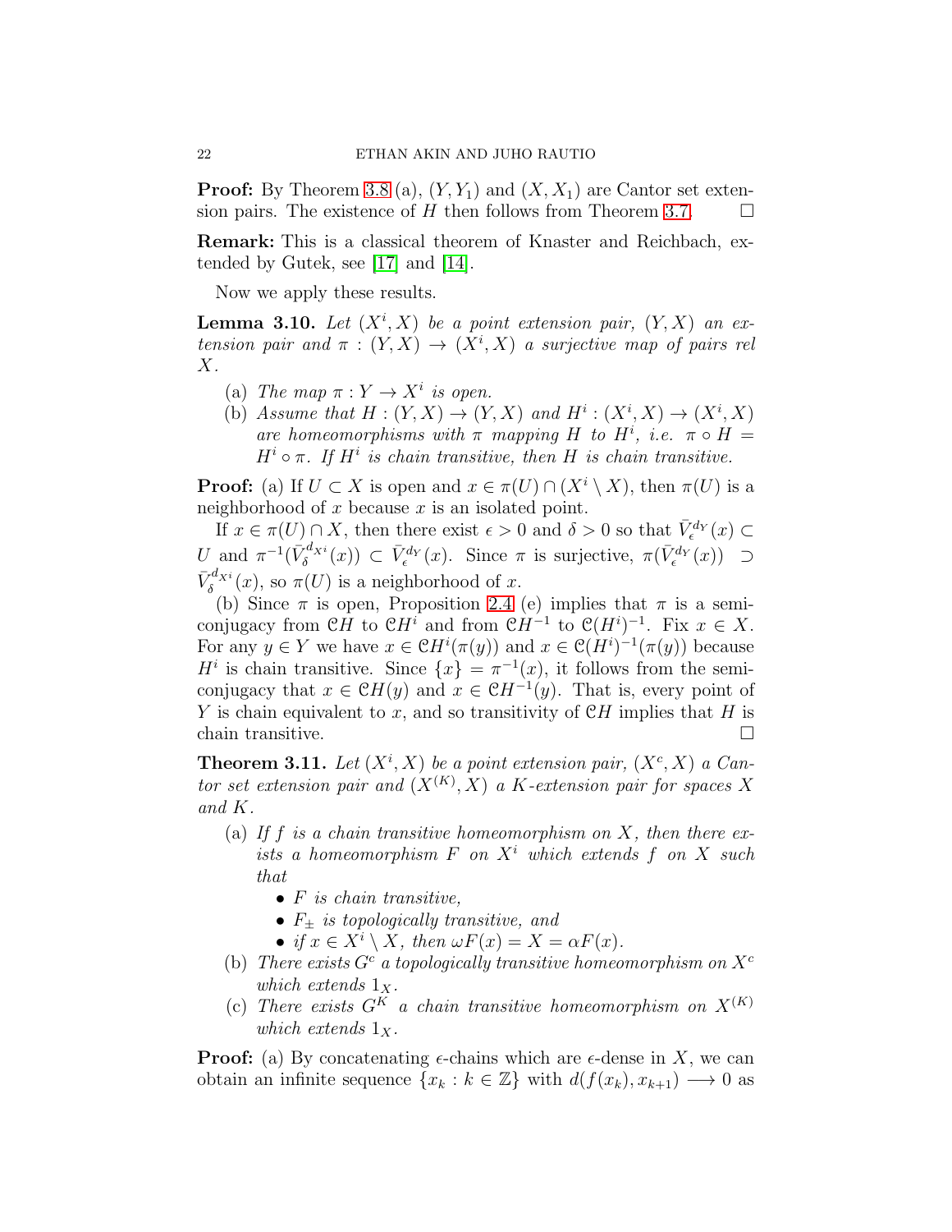**Proof:** By Theorem 3.8 (a), $(Y, Y_1)$ and $(X, X_1)$ are Cantor set extension pairs. The existence of $H$ then follows from Theorem 3.7. $\square$

**Remark:** This is a classical theorem of Knaster and Reichbach, extended by Gutek, see [17] and [14].

Now we apply these results.

**Lemma 3.10.** *Let $(X^i, X)$ be a point extension pair, $(Y, X)$ an extension pair and $\pi : (Y, X) \to (X^i, X)$ a surjective map of pairs rel $X$.*

- (a) *The map $\pi : Y \to X^i$ is open.*
- (b) *Assume that $H : (Y, X) \to (Y, X)$ and $H^i : (X^i, X) \to (X^i, X)$ are homeomorphisms with $\pi$ mapping $H$ to $H^i$, i.e. $\pi \circ H = H^i \circ \pi$. If $H^i$ is chain transitive, then $H$ is chain transitive.*

**Proof:** (a) If $U \subset X$ is open and $x \in \pi(U) \cap (X^i \setminus X)$, then $\pi(U)$ is a neighborhood of $x$ because $x$ is an isolated point.

If $x \in \pi(U) \cap X$, then there exist $\epsilon > 0$ and $\delta > 0$ so that $\bar{V}^{d_Y}_\epsilon(x) \subset U$ and $\pi^{-1}(\bar{V}^{d_{X^i}}_\delta(x)) \subset \bar{V}^{d_Y}_\epsilon(x)$. Since $\pi$ is surjective, $\pi(\bar{V}^{d_Y}_\epsilon(x)) \supset \bar{V}^{d_{X^i}}_\delta(x)$, so $\pi(U)$ is a neighborhood of $x$.

(b) Since $\pi$ is open, Proposition 2.4 (e) implies that $\pi$ is a semiconjugacy from $\mathcal{C}H$ to $\mathcal{C}H^i$ and from $\mathcal{C}H^{-1}$ to $\mathcal{C}(H^i)^{-1}$. Fix $x \in X$. For any $y \in Y$ we have $x \in \mathcal{C}H^i(\pi(y))$ and $x \in \mathcal{C}(H^i)^{-1}(\pi(y))$ because $H^i$ is chain transitive. Since $\{x\} = \pi^{-1}(x)$, it follows from the semiconjugacy that $x \in \mathcal{C}H(y)$ and $x \in \mathcal{C}H^{-1}(y)$. That is, every point of $Y$ is chain equivalent to $x$, and so transitivity of $\mathcal{C}H$ implies that $H$ is chain transitive. $\square$

**Theorem 3.11.** *Let $(X^i, X)$ be a point extension pair, $(X^c, X)$ a Cantor set extension pair and $(X^{(K)}, X)$ a $K$-extension pair for spaces $X$ and $K$.*

- (a) *If $f$ is a chain transitive homeomorphism on $X$, then there exists a homeomorphism $F$ on $X^i$ which extends $f$ on $X$ such that*
  - *$F$ is chain transitive,*
  - *$F_\pm$ is topologically transitive, and*
  - *if $x \in X^i \setminus X$, then $\omega F(x) = X = \alpha F(x)$.*
- (b) *There exists $G^c$ a topologically transitive homeomorphism on $X^c$ which extends $1_X$.*
- (c) *There exists $G^K$ a chain transitive homeomorphism on $X^{(K)}$ which extends $1_X$.*

**Proof:** (a) By concatenating $\epsilon$-chains which are $\epsilon$-dense in $X$, we can obtain an infinite sequence $\{x_k : k \in \mathbb{Z}\}$ with $d(f(x_k), x_{k+1}) \longrightarrow 0$ as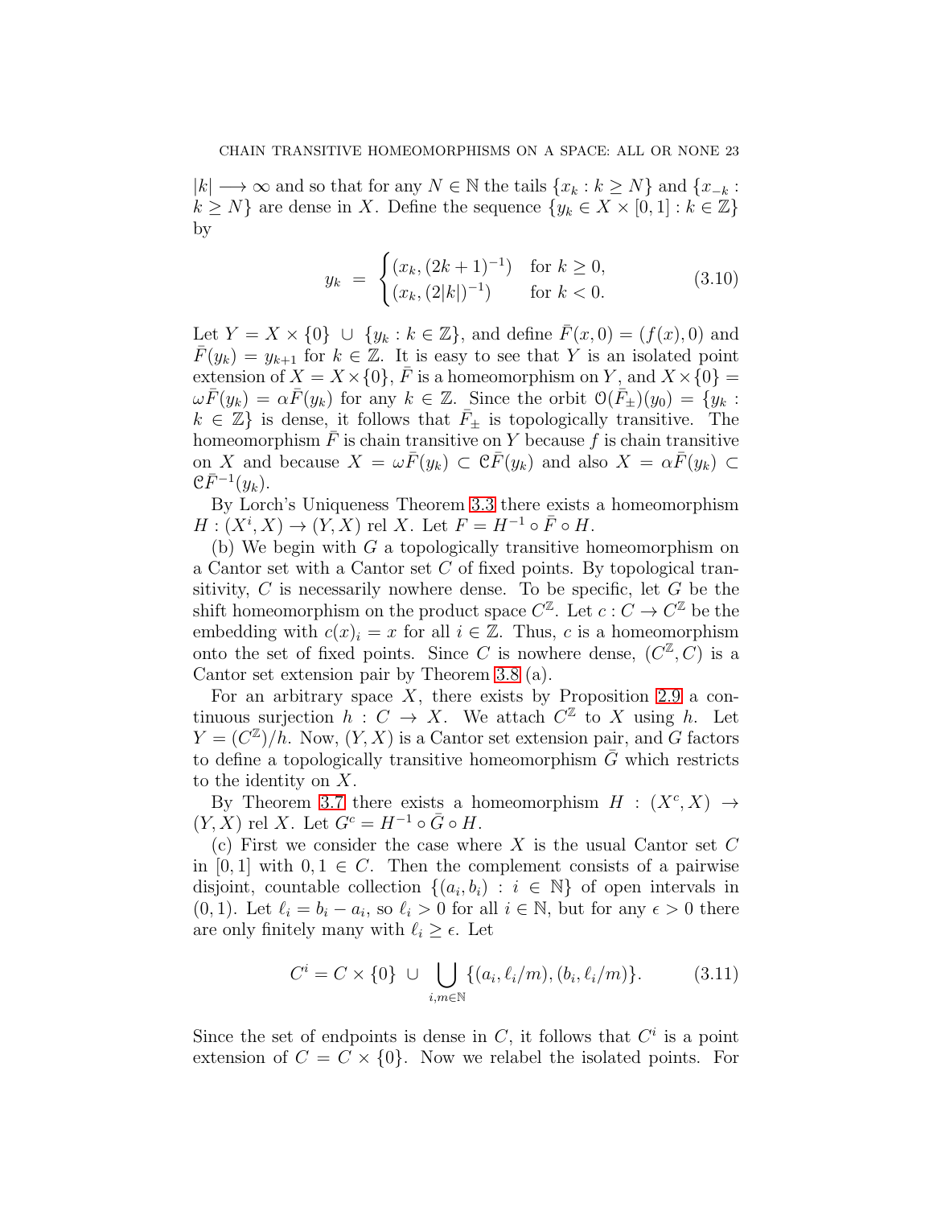$|k| \longrightarrow \infty$ and so that for any $N \in \mathbb{N}$ the tails $\{x_k : k \geq N\}$ and $\{x_{-k} : k \geq N\}$ are dense in $X$. Define the sequence $\{y_k \in X \times [0,1] : k \in \mathbb{Z}\}$ by

$$y_k \;=\; \begin{cases} (x_k, (2k+1)^{-1}) & \text{for } k \geq 0, \\ (x_k, (2|k|)^{-1}) & \text{for } k < 0. \end{cases} \tag{3.10}$$

Let $Y = X \times \{0\} \;\cup\; \{y_k : k \in \mathbb{Z}\}$, and define $\bar{F}(x,0) = (f(x),0)$ and $\bar{F}(y_k) = y_{k+1}$ for $k \in \mathbb{Z}$. It is easy to see that $Y$ is an isolated point extension of $X = X \times \{0\}$, $\bar{F}$ is a homeomorphism on $Y$, and $X \times \{0\} = \omega\bar{F}(y_k) = \alpha\bar{F}(y_k)$ for any $k \in \mathbb{Z}$. Since the orbit $\mathcal{O}(\bar{F}_{\pm})(y_0) = \{y_k : k \in \mathbb{Z}\}$ is dense, it follows that $\bar{F}_{\pm}$ is topologically transitive. The homeomorphism $\bar{F}$ is chain transitive on $Y$ because $f$ is chain transitive on $X$ and because $X = \omega\bar{F}(y_k) \subset \mathcal{C}\bar{F}(y_k)$ and also $X = \alpha\bar{F}(y_k) \subset \mathcal{C}\bar{F}^{-1}(y_k)$.

By Lorch's Uniqueness Theorem 3.3 there exists a homeomorphism $H : (X^i, X) \to (Y, X)$ rel $X$. Let $F = H^{-1} \circ \bar{F} \circ H$.

(b) We begin with $G$ a topologically transitive homeomorphism on a Cantor set with a Cantor set $C$ of fixed points. By topological transitivity, $C$ is necessarily nowhere dense. To be specific, let $G$ be the shift homeomorphism on the product space $C^{\mathbb{Z}}$. Let $c : C \to C^{\mathbb{Z}}$ be the embedding with $c(x)_i = x$ for all $i \in \mathbb{Z}$. Thus, $c$ is a homeomorphism onto the set of fixed points. Since $C$ is nowhere dense, $(C^{\mathbb{Z}}, C)$ is a Cantor set extension pair by Theorem 3.8 (a).

For an arbitrary space $X$, there exists by Proposition 2.9 a continuous surjection $h : C \to X$. We attach $C^{\mathbb{Z}}$ to $X$ using $h$. Let $Y = (C^{\mathbb{Z}})/h$. Now, $(Y, X)$ is a Cantor set extension pair, and $G$ factors to define a topologically transitive homeomorphism $\bar{G}$ which restricts to the identity on $X$.

By Theorem 3.7 there exists a homeomorphism $H : (X^c, X) \to (Y, X)$ rel $X$. Let $G^c = H^{-1} \circ \bar{G} \circ H$.

(c) First we consider the case where $X$ is the usual Cantor set $C$ in $[0,1]$ with $0, 1 \in C$. Then the complement consists of a pairwise disjoint, countable collection $\{(a_i, b_i) : i \in \mathbb{N}\}$ of open intervals in $(0,1)$. Let $\ell_i = b_i - a_i$, so $\ell_i > 0$ for all $i \in \mathbb{N}$, but for any $\epsilon > 0$ there are only finitely many with $\ell_i \geq \epsilon$. Let

$$C^i = C \times \{0\} \;\cup\; \bigcup_{i,m \in \mathbb{N}} \{(a_i, \ell_i/m), (b_i, \ell_i/m)\}. \tag{3.11}$$

Since the set of endpoints is dense in $C$, it follows that $C^i$ is a point extension of $C = C \times \{0\}$. Now we relabel the isolated points. For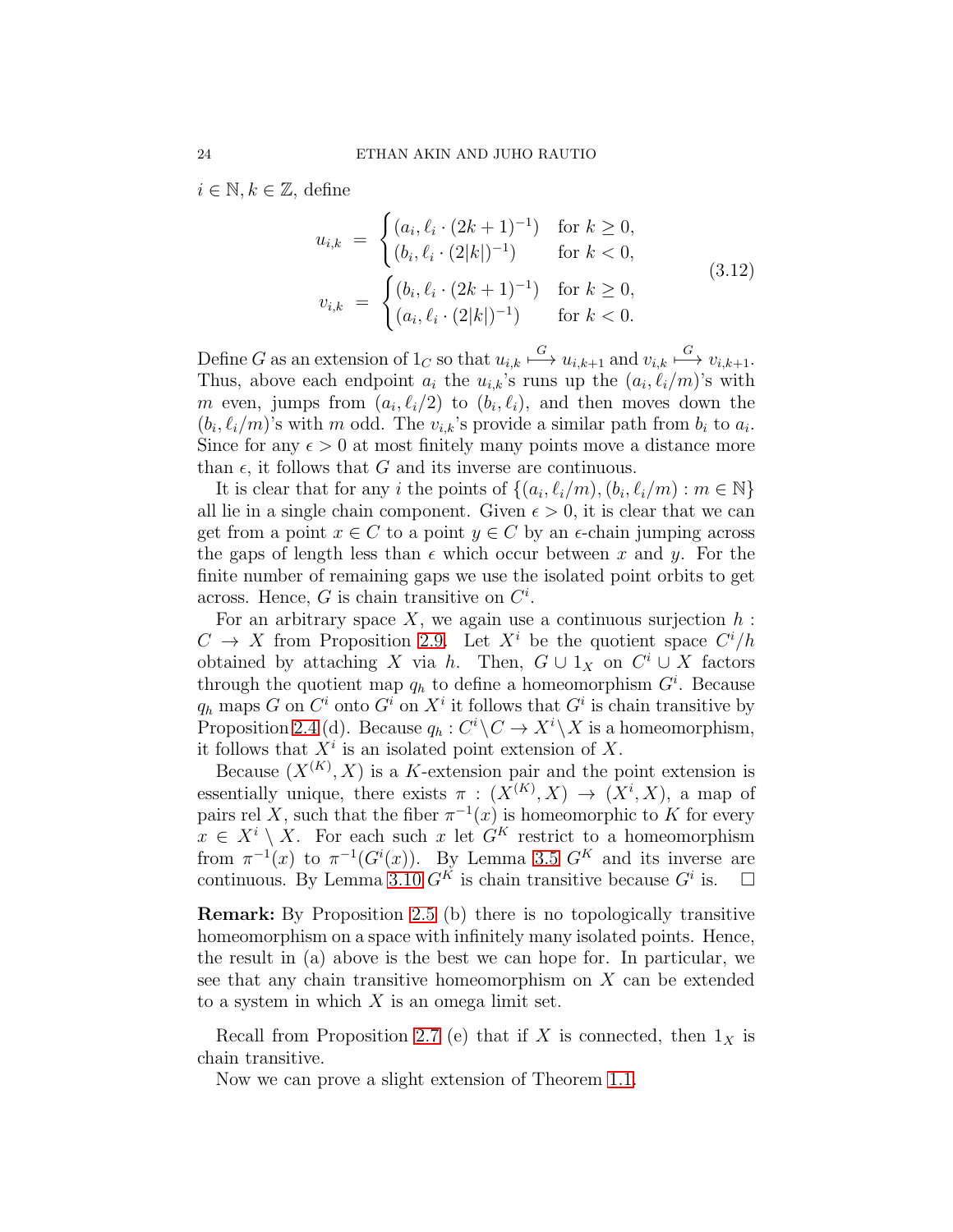$i \in \mathbb{N}, k \in \mathbb{Z}$, define

$$
\begin{aligned}
u_{i,k} &= \begin{cases} (a_i, \ell_i \cdot (2k+1)^{-1}) & \text{for } k \geq 0, \\ (b_i, \ell_i \cdot (2|k|)^{-1}) & \text{for } k < 0, \end{cases} \\
v_{i,k} &= \begin{cases} (b_i, \ell_i \cdot (2k+1)^{-1}) & \text{for } k \geq 0, \\ (a_i, \ell_i \cdot (2|k|)^{-1}) & \text{for } k < 0. \end{cases}
\end{aligned} \tag{3.12}
$$

Define $G$ as an extension of $1_C$ so that $u_{i,k} \overset{G}{\longmapsto} u_{i,k+1}$ and $v_{i,k} \overset{G}{\longmapsto} v_{i,k+1}$. Thus, above each endpoint $a_i$ the $u_{i,k}$'s runs up the $(a_i, \ell_i/m)$'s with $m$ even, jumps from $(a_i, \ell_i/2)$ to $(b_i, \ell_i)$, and then moves down the $(b_i, \ell_i/m)$'s with $m$ odd. The $v_{i,k}$'s provide a similar path from $b_i$ to $a_i$. Since for any $\epsilon > 0$ at most finitely many points move a distance more than $\epsilon$, it follows that $G$ and its inverse are continuous.

It is clear that for any $i$ the points of $\{(a_i, \ell_i/m), (b_i, \ell_i/m) : m \in \mathbb{N}\}$ all lie in a single chain component. Given $\epsilon > 0$, it is clear that we can get from a point $x \in C$ to a point $y \in C$ by an $\epsilon$-chain jumping across the gaps of length less than $\epsilon$ which occur between $x$ and $y$. For the finite number of remaining gaps we use the isolated point orbits to get across. Hence, $G$ is chain transitive on $C^i$.

For an arbitrary space $X$, we again use a continuous surjection $h : C \to X$ from Proposition 2.9. Let $X^i$ be the quotient space $C^i/h$ obtained by attaching $X$ via $h$. Then, $G \cup 1_X$ on $C^i \cup X$ factors through the quotient map $q_h$ to define a homeomorphism $G^i$. Because $q_h$ maps $G$ on $C^i$ onto $G^i$ on $X^i$ it follows that $G^i$ is chain transitive by Proposition 2.4 (d). Because $q_h : C^i \setminus C \to X^i \setminus X$ is a homeomorphism, it follows that $X^i$ is an isolated point extension of $X$.

Because $(X^{(K)}, X)$ is a $K$-extension pair and the point extension is essentially unique, there exists $\pi : (X^{(K)}, X) \to (X^i, X)$, a map of pairs rel $X$, such that the fiber $\pi^{-1}(x)$ is homeomorphic to $K$ for every $x \in X^i \setminus X$. For each such $x$ let $G^K$ restrict to a homeomorphism from $\pi^{-1}(x)$ to $\pi^{-1}(G^i(x))$. By Lemma 3.5 $G^K$ and its inverse are continuous. By Lemma 3.10 $G^K$ is chain transitive because $G^i$ is. $\square$

**Remark:** By Proposition 2.5 (b) there is no topologically transitive homeomorphism on a space with infinitely many isolated points. Hence, the result in (a) above is the best we can hope for. In particular, we see that any chain transitive homeomorphism on $X$ can be extended to a system in which $X$ is an omega limit set.

Recall from Proposition 2.7 (e) that if $X$ is connected, then $1_X$ is chain transitive.

Now we can prove a slight extension of Theorem 1.1.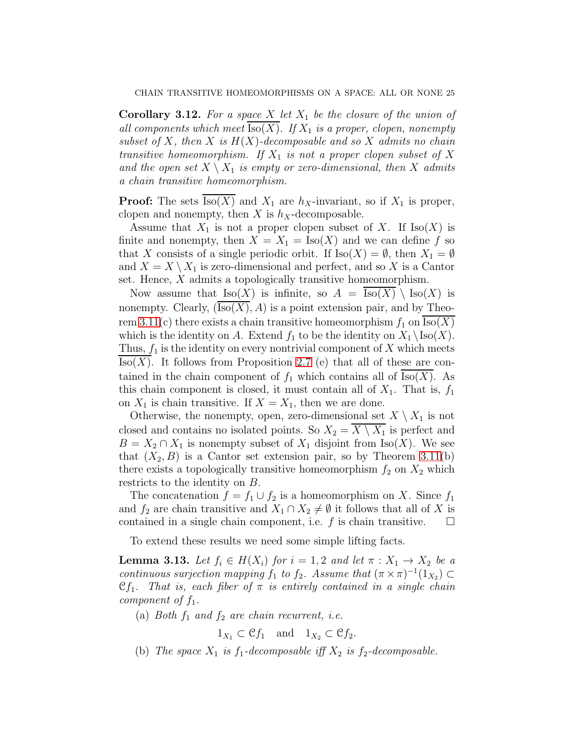**Corollary 3.12.** *For a space $X$ let $X_1$ be the closure of the union of all components which meet $\overline{\text{Iso}(X)}$. If $X_1$ is a proper, clopen, nonempty subset of $X$, then $X$ is $H(X)$-decomposable and so $X$ admits no chain transitive homeomorphism. If $X_1$ is not a proper clopen subset of $X$ and the open set $X \setminus X_1$ is empty or zero-dimensional, then $X$ admits a chain transitive homeomorphism.*

**Proof:** The sets $\overline{\text{Iso}(X)}$ and $X_1$ are $h_X$-invariant, so if $X_1$ is proper, clopen and nonempty, then $X$ is $h_X$-decomposable.

Assume that $X_1$ is not a proper clopen subset of $X$. If $\text{Iso}(X)$ is finite and nonempty, then $X = X_1 = \text{Iso}(X)$ and we can define $f$ so that $X$ consists of a single periodic orbit. If $\text{Iso}(X) = \emptyset$, then $X_1 = \emptyset$ and $X = X \setminus X_1$ is zero-dimensional and perfect, and so $X$ is a Cantor set. Hence, $X$ admits a topologically transitive homeomorphism.

Now assume that $\text{Iso}(X)$ is infinite, so $A = \overline{\text{Iso}(X)} \setminus \text{Iso}(X)$ is nonempty. Clearly, $(\overline{\text{Iso}(X)}, A)$ is a point extension pair, and by Theorem 3.11(c) there exists a chain transitive homeomorphism $f_1$ on $\overline{\text{Iso}(X)}$ which is the identity on $A$. Extend $f_1$ to be the identity on $X_1 \setminus \text{Iso}(X)$. Thus, $f_1$ is the identity on every nontrivial component of $X$ which meets $\overline{\text{Iso}(X)}$. It follows from Proposition 2.7 (e) that all of these are contained in the chain component of $f_1$ which contains all of $\overline{\text{Iso}(X)}$. As this chain component is closed, it must contain all of $X_1$. That is, $f_1$ on $X_1$ is chain transitive. If $X = X_1$, then we are done.

Otherwise, the nonempty, open, zero-dimensional set $X \setminus X_1$ is not closed and contains no isolated points. So $X_2 = \overline{X \setminus X_1}$ is perfect and $B = X_2 \cap X_1$ is nonempty subset of $X_1$ disjoint from $\text{Iso}(X)$. We see that $(X_2, B)$ is a Cantor set extension pair, so by Theorem 3.11(b) there exists a topologically transitive homeomorphism $f_2$ on $X_2$ which restricts to the identity on $B$.

The concatenation $f = f_1 \cup f_2$ is a homeomorphism on $X$. Since $f_1$ and $f_2$ are chain transitive and $X_1 \cap X_2 \neq \emptyset$ it follows that all of $X$ is contained in a single chain component, i.e. $f$ is chain transitive. $\Box$

To extend these results we need some simple lifting facts.

**Lemma 3.13.** *Let $f_i \in H(X_i)$ for $i = 1, 2$ and let $\pi : X_1 \to X_2$ be a continuous surjection mapping $f_1$ to $f_2$. Assume that $(\pi \times \pi)^{-1}(1_{X_2}) \subset \mathcal{C}f_1$. That is, each fiber of $\pi$ is entirely contained in a single chain component of $f_1$.*

(a) *Both $f_1$ and $f_2$ are chain recurrent, i.e.*

$$1_{X_1} \subset \mathcal{C}f_1 \quad \text{and} \quad 1_{X_2} \subset \mathcal{C}f_2.$$

(b) *The space $X_1$ is $f_1$-decomposable iff $X_2$ is $f_2$-decomposable.*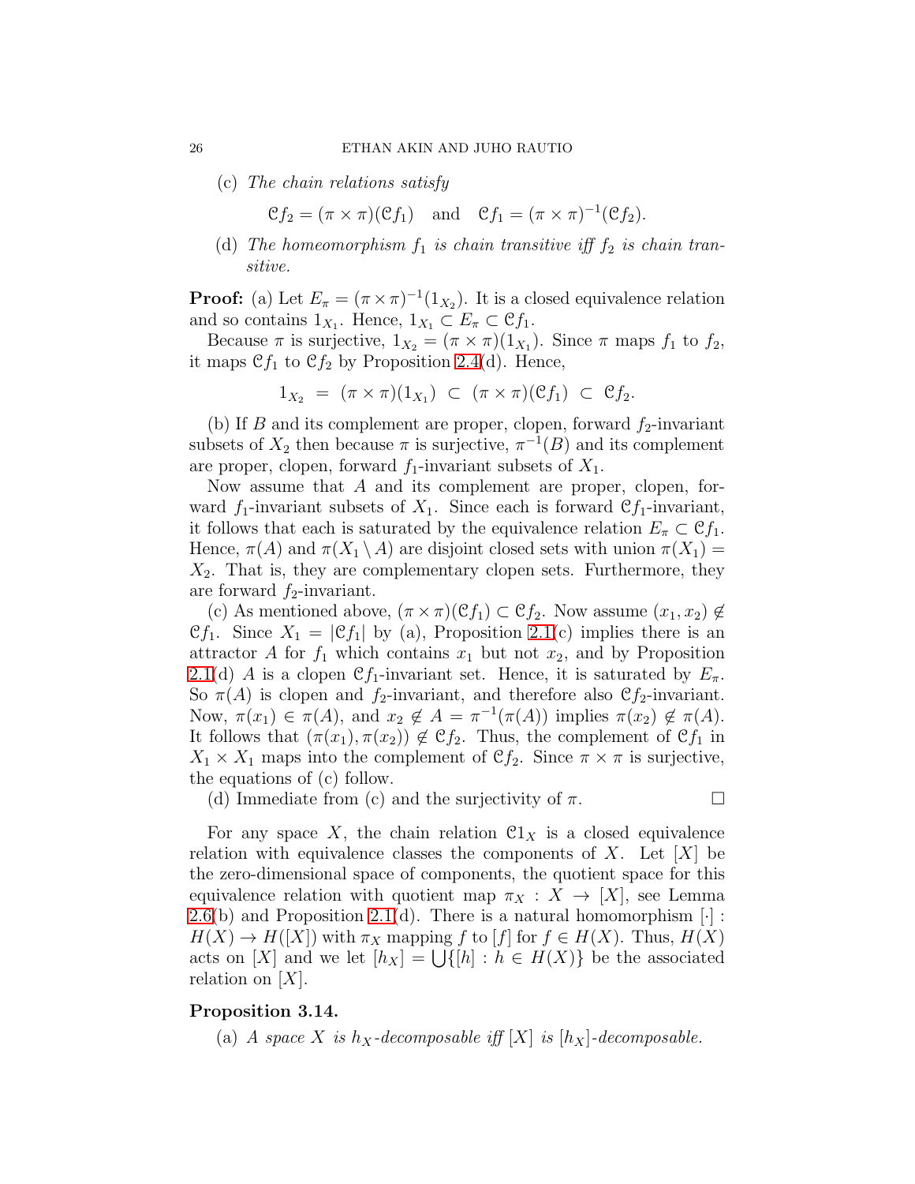(c) *The chain relations satisfy*

$$\mathcal{C}f_2 = (\pi \times \pi)(\mathcal{C}f_1) \quad \text{and} \quad \mathcal{C}f_1 = (\pi \times \pi)^{-1}(\mathcal{C}f_2).$$

(d) *The homeomorphism $f_1$ is chain transitive iff $f_2$ is chain transitive.*

**Proof:** (a) Let $E_\pi = (\pi \times \pi)^{-1}(1_{X_2})$. It is a closed equivalence relation and so contains $1_{X_1}$. Hence, $1_{X_1} \subset E_\pi \subset \mathcal{C}f_1$.

Because $\pi$ is surjective, $1_{X_2} = (\pi \times \pi)(1_{X_1})$. Since $\pi$ maps $f_1$ to $f_2$, it maps $\mathcal{C}f_1$ to $\mathcal{C}f_2$ by Proposition 2.4(d). Hence,

$$1_{X_2} \;=\; (\pi \times \pi)(1_{X_1}) \;\subset\; (\pi \times \pi)(\mathcal{C}f_1) \;\subset\; \mathcal{C}f_2.$$

(b) If $B$ and its complement are proper, clopen, forward $f_2$-invariant subsets of $X_2$ then because $\pi$ is surjective, $\pi^{-1}(B)$ and its complement are proper, clopen, forward $f_1$-invariant subsets of $X_1$.

Now assume that $A$ and its complement are proper, clopen, forward $f_1$-invariant subsets of $X_1$. Since each is forward $\mathcal{C}f_1$-invariant, it follows that each is saturated by the equivalence relation $E_\pi \subset \mathcal{C}f_1$. Hence, $\pi(A)$ and $\pi(X_1 \setminus A)$ are disjoint closed sets with union $\pi(X_1) = X_2$. That is, they are complementary clopen sets. Furthermore, they are forward $f_2$-invariant.

(c) As mentioned above, $(\pi \times \pi)(\mathcal{C}f_1) \subset \mathcal{C}f_2$. Now assume $(x_1, x_2) \notin \mathcal{C}f_1$. Since $X_1 = |\mathcal{C}f_1|$ by (a), Proposition 2.1(c) implies there is an attractor $A$ for $f_1$ which contains $x_1$ but not $x_2$, and by Proposition 2.1(d) $A$ is a clopen $\mathcal{C}f_1$-invariant set. Hence, it is saturated by $E_\pi$. So $\pi(A)$ is clopen and $f_2$-invariant, and therefore also $\mathcal{C}f_2$-invariant. Now, $\pi(x_1) \in \pi(A)$, and $x_2 \notin A = \pi^{-1}(\pi(A))$ implies $\pi(x_2) \notin \pi(A)$. It follows that $(\pi(x_1), \pi(x_2)) \notin \mathcal{C}f_2$. Thus, the complement of $\mathcal{C}f_1$ in $X_1 \times X_1$ maps into the complement of $\mathcal{C}f_2$. Since $\pi \times \pi$ is surjective, the equations of (c) follow.

(d) Immediate from (c) and the surjectivity of $\pi$. $\square$

For any space $X$, the chain relation $\mathcal{C}1_X$ is a closed equivalence relation with equivalence classes the components of $X$. Let $[X]$ be the zero-dimensional space of components, the quotient space for this equivalence relation with quotient map $\pi_X : X \to [X]$, see Lemma 2.6(b) and Proposition 2.1(d). There is a natural homomorphism $[\cdot] : H(X) \to H([X])$ with $\pi_X$ mapping $f$ to $[f]$ for $f \in H(X)$. Thus, $H(X)$ acts on $[X]$ and we let $[h_X] = \bigcup\{[h] : h \in H(X)\}$ be the associated relation on $[X]$.

**Proposition 3.14.**

(a) *A space $X$ is $h_X$-decomposable iff $[X]$ is $[h_X]$-decomposable.*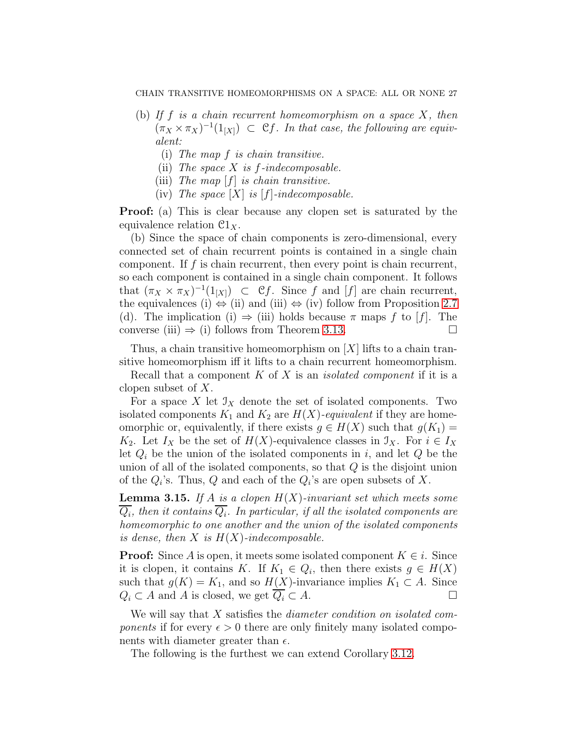(b) *If $f$ is a chain recurrent homeomorphism on a space $X$, then $(\pi_X \times \pi_X)^{-1}(1_{[X]}) \subset \mathcal{C}f$. In that case, the following are equivalent:*

  (i) *The map $f$ is chain transitive.*
  
  (ii) *The space $X$ is $f$-indecomposable.*
  
  (iii) *The map $[f]$ is chain transitive.*
  
  (iv) *The space $[X]$ is $[f]$-indecomposable.*

**Proof:** (a) This is clear because any clopen set is saturated by the equivalence relation $\mathcal{C}1_X$.

(b) Since the space of chain components is zero-dimensional, every connected set of chain recurrent points is contained in a single chain component. If $f$ is chain recurrent, then every point is chain recurrent, so each component is contained in a single chain component. It follows that $(\pi_X \times \pi_X)^{-1}(1_{[X]}) \subset \mathcal{C}f$. Since $f$ and $[f]$ are chain recurrent, the equivalences (i) $\Leftrightarrow$ (ii) and (iii) $\Leftrightarrow$ (iv) follow from Proposition 2.7 (d). The implication (i) $\Rightarrow$ (iii) holds because $\pi$ maps $f$ to $[f]$. The converse (iii) $\Rightarrow$ (i) follows from Theorem 3.13. $\square$

Thus, a chain transitive homeomorphism on $[X]$ lifts to a chain transitive homeomorphism iff it lifts to a chain recurrent homeomorphism.

Recall that a component $K$ of $X$ is an *isolated component* if it is a clopen subset of $X$.

For a space $X$ let $\mathcal{I}_X$ denote the set of isolated components. Two isolated components $K_1$ and $K_2$ are $H(X)$-*equivalent* if they are homeomorphic or, equivalently, if there exists $g \in H(X)$ such that $g(K_1) = K_2$. Let $I_X$ be the set of $H(X)$-equivalence classes in $\mathcal{I}_X$. For $i \in I_X$ let $Q_i$ be the union of the isolated components in $i$, and let $Q$ be the union of all of the isolated components, so that $Q$ is the disjoint union of the $Q_i$'s. Thus, $Q$ and each of the $Q_i$'s are open subsets of $X$.

**Lemma 3.15.** *If $A$ is a clopen $H(X)$-invariant set which meets some $\overline{Q_i}$, then it contains $\overline{Q_i}$. In particular, if all the isolated components are homeomorphic to one another and the union of the isolated components is dense, then $X$ is $H(X)$-indecomposable.*

**Proof:** Since $A$ is open, it meets some isolated component $K \in i$. Since it is clopen, it contains $K$. If $K_1 \in Q_i$, then there exists $g \in H(X)$ such that $g(K) = K_1$, and so $H(X)$-invariance implies $K_1 \subset A$. Since $Q_i \subset A$ and $A$ is closed, we get $\overline{Q_i} \subset A$. $\square$

We will say that $X$ satisfies the *diameter condition on isolated components* if for every $\epsilon > 0$ there are only finitely many isolated components with diameter greater than $\epsilon$.

The following is the furthest we can extend Corollary 3.12.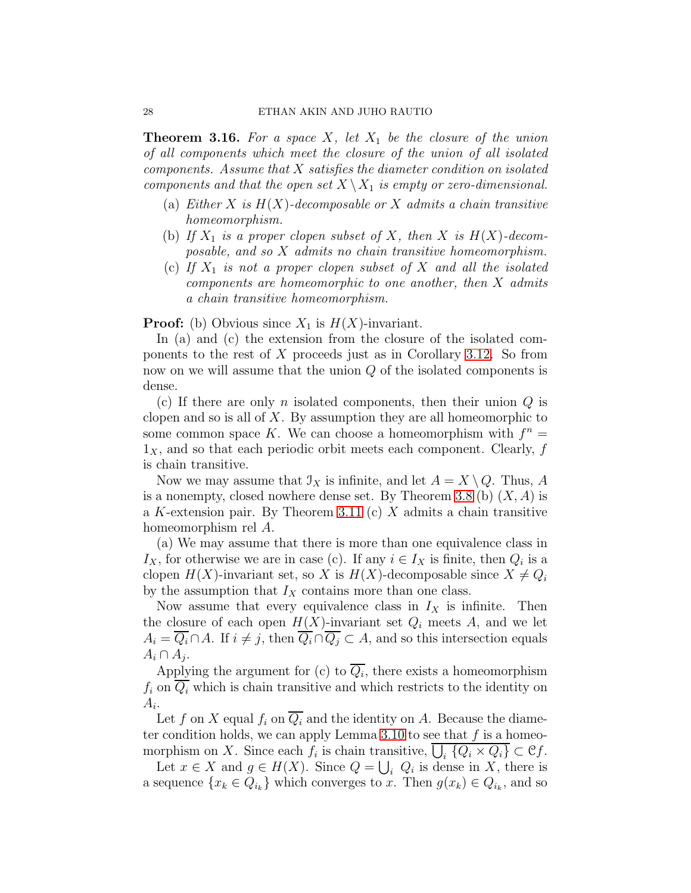**Theorem 3.16.** *For a space $X$, let $X_1$ be the closure of the union of all components which meet the closure of the union of all isolated components. Assume that $X$ satisfies the diameter condition on isolated components and that the open set $X \setminus X_1$ is empty or zero-dimensional.*

(a) *Either $X$ is $H(X)$-decomposable or $X$ admits a chain transitive homeomorphism.*

(b) *If $X_1$ is a proper clopen subset of $X$, then $X$ is $H(X)$-decomposable, and so $X$ admits no chain transitive homeomorphism.*

(c) *If $X_1$ is not a proper clopen subset of $X$ and all the isolated components are homeomorphic to one another, then $X$ admits a chain transitive homeomorphism.*

**Proof:** (b) Obvious since $X_1$ is $H(X)$-invariant.

In (a) and (c) the extension from the closure of the isolated components to the rest of $X$ proceeds just as in Corollary 3.12. So from now on we will assume that the union $Q$ of the isolated components is dense.

(c) If there are only $n$ isolated components, then their union $Q$ is clopen and so is all of $X$. By assumption they are all homeomorphic to some common space $K$. We can choose a homeomorphism with $f^n = 1_X$, and so that each periodic orbit meets each component. Clearly, $f$ is chain transitive.

Now we may assume that $\mathcal{I}_X$ is infinite, and let $A = X \setminus Q$. Thus, $A$ is a nonempty, closed nowhere dense set. By Theorem 3.8 (b) $(X, A)$ is a $K$-extension pair. By Theorem 3.11 (c) $X$ admits a chain transitive homeomorphism rel $A$.

(a) We may assume that there is more than one equivalence class in $I_X$, for otherwise we are in case (c). If any $i \in I_X$ is finite, then $Q_i$ is a clopen $H(X)$-invariant set, so $X$ is $H(X)$-decomposable since $X \neq Q_i$ by the assumption that $I_X$ contains more than one class.

Now assume that every equivalence class in $I_X$ is infinite. Then the closure of each open $H(X)$-invariant set $Q_i$ meets $A$, and we let $A_i = \overline{Q_i} \cap A$. If $i \neq j$, then $\overline{Q_i} \cap \overline{Q_j} \subset A$, and so this intersection equals $A_i \cap A_j$.

Applying the argument for (c) to $\overline{Q_i}$, there exists a homeomorphism $f_i$ on $\overline{Q_i}$ which is chain transitive and which restricts to the identity on $A_i$.

Let $f$ on $X$ equal $f_i$ on $\overline{Q_i}$ and the identity on $A$. Because the diameter condition holds, we can apply Lemma 3.10 to see that $f$ is a homeomorphism on $X$. Since each $f_i$ is chain transitive, $\overline{\bigcup_i \{Q_i \times Q_i\}} \subset \mathcal{C}f$.

Let $x \in X$ and $g \in H(X)$. Since $Q = \bigcup_i \ Q_i$ is dense in $X$, there is a sequence $\{x_k \in Q_{i_k}\}$ which converges to $x$. Then $g(x_k) \in Q_{i_k}$, and so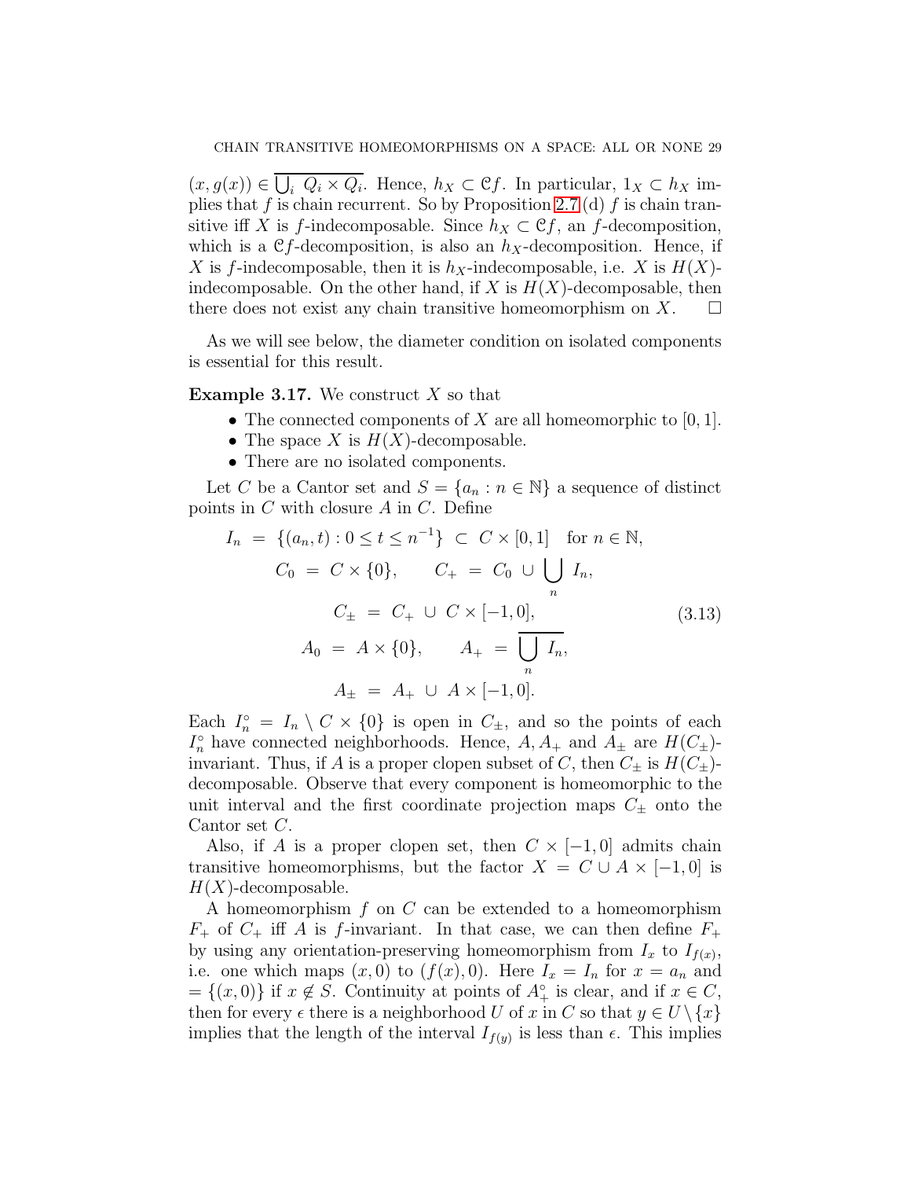$(x, g(x)) \in \overline{\bigcup_i Q_i \times Q_i}$. Hence, $h_X \subset \mathcal{C}f$. In particular, $1_X \subset h_X$ implies that $f$ is chain recurrent. So by Proposition 2.7 (d) $f$ is chain transitive iff $X$ is $f$-indecomposable. Since $h_X \subset \mathcal{C}f$, an $f$-decomposition, which is a $\mathcal{C}f$-decomposition, is also an $h_X$-decomposition. Hence, if $X$ is $f$-indecomposable, then it is $h_X$-indecomposable, i.e. $X$ is $H(X)$-indecomposable. On the other hand, if $X$ is $H(X)$-decomposable, then there does not exist any chain transitive homeomorphism on $X$. $\square$

As we will see below, the diameter condition on isolated components is essential for this result.

**Example 3.17.** We construct $X$ so that

- The connected components of $X$ are all homeomorphic to $[0, 1]$.
- The space $X$ is $H(X)$-decomposable.
- There are no isolated components.

Let $C$ be a Cantor set and $S = \{a_n : n \in \mathbb{N}\}$ a sequence of distinct points in $C$ with closure $A$ in $C$. Define

$$
\begin{aligned}
I_n &= \{(a_n, t) : 0 \leq t \leq n^{-1}\} \subset C \times [0, 1] \quad \text{for } n \in \mathbb{N}, \\
C_0 &= C \times \{0\}, \qquad C_+ = C_0 \cup \bigcup_n I_n, \\
C_\pm &= C_+ \cup C \times [-1, 0], \\
A_0 &= A \times \{0\}, \qquad A_+ = \overline{\bigcup_n I_n}, \\
A_\pm &= A_+ \cup A \times [-1, 0].
\end{aligned}
\tag{3.13}
$$

Each $I_n^\circ = I_n \setminus C \times \{0\}$ is open in $C_\pm$, and so the points of each $I_n^\circ$ have connected neighborhoods. Hence, $A, A_+$ and $A_\pm$ are $H(C_\pm)$-invariant. Thus, if $A$ is a proper clopen subset of $C$, then $C_\pm$ is $H(C_\pm)$-decomposable. Observe that every component is homeomorphic to the unit interval and the first coordinate projection maps $C_\pm$ onto the Cantor set $C$.

Also, if $A$ is a proper clopen set, then $C \times [-1, 0]$ admits chain transitive homeomorphisms, but the factor $X = C \cup A \times [-1, 0]$ is $H(X)$-decomposable.

A homeomorphism $f$ on $C$ can be extended to a homeomorphism $F_+$ of $C_+$ iff $A$ is $f$-invariant. In that case, we can then define $F_+$ by using any orientation-preserving homeomorphism from $I_x$ to $I_{f(x)}$, i.e. one which maps $(x, 0)$ to $(f(x), 0)$. Here $I_x = I_n$ for $x = a_n$ and $= \{(x, 0)\}$ if $x \notin S$. Continuity at points of $A_+^\circ$ is clear, and if $x \in C$, then for every $\epsilon$ there is a neighborhood $U$ of $x$ in $C$ so that $y \in U \setminus \{x\}$ implies that the length of the interval $I_{f(y)}$ is less than $\epsilon$. This implies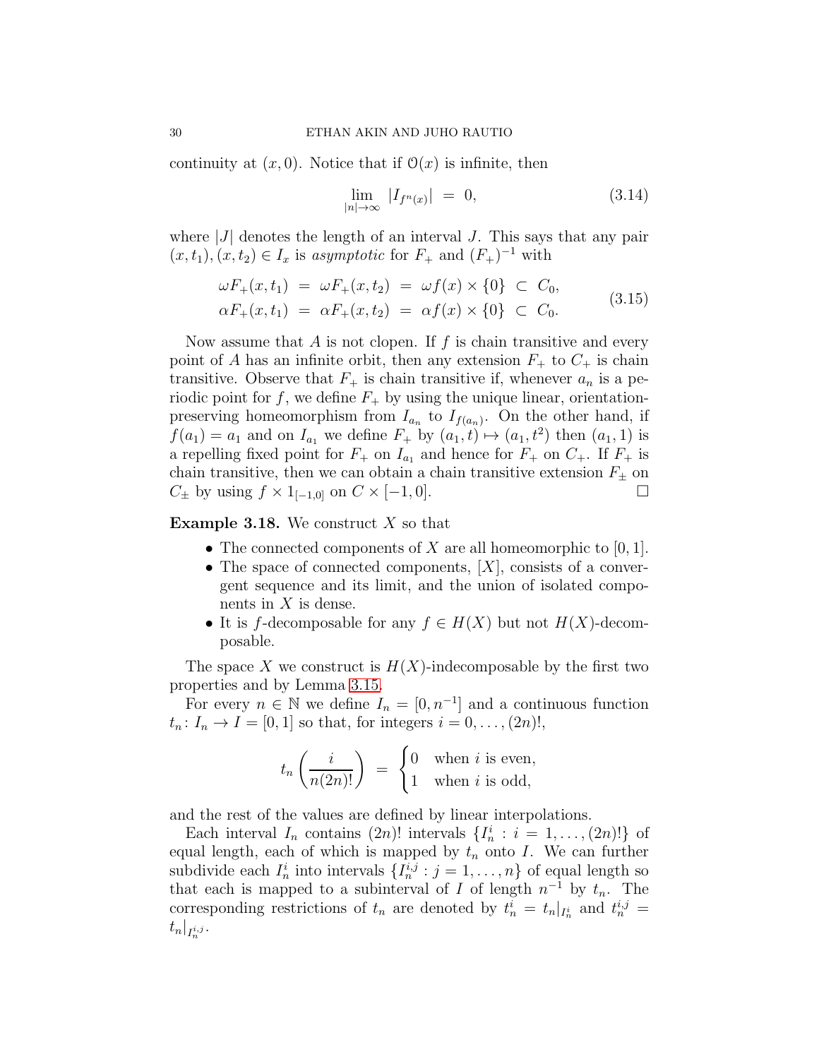continuity at $(x, 0)$. Notice that if $\mathcal{O}(x)$ is infinite, then

$$\lim_{|n| \to \infty} |I_{f^n(x)}| \;=\; 0, \tag{3.14}$$

where $|J|$ denotes the length of an interval $J$. This says that any pair $(x, t_1), (x, t_2) \in I_x$ is *asymptotic* for $F_+$ and $(F_+)^{-1}$ with

$$\begin{aligned} \omega F_+(x, t_1) \;&=\; \omega F_+(x, t_2) \;=\; \omega f(x) \times \{0\} \;\subset\; C_0, \\ \alpha F_+(x, t_1) \;&=\; \alpha F_+(x, t_2) \;=\; \alpha f(x) \times \{0\} \;\subset\; C_0. \end{aligned} \tag{3.15}$$

Now assume that $A$ is not clopen. If $f$ is chain transitive and every point of $A$ has an infinite orbit, then any extension $F_+$ to $C_+$ is chain transitive. Observe that $F_+$ is chain transitive if, whenever $a_n$ is a periodic point for $f$, we define $F_+$ by using the unique linear, orientation-preserving homeomorphism from $I_{a_n}$ to $I_{f(a_n)}$. On the other hand, if $f(a_1) = a_1$ and on $I_{a_1}$ we define $F_+$ by $(a_1, t) \mapsto (a_1, t^2)$ then $(a_1, 1)$ is a repelling fixed point for $F_+$ on $I_{a_1}$ and hence for $F_+$ on $C_+$. If $F_+$ is chain transitive, then we can obtain a chain transitive extension $F_\pm$ on $C_\pm$ by using $f \times 1_{[-1,0]}$ on $C \times [-1, 0]$. □

**Example 3.18.** We construct $X$ so that

- The connected components of $X$ are all homeomorphic to $[0, 1]$.
- The space of connected components, $[X]$, consists of a convergent sequence and its limit, and the union of isolated components in $X$ is dense.
- It is $f$-decomposable for any $f \in H(X)$ but not $H(X)$-decomposable.

The space $X$ we construct is $H(X)$-indecomposable by the first two properties and by Lemma 3.15.

For every $n \in \mathbb{N}$ we define $I_n = [0, n^{-1}]$ and a continuous function $t_n \colon I_n \to I = [0, 1]$ so that, for integers $i = 0, \ldots, (2n)!$,

$$t_n\left(\frac{i}{n(2n)!}\right) \;=\; \begin{cases} 0 & \text{when } i \text{ is even,} \\ 1 & \text{when } i \text{ is odd,} \end{cases}$$

and the rest of the values are defined by linear interpolations.

Each interval $I_n$ contains $(2n)!$ intervals $\{I_n^i : i = 1, \ldots, (2n)!\}$ of equal length, each of which is mapped by $t_n$ onto $I$. We can further subdivide each $I_n^i$ into intervals $\{I_n^{i,j} : j = 1, \ldots, n\}$ of equal length so that each is mapped to a subinterval of $I$ of length $n^{-1}$ by $t_n$. The corresponding restrictions of $t_n$ are denoted by $t_n^i = t_n|_{I_n^i}$ and $t_n^{i,j} = t_n|_{I_n^{i,j}}$.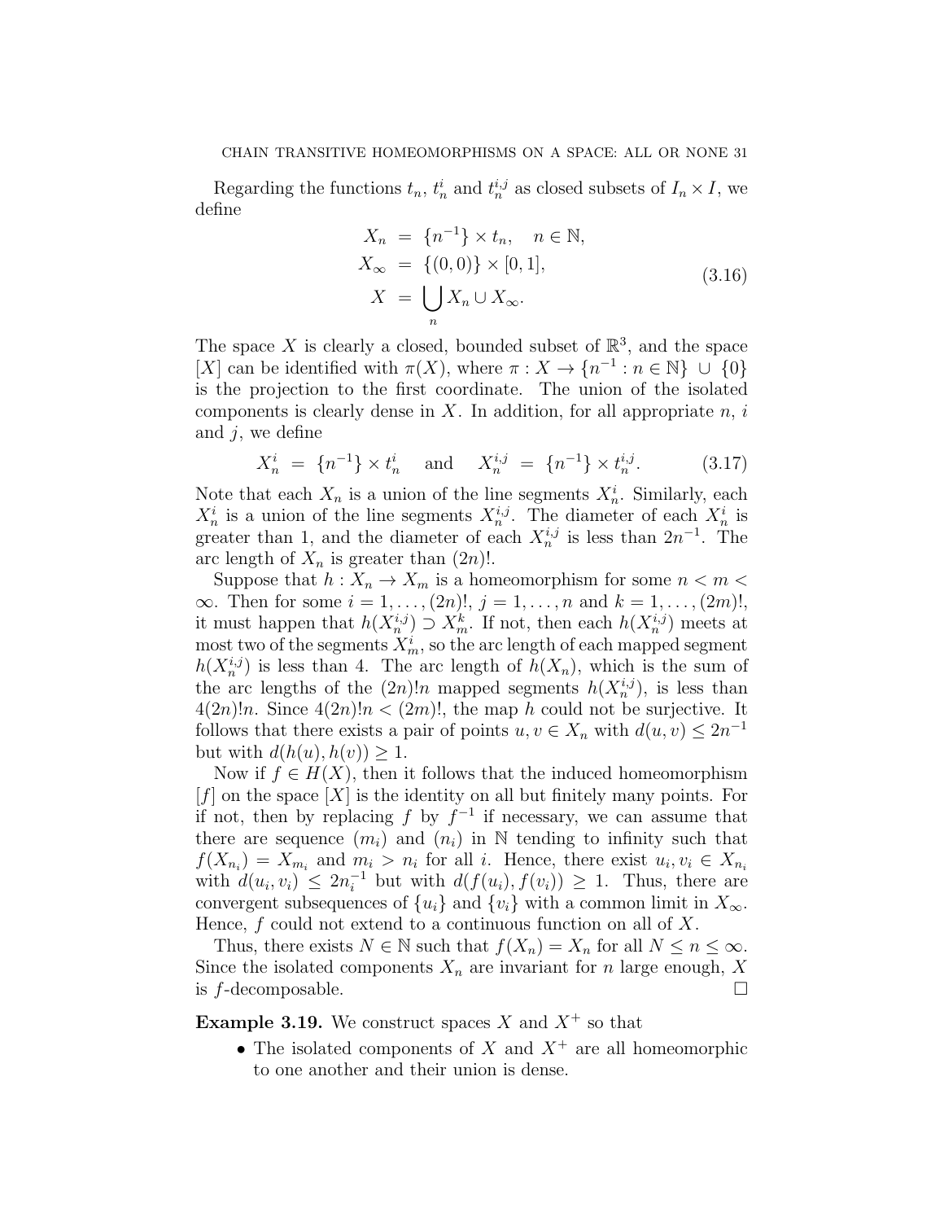Regarding the functions $t_n$, $t_n^i$ and $t_n^{i,j}$ as closed subsets of $I_n \times I$, we define

$$
\begin{aligned}
X_n &= \{n^{-1}\} \times t_n, \quad n \in \mathbb{N}, \\
X_\infty &= \{(0,0)\} \times [0,1], \\
X &= \bigcup_n X_n \cup X_\infty.
\end{aligned}
\tag{3.16}
$$

The space $X$ is clearly a closed, bounded subset of $\mathbb{R}^3$, and the space $[X]$ can be identified with $\pi(X)$, where $\pi : X \to \{n^{-1} : n \in \mathbb{N}\} \cup \{0\}$ is the projection to the first coordinate. The union of the isolated components is clearly dense in $X$. In addition, for all appropriate $n$, $i$ and $j$, we define

$$
X_n^i = \{n^{-1}\} \times t_n^i \quad \text{and} \quad X_n^{i,j} = \{n^{-1}\} \times t_n^{i,j}. \tag{3.17}
$$

Note that each $X_n$ is a union of the line segments $X_n^i$. Similarly, each $X_n^i$ is a union of the line segments $X_n^{i,j}$. The diameter of each $X_n^i$ is greater than 1, and the diameter of each $X_n^{i,j}$ is less than $2n^{-1}$. The arc length of $X_n$ is greater than $(2n)!$.

Suppose that $h : X_n \to X_m$ is a homeomorphism for some $n < m < \infty$. Then for some $i = 1, \ldots, (2n)!$, $j = 1, \ldots, n$ and $k = 1, \ldots, (2m)!$, it must happen that $h(X_n^{i,j}) \supset X_m^k$. If not, then each $h(X_n^{i,j})$ meets at most two of the segments $X_m^i$, so the arc length of each mapped segment $h(X_n^{i,j})$ is less than 4. The arc length of $h(X_n)$, which is the sum of the arc lengths of the $(2n)!n$ mapped segments $h(X_n^{i,j})$, is less than $4(2n)!n$. Since $4(2n)!n < (2m)!$, the map $h$ could not be surjective. It follows that there exists a pair of points $u, v \in X_n$ with $d(u, v) \le 2n^{-1}$ but with $d(h(u), h(v)) \ge 1$.

Now if $f \in H(X)$, then it follows that the induced homeomorphism $[f]$ on the space $[X]$ is the identity on all but finitely many points. For if not, then by replacing $f$ by $f^{-1}$ if necessary, we can assume that there are sequence $(m_i)$ and $(n_i)$ in $\mathbb{N}$ tending to infinity such that $f(X_{n_i}) = X_{m_i}$ and $m_i > n_i$ for all $i$. Hence, there exist $u_i, v_i \in X_{n_i}$ with $d(u_i, v_i) \le 2n_i^{-1}$ but with $d(f(u_i), f(v_i)) \ge 1$. Thus, there are convergent subsequences of $\{u_i\}$ and $\{v_i\}$ with a common limit in $X_\infty$. Hence, $f$ could not extend to a continuous function on all of $X$.

Thus, there exists $N \in \mathbb{N}$ such that $f(X_n) = X_n$ for all $N \le n \le \infty$. Since the isolated components $X_n$ are invariant for $n$ large enough, $X$ is $f$-decomposable. □

**Example 3.19.** We construct spaces $X$ and $X^+$ so that

- The isolated components of $X$ and $X^+$ are all homeomorphic to one another and their union is dense.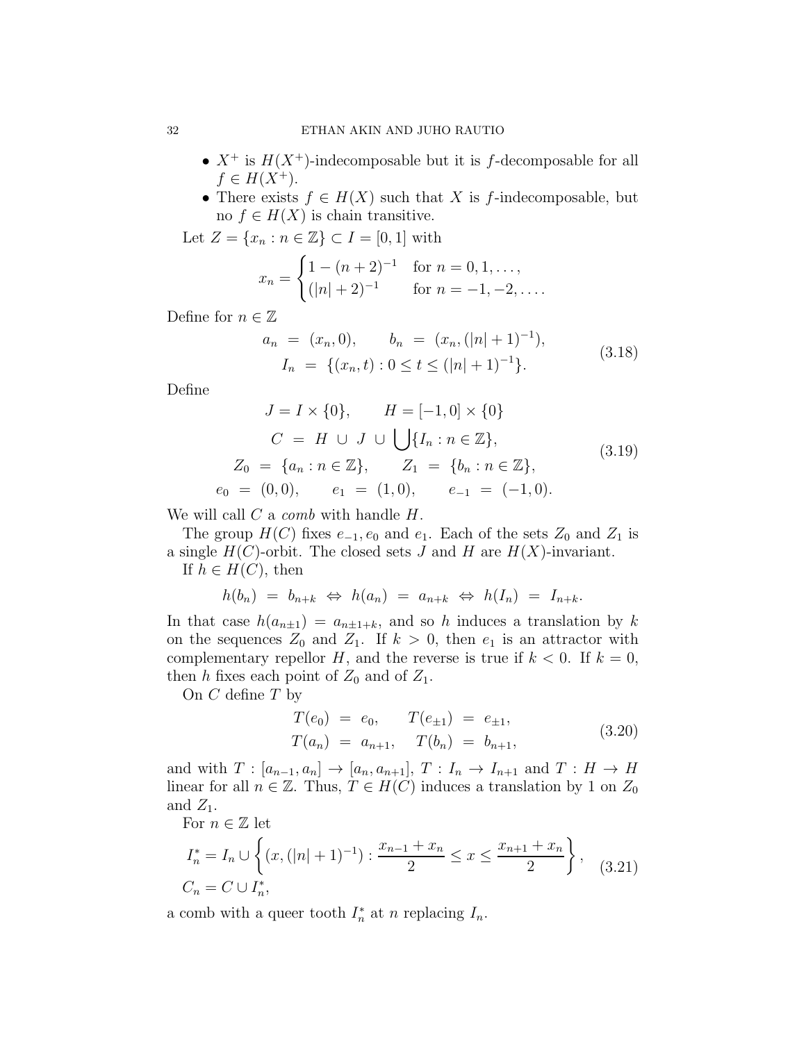- $X^+$ is $H(X^+)$-indecomposable but it is $f$-decomposable for all $f \in H(X^+)$.
- There exists $f \in H(X)$ such that $X$ is $f$-indecomposable, but no $f \in H(X)$ is chain transitive.

Let $Z = \{x_n : n \in \mathbb{Z}\} \subset I = [0, 1]$ with

$$x_n = \begin{cases} 1 - (n+2)^{-1} & \text{for } n = 0, 1, \dots, \\ (|n| + 2)^{-1} & \text{for } n = -1, -2, \dots. \end{cases}$$

Define for $n \in \mathbb{Z}$

$$\begin{aligned} a_n \;&=\; (x_n, 0), \qquad b_n \;=\; (x_n, (|n|+1)^{-1}), \\ I_n \;&=\; \{(x_n, t) : 0 \leq t \leq (|n|+1)^{-1}\}. \end{aligned} \tag{3.18}$$

Define

$$\begin{aligned} J = I \times \{0\}, &\qquad H = [-1, 0] \times \{0\} \\ C \;=\; H \;\cup\; J \;\cup\; &\bigcup \{I_n : n \in \mathbb{Z}\}, \\ Z_0 \;=\; \{a_n : n \in \mathbb{Z}\}, &\qquad Z_1 \;=\; \{b_n : n \in \mathbb{Z}\}, \\ e_0 \;=\; (0, 0), \qquad e_1 \;&=\; (1, 0), \qquad e_{-1} \;=\; (-1, 0). \end{aligned} \tag{3.19}$$

We will call $C$ a *comb* with handle $H$.

The group $H(C)$ fixes $e_{-1}, e_0$ and $e_1$. Each of the sets $Z_0$ and $Z_1$ is a single $H(C)$-orbit. The closed sets $J$ and $H$ are $H(X)$-invariant.

If $h \in H(C)$, then

$$h(b_n) \;=\; b_{n+k} \;\Leftrightarrow\; h(a_n) \;=\; a_{n+k} \;\Leftrightarrow\; h(I_n) \;=\; I_{n+k}.$$

In that case $h(a_{n \pm 1}) = a_{n \pm 1 + k}$, and so $h$ induces a translation by $k$ on the sequences $Z_0$ and $Z_1$. If $k > 0$, then $e_1$ is an attractor with complementary repellor $H$, and the reverse is true if $k < 0$. If $k = 0$, then $h$ fixes each point of $Z_0$ and of $Z_1$.

On $C$ define $T$ by

$$\begin{aligned} T(e_0) \;&=\; e_0, \qquad T(e_{\pm 1}) \;=\; e_{\pm 1}, \\ T(a_n) \;&=\; a_{n+1}, \quad\; T(b_n) \;=\; b_{n+1}, \end{aligned} \tag{3.20}$$

and with $T : [a_{n-1}, a_n] \to [a_n, a_{n+1}]$, $T : I_n \to I_{n+1}$ and $T : H \to H$ linear for all $n \in \mathbb{Z}$. Thus, $T \in H(C)$ induces a translation by 1 on $Z_0$ and $Z_1$.

For $n \in \mathbb{Z}$ let

$$\begin{aligned} I_n^* &= I_n \cup \left\{ (x, (|n|+1)^{-1}) : \frac{x_{n-1} + x_n}{2} \leq x \leq \frac{x_{n+1} + x_n}{2} \right\}, \\ C_n &= C \cup I_n^*, \end{aligned} \tag{3.21}$$

a comb with a queer tooth $I_n^*$ at $n$ replacing $I_n$.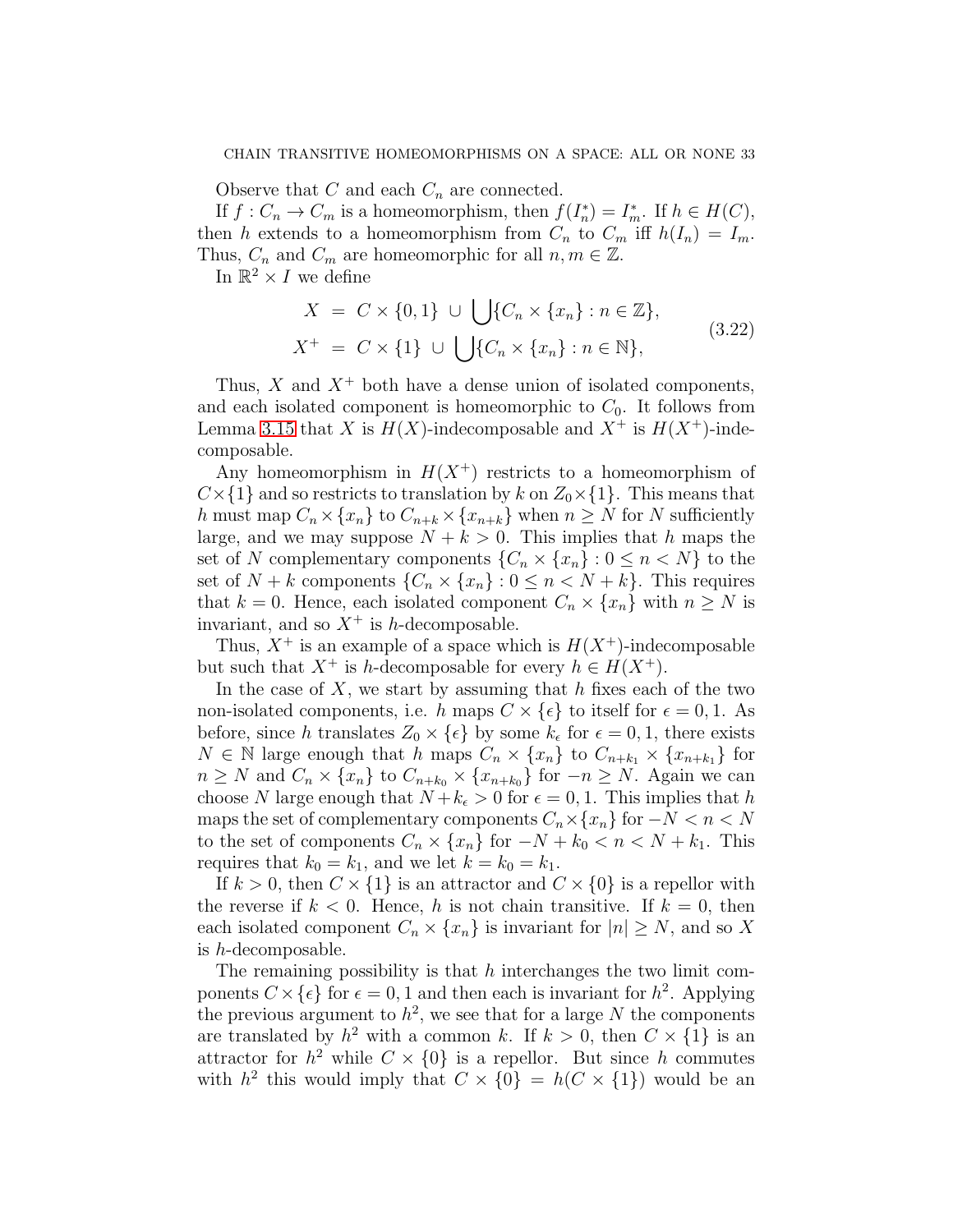Observe that $C$ and each $C_n$ are connected.

If $f : C_n \to C_m$ is a homeomorphism, then $f(I_n^*) = I_m^*$. If $h \in H(C)$, then $h$ extends to a homeomorphism from $C_n$ to $C_m$ iff $h(I_n) = I_m$. Thus, $C_n$ and $C_m$ are homeomorphic for all $n, m \in \mathbb{Z}$.

In $\mathbb{R}^2 \times I$ we define

$$
\begin{aligned}
X \ &= \ C \times \{0, 1\} \ \cup \ \bigcup \{C_n \times \{x_n\} : n \in \mathbb{Z}\}, \\
X^+ \ &= \ C \times \{1\} \ \cup \ \bigcup \{C_n \times \{x_n\} : n \in \mathbb{N}\},
\end{aligned}
\tag{3.22}
$$

Thus, $X$ and $X^+$ both have a dense union of isolated components, and each isolated component is homeomorphic to $C_0$. It follows from Lemma 3.15 that $X$ is $H(X)$-indecomposable and $X^+$ is $H(X^+)$-indecomposable.

Any homeomorphism in $H(X^+)$ restricts to a homeomorphism of $C \times \{1\}$ and so restricts to translation by $k$ on $Z_0 \times \{1\}$. This means that $h$ must map $C_n \times \{x_n\}$ to $C_{n+k} \times \{x_{n+k}\}$ when $n \geq N$ for $N$ sufficiently large, and we may suppose $N + k > 0$. This implies that $h$ maps the set of $N$ complementary components $\{C_n \times \{x_n\} : 0 \leq n < N\}$ to the set of $N + k$ components $\{C_n \times \{x_n\} : 0 \leq n < N + k\}$. This requires that $k = 0$. Hence, each isolated component $C_n \times \{x_n\}$ with $n \geq N$ is invariant, and so $X^+$ is $h$-decomposable.

Thus, $X^+$ is an example of a space which is $H(X^+)$-indecomposable but such that $X^+$ is $h$-decomposable for every $h \in H(X^+)$.

In the case of $X$, we start by assuming that $h$ fixes each of the two non-isolated components, i.e. $h$ maps $C \times \{\epsilon\}$ to itself for $\epsilon = 0, 1$. As before, since $h$ translates $Z_0 \times \{\epsilon\}$ by some $k_\epsilon$ for $\epsilon = 0, 1$, there exists $N \in \mathbb{N}$ large enough that $h$ maps $C_n \times \{x_n\}$ to $C_{n+k_1} \times \{x_{n+k_1}\}$ for $n \geq N$ and $C_n \times \{x_n\}$ to $C_{n+k_0} \times \{x_{n+k_0}\}$ for $-n \geq N$. Again we can choose $N$ large enough that $N + k_\epsilon > 0$ for $\epsilon = 0, 1$. This implies that $h$ maps the set of complementary components $C_n \times \{x_n\}$ for $-N < n < N$ to the set of components $C_n \times \{x_n\}$ for $-N + k_0 < n < N + k_1$. This requires that $k_0 = k_1$, and we let $k = k_0 = k_1$.

If $k > 0$, then $C \times \{1\}$ is an attractor and $C \times \{0\}$ is a repellor with the reverse if $k < 0$. Hence, $h$ is not chain transitive. If $k = 0$, then each isolated component $C_n \times \{x_n\}$ is invariant for $|n| \geq N$, and so $X$ is $h$-decomposable.

The remaining possibility is that $h$ interchanges the two limit components $C \times \{\epsilon\}$ for $\epsilon = 0, 1$ and then each is invariant for $h^2$. Applying the previous argument to $h^2$, we see that for a large $N$ the components are translated by $h^2$ with a common $k$. If $k > 0$, then $C \times \{1\}$ is an attractor for $h^2$ while $C \times \{0\}$ is a repellor. But since $h$ commutes with $h^2$ this would imply that $C \times \{0\} = h(C \times \{1\})$ would be an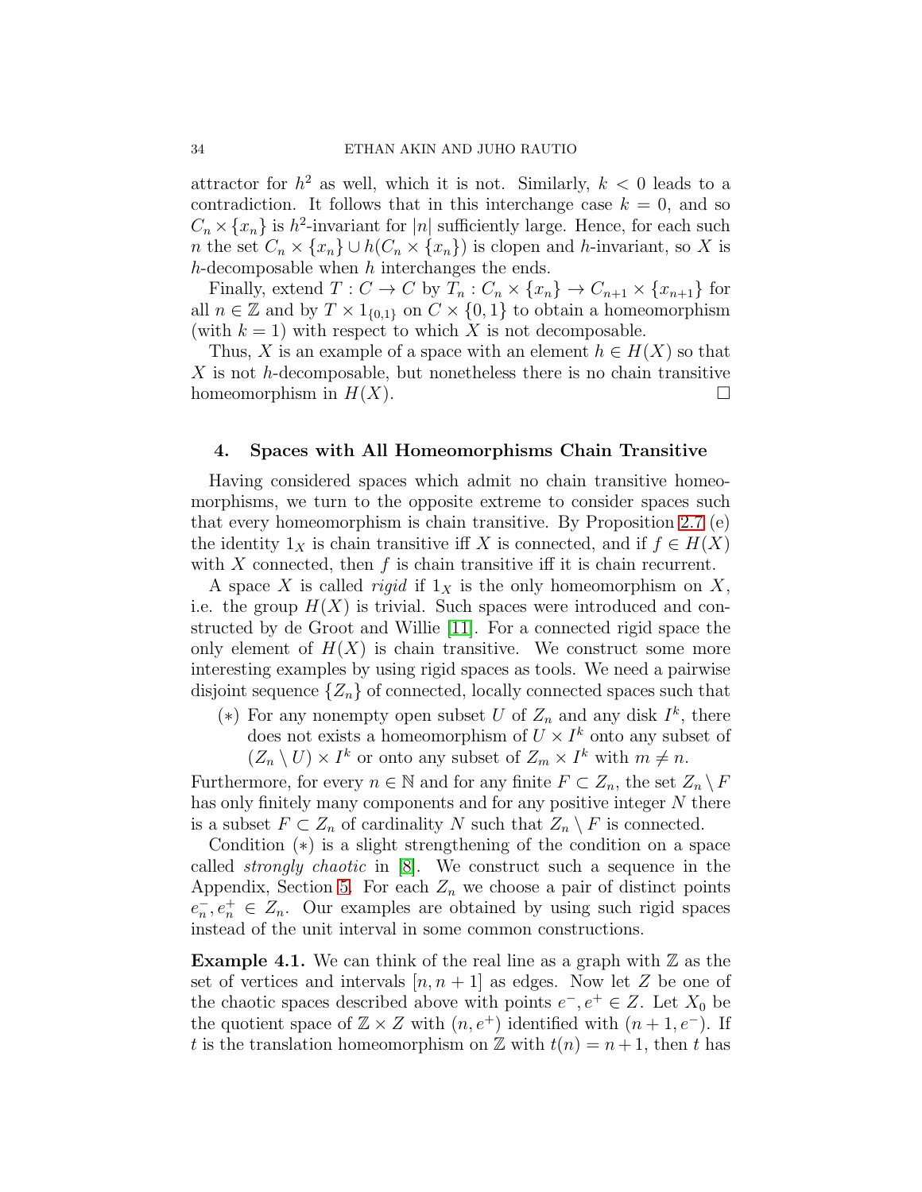attractor for $h^2$ as well, which it is not. Similarly, $k < 0$ leads to a contradiction. It follows that in this interchange case $k = 0$, and so $C_n \times \{x_n\}$ is $h^2$-invariant for $|n|$ sufficiently large. Hence, for each such $n$ the set $C_n \times \{x_n\} \cup h(C_n \times \{x_n\})$ is clopen and $h$-invariant, so $X$ is $h$-decomposable when $h$ interchanges the ends.

Finally, extend $T : C \to C$ by $T_n : C_n \times \{x_n\} \to C_{n+1} \times \{x_{n+1}\}$ for all $n \in \mathbb{Z}$ and by $T \times 1_{\{0,1\}}$ on $C \times \{0, 1\}$ to obtain a homeomorphism (with $k = 1$) with respect to which $X$ is not decomposable.

Thus, $X$ is an example of a space with an element $h \in H(X)$ so that $X$ is not $h$-decomposable, but nonetheless there is no chain transitive homeomorphism in $H(X)$. □

## 4. Spaces with All Homeomorphisms Chain Transitive

Having considered spaces which admit no chain transitive homeomorphisms, we turn to the opposite extreme to consider spaces such that every homeomorphism is chain transitive. By Proposition 2.7 (e) the identity $1_X$ is chain transitive iff $X$ is connected, and if $f \in H(X)$ with $X$ connected, then $f$ is chain transitive iff it is chain recurrent.

A space $X$ is called *rigid* if $1_X$ is the only homeomorphism on $X$, i.e. the group $H(X)$ is trivial. Such spaces were introduced and constructed by de Groot and Willie [11]. For a connected rigid space the only element of $H(X)$ is chain transitive. We construct some more interesting examples by using rigid spaces as tools. We need a pairwise disjoint sequence $\{Z_n\}$ of connected, locally connected spaces such that

(∗) For any nonempty open subset $U$ of $Z_n$ and any disk $I^k$, there does not exists a homeomorphism of $U \times I^k$ onto any subset of $(Z_n \setminus U) \times I^k$ or onto any subset of $Z_m \times I^k$ with $m \neq n$.

Furthermore, for every $n \in \mathbb{N}$ and for any finite $F \subset Z_n$, the set $Z_n \setminus F$ has only finitely many components and for any positive integer $N$ there is a subset $F \subset Z_n$ of cardinality $N$ such that $Z_n \setminus F$ is connected.

Condition (∗) is a slight strengthening of the condition on a space called *strongly chaotic* in [8]. We construct such a sequence in the Appendix, Section 5. For each $Z_n$ we choose a pair of distinct points $e_n^-, e_n^+ \in Z_n$. Our examples are obtained by using such rigid spaces instead of the unit interval in some common constructions.

**Example 4.1.** We can think of the real line as a graph with $\mathbb{Z}$ as the set of vertices and intervals $[n, n+1]$ as edges. Now let $Z$ be one of the chaotic spaces described above with points $e^-, e^+ \in Z$. Let $X_0$ be the quotient space of $\mathbb{Z} \times Z$ with $(n, e^+)$ identified with $(n+1, e^-)$. If $t$ is the translation homeomorphism on $\mathbb{Z}$ with $t(n) = n+1$, then $t$ has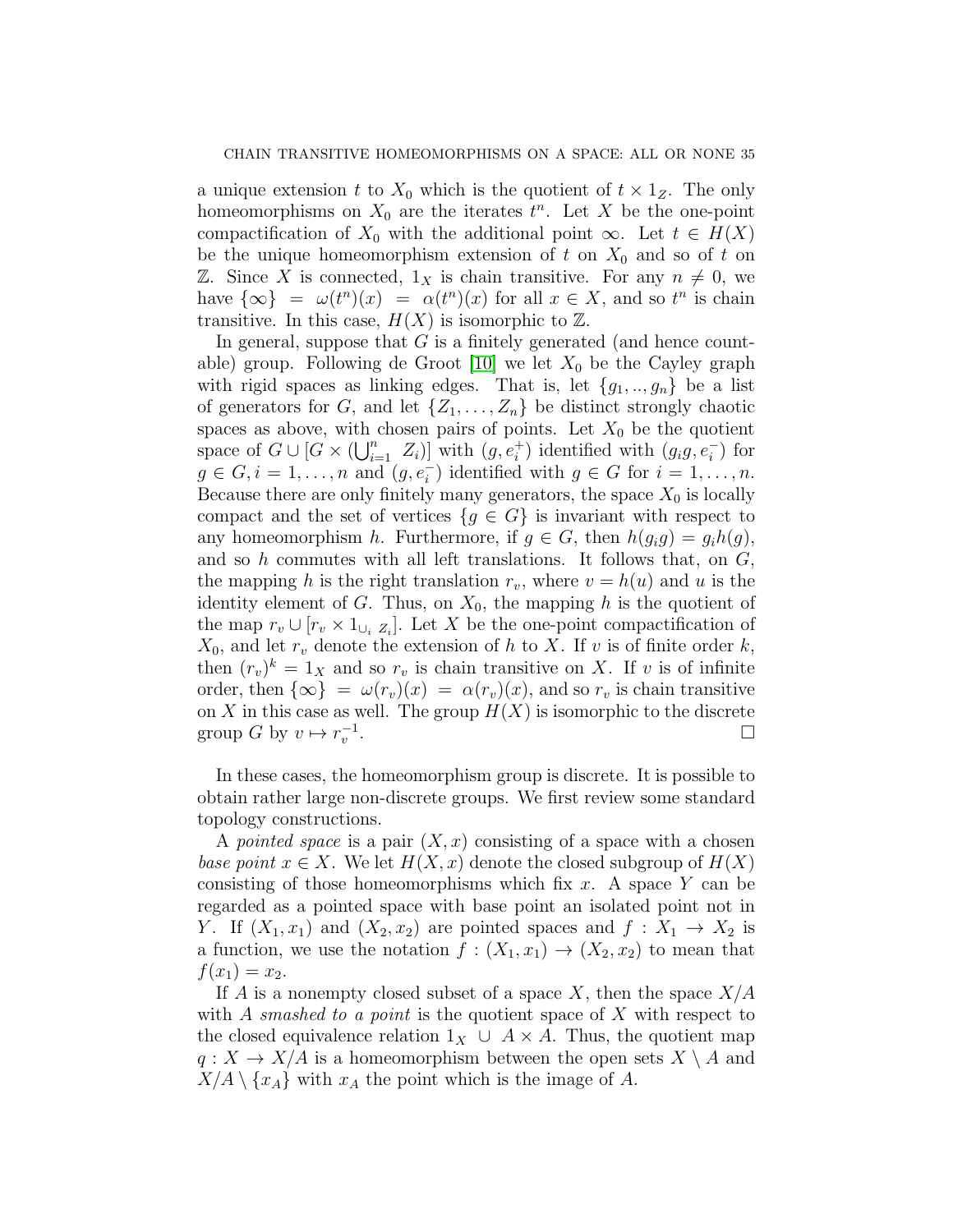a unique extension $t$ to $X_0$ which is the quotient of $t \times 1_Z$. The only homeomorphisms on $X_0$ are the iterates $t^n$. Let $X$ be the one-point compactification of $X_0$ with the additional point $\infty$. Let $t \in H(X)$ be the unique homeomorphism extension of $t$ on $X_0$ and so of $t$ on $\mathbb{Z}$. Since $X$ is connected, $1_X$ is chain transitive. For any $n \neq 0$, we have $\{\infty\} = \omega(t^n)(x) = \alpha(t^n)(x)$ for all $x \in X$, and so $t^n$ is chain transitive. In this case, $H(X)$ is isomorphic to $\mathbb{Z}$.

In general, suppose that $G$ is a finitely generated (and hence countable) group. Following de Groot [10] we let $X_0$ be the Cayley graph with rigid spaces as linking edges. That is, let $\{g_1, .., g_n\}$ be a list of generators for $G$, and let $\{Z_1, \dots, Z_n\}$ be distinct strongly chaotic spaces as above, with chosen pairs of points. Let $X_0$ be the quotient space of $G \cup [G \times (\bigcup_{i=1}^n \ Z_i)]$ with $(g, e_i^+)$ identified with $(g_i g, e_i^-)$ for $g \in G, i = 1, \dots, n$ and $(g, e_i^-)$ identified with $g \in G$ for $i = 1, \dots, n$. Because there are only finitely many generators, the space $X_0$ is locally compact and the set of vertices $\{g \in G\}$ is invariant with respect to any homeomorphism $h$. Furthermore, if $g \in G$, then $h(g_i g) = g_i h(g)$, and so $h$ commutes with all left translations. It follows that, on $G$, the mapping $h$ is the right translation $r_v$, where $v = h(u)$ and $u$ is the identity element of $G$. Thus, on $X_0$, the mapping $h$ is the quotient of the map $r_v \cup [r_v \times 1_{\cup_i \ Z_i}]$. Let $X$ be the one-point compactification of $X_0$, and let $r_v$ denote the extension of $h$ to $X$. If $v$ is of finite order $k$, then $(r_v)^k = 1_X$ and so $r_v$ is chain transitive on $X$. If $v$ is of infinite order, then $\{\infty\} = \omega(r_v)(x) = \alpha(r_v)(x)$, and so $r_v$ is chain transitive on $X$ in this case as well. The group $H(X)$ is isomorphic to the discrete group $G$ by $v \mapsto r_v^{-1}$. $\square$

In these cases, the homeomorphism group is discrete. It is possible to obtain rather large non-discrete groups. We first review some standard topology constructions.

A *pointed space* is a pair $(X, x)$ consisting of a space with a chosen *base point* $x \in X$. We let $H(X, x)$ denote the closed subgroup of $H(X)$ consisting of those homeomorphisms which fix $x$. A space $Y$ can be regarded as a pointed space with base point an isolated point not in $Y$. If $(X_1, x_1)$ and $(X_2, x_2)$ are pointed spaces and $f : X_1 \to X_2$ is a function, we use the notation $f : (X_1, x_1) \to (X_2, x_2)$ to mean that $f(x_1) = x_2$.

If $A$ is a nonempty closed subset of a space $X$, then the space $X/A$ with $A$ *smashed to a point* is the quotient space of $X$ with respect to the closed equivalence relation $1_X \ \cup \ A \times A$. Thus, the quotient map $q : X \to X/A$ is a homeomorphism between the open sets $X \setminus A$ and $X/A \setminus \{x_A\}$ with $x_A$ the point which is the image of $A$.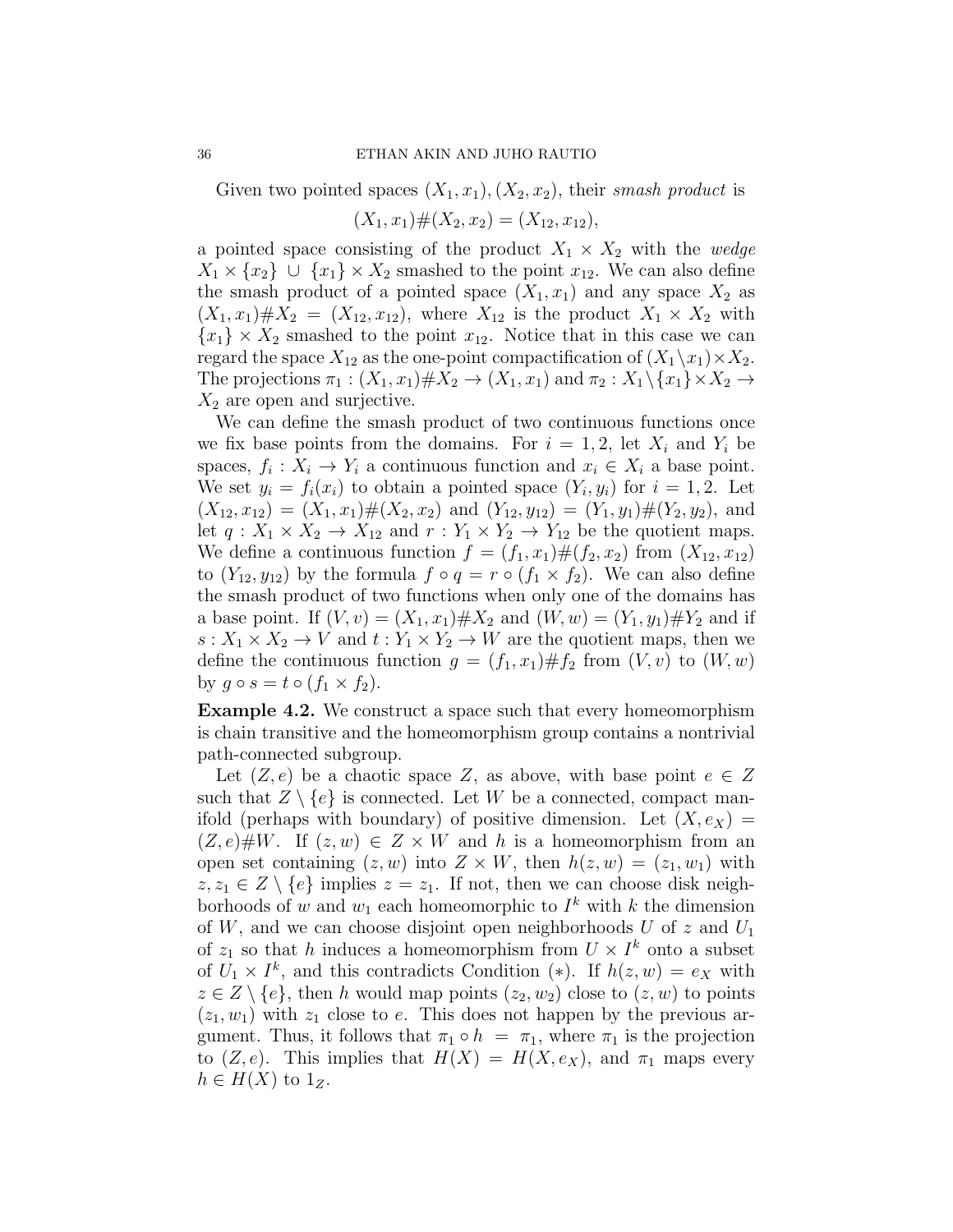Given two pointed spaces $(X_1, x_1), (X_2, x_2)$, their *smash product* is

$$(X_1, x_1)\#(X_2, x_2) = (X_{12}, x_{12}),$$

a pointed space consisting of the product $X_1 \times X_2$ with the *wedge* $X_1 \times \{x_2\} \cup \{x_1\} \times X_2$ smashed to the point $x_{12}$. We can also define the smash product of a pointed space $(X_1, x_1)$ and any space $X_2$ as $(X_1, x_1)\#X_2 = (X_{12}, x_{12})$, where $X_{12}$ is the product $X_1 \times X_2$ with $\{x_1\} \times X_2$ smashed to the point $x_{12}$. Notice that in this case we can regard the space $X_{12}$ as the one-point compactification of $(X_1 \setminus x_1) \times X_2$. The projections $\pi_1 : (X_1, x_1)\#X_2 \to (X_1, x_1)$ and $\pi_2 : X_1 \setminus \{x_1\} \times X_2 \to X_2$ are open and surjective.

We can define the smash product of two continuous functions once we fix base points from the domains. For $i = 1, 2$, let $X_i$ and $Y_i$ be spaces, $f_i : X_i \to Y_i$ a continuous function and $x_i \in X_i$ a base point. We set $y_i = f_i(x_i)$ to obtain a pointed space $(Y_i, y_i)$ for $i = 1, 2$. Let $(X_{12}, x_{12}) = (X_1, x_1)\#(X_2, x_2)$ and $(Y_{12}, y_{12}) = (Y_1, y_1)\#(Y_2, y_2)$, and let $q : X_1 \times X_2 \to X_{12}$ and $r : Y_1 \times Y_2 \to Y_{12}$ be the quotient maps. We define a continuous function $f = (f_1, x_1)\#(f_2, x_2)$ from $(X_{12}, x_{12})$ to $(Y_{12}, y_{12})$ by the formula $f \circ q = r \circ (f_1 \times f_2)$. We can also define the smash product of two functions when only one of the domains has a base point. If $(V, v) = (X_1, x_1)\#X_2$ and $(W, w) = (Y_1, y_1)\#Y_2$ and if $s : X_1 \times X_2 \to V$ and $t : Y_1 \times Y_2 \to W$ are the quotient maps, then we define the continuous function $g = (f_1, x_1)\#f_2$ from $(V, v)$ to $(W, w)$ by $g \circ s = t \circ (f_1 \times f_2)$.

**Example 4.2.** We construct a space such that every homeomorphism is chain transitive and the homeomorphism group contains a nontrivial path-connected subgroup.

Let $(Z, e)$ be a chaotic space $Z$, as above, with base point $e \in Z$ such that $Z \setminus \{e\}$ is connected. Let $W$ be a connected, compact manifold (perhaps with boundary) of positive dimension. Let $(X, e_X) = (Z, e)\#W$. If $(z, w) \in Z \times W$ and $h$ is a homeomorphism from an open set containing $(z, w)$ into $Z \times W$, then $h(z, w) = (z_1, w_1)$ with $z, z_1 \in Z \setminus \{e\}$ implies $z = z_1$. If not, then we can choose disk neighborhoods of $w$ and $w_1$ each homeomorphic to $I^k$ with $k$ the dimension of $W$, and we can choose disjoint open neighborhoods $U$ of $z$ and $U_1$ of $z_1$ so that $h$ induces a homeomorphism from $U \times I^k$ onto a subset of $U_1 \times I^k$, and this contradicts Condition $(*)$. If $h(z, w) = e_X$ with $z \in Z \setminus \{e\}$, then $h$ would map points $(z_2, w_2)$ close to $(z, w)$ to points $(z_1, w_1)$ with $z_1$ close to $e$. This does not happen by the previous argument. Thus, it follows that $\pi_1 \circ h = \pi_1$, where $\pi_1$ is the projection to $(Z, e)$. This implies that $H(X) = H(X, e_X)$, and $\pi_1$ maps every $h \in H(X)$ to $1_Z$.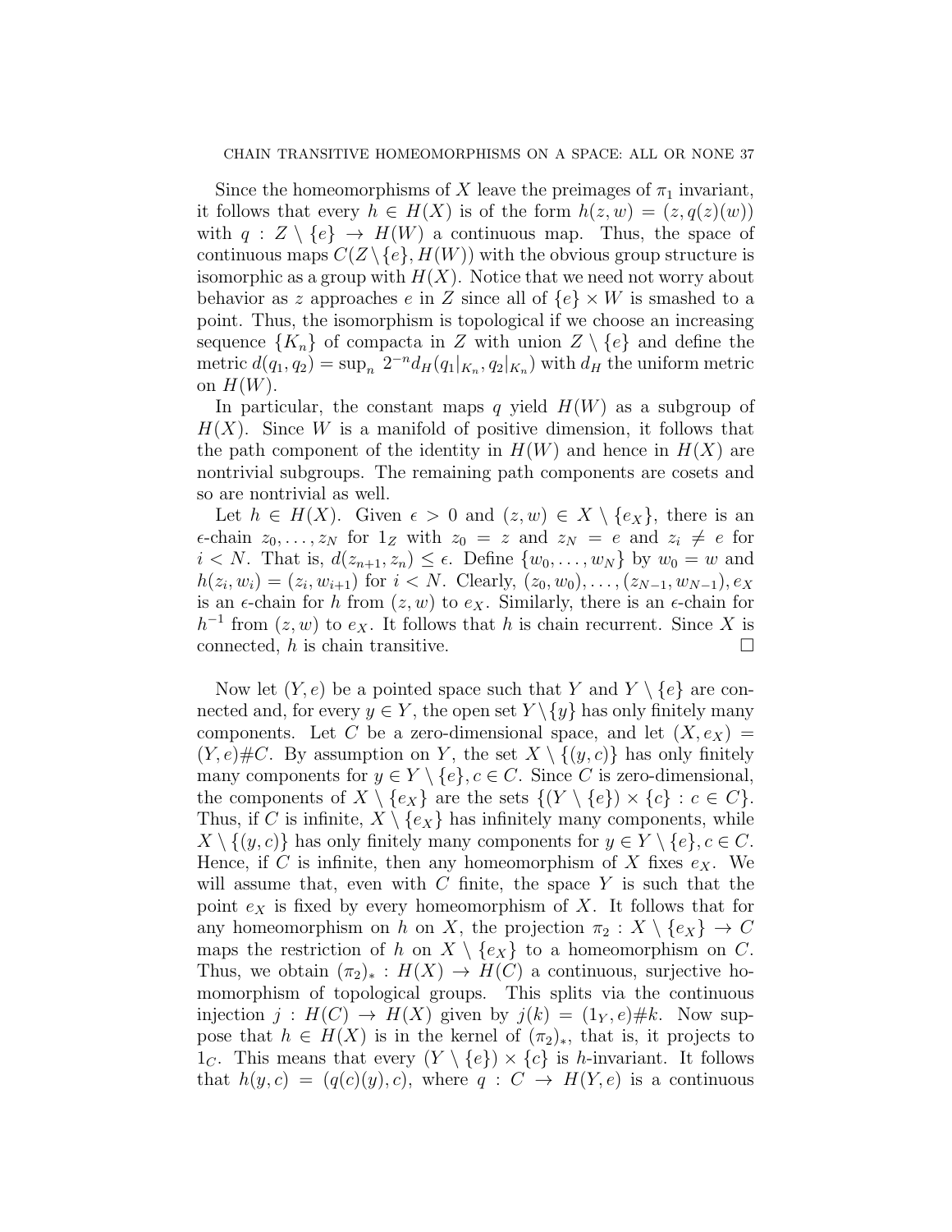Since the homeomorphisms of $X$ leave the preimages of $\pi_1$ invariant, it follows that every $h \in H(X)$ is of the form $h(z,w) = (z, q(z)(w))$ with $q : Z \setminus \{e\} \to H(W)$ a continuous map. Thus, the space of continuous maps $C(Z \setminus \{e\}, H(W))$ with the obvious group structure is isomorphic as a group with $H(X)$. Notice that we need not worry about behavior as $z$ approaches $e$ in $Z$ since all of $\{e\} \times W$ is smashed to a point. Thus, the isomorphism is topological if we choose an increasing sequence $\{K_n\}$ of compacta in $Z$ with union $Z \setminus \{e\}$ and define the metric $d(q_1, q_2) = \sup_n 2^{-n} d_H(q_1|_{K_n}, q_2|_{K_n})$ with $d_H$ the uniform metric on $H(W)$.

In particular, the constant maps $q$ yield $H(W)$ as a subgroup of $H(X)$. Since $W$ is a manifold of positive dimension, it follows that the path component of the identity in $H(W)$ and hence in $H(X)$ are nontrivial subgroups. The remaining path components are cosets and so are nontrivial as well.

Let $h \in H(X)$. Given $\epsilon > 0$ and $(z,w) \in X \setminus \{e_X\}$, there is an $\epsilon$-chain $z_0, \dots, z_N$ for $1_Z$ with $z_0 = z$ and $z_N = e$ and $z_i \neq e$ for $i < N$. That is, $d(z_{n+1}, z_n) \leq \epsilon$. Define $\{w_0, \dots, w_N\}$ by $w_0 = w$ and $h(z_i, w_i) = (z_i, w_{i+1})$ for $i < N$. Clearly, $(z_0, w_0), \dots, (z_{N-1}, w_{N-1}), e_X$ is an $\epsilon$-chain for $h$ from $(z,w)$ to $e_X$. Similarly, there is an $\epsilon$-chain for $h^{-1}$ from $(z,w)$ to $e_X$. It follows that $h$ is chain recurrent. Since $X$ is connected, $h$ is chain transitive. $\square$

Now let $(Y, e)$ be a pointed space such that $Y$ and $Y \setminus \{e\}$ are connected and, for every $y \in Y$, the open set $Y \setminus \{y\}$ has only finitely many components. Let $C$ be a zero-dimensional space, and let $(X, e_X) = (Y, e)\#C$. By assumption on $Y$, the set $X \setminus \{(y,c)\}$ has only finitely many components for $y \in Y \setminus \{e\}, c \in C$. Since $C$ is zero-dimensional, the components of $X \setminus \{e_X\}$ are the sets $\{(Y \setminus \{e\}) \times \{c\} : c \in C\}$. Thus, if $C$ is infinite, $X \setminus \{e_X\}$ has infinitely many components, while $X \setminus \{(y,c)\}$ has only finitely many components for $y \in Y \setminus \{e\}, c \in C$. Hence, if $C$ is infinite, then any homeomorphism of $X$ fixes $e_X$. We will assume that, even with $C$ finite, the space $Y$ is such that the point $e_X$ is fixed by every homeomorphism of $X$. It follows that for any homeomorphism on $h$ on $X$, the projection $\pi_2 : X \setminus \{e_X\} \to C$ maps the restriction of $h$ on $X \setminus \{e_X\}$ to a homeomorphism on $C$. Thus, we obtain $(\pi_2)_* : H(X) \to H(C)$ a continuous, surjective homomorphism of topological groups. This splits via the continuous injection $j : H(C) \to H(X)$ given by $j(k) = (1_Y, e)\#k$. Now suppose that $h \in H(X)$ is in the kernel of $(\pi_2)_*$, that is, it projects to $1_C$. This means that every $(Y \setminus \{e\}) \times \{c\}$ is $h$-invariant. It follows that $h(y,c) = (q(c)(y), c)$, where $q : C \to H(Y, e)$ is a continuous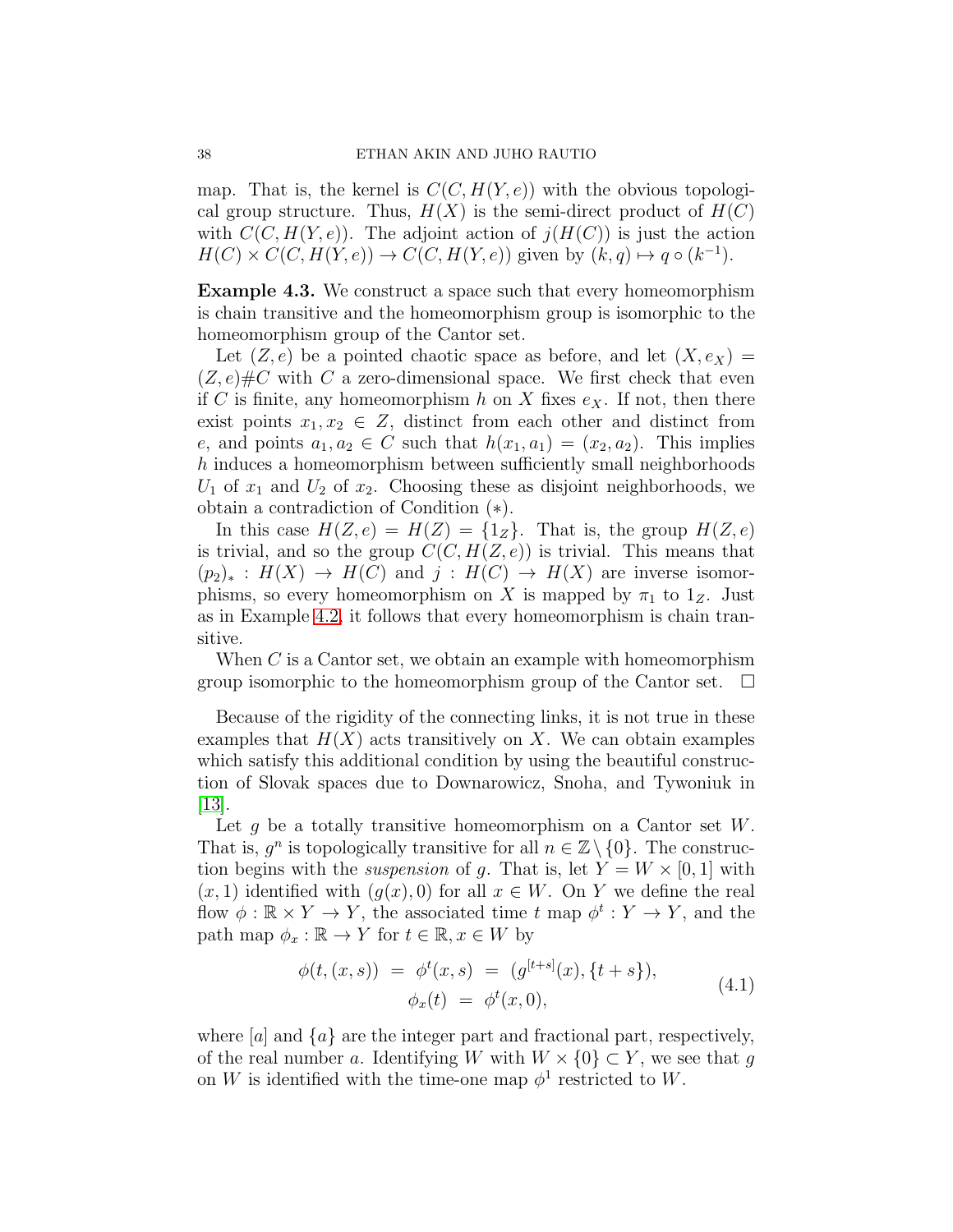map. That is, the kernel is $C(C, H(Y,e))$ with the obvious topological group structure. Thus, $H(X)$ is the semi-direct product of $H(C)$ with $C(C, H(Y,e))$. The adjoint action of $j(H(C))$ is just the action $H(C) \times C(C, H(Y,e)) \to C(C, H(Y,e))$ given by $(k,q) \mapsto q \circ (k^{-1})$.

**Example 4.3.** We construct a space such that every homeomorphism is chain transitive and the homeomorphism group is isomorphic to the homeomorphism group of the Cantor set.

Let $(Z, e)$ be a pointed chaotic space as before, and let $(X, e_X) = (Z, e)\#C$ with $C$ a zero-dimensional space. We first check that even if $C$ is finite, any homeomorphism $h$ on $X$ fixes $e_X$. If not, then there exist points $x_1, x_2 \in Z$, distinct from each other and distinct from $e$, and points $a_1, a_2 \in C$ such that $h(x_1, a_1) = (x_2, a_2)$. This implies $h$ induces a homeomorphism between sufficiently small neighborhoods $U_1$ of $x_1$ and $U_2$ of $x_2$. Choosing these as disjoint neighborhoods, we obtain a contradiction of Condition $(*)$.

In this case $H(Z, e) = H(Z) = \{1_Z\}$. That is, the group $H(Z, e)$ is trivial, and so the group $C(C, H(Z, e))$ is trivial. This means that $(p_2)_* : H(X) \to H(C)$ and $j : H(C) \to H(X)$ are inverse isomorphisms, so every homeomorphism on $X$ is mapped by $\pi_1$ to $1_Z$. Just as in Example 4.2, it follows that every homeomorphism is chain transitive.

When $C$ is a Cantor set, we obtain an example with homeomorphism group isomorphic to the homeomorphism group of the Cantor set. $\square$

Because of the rigidity of the connecting links, it is not true in these examples that $H(X)$ acts transitively on $X$. We can obtain examples which satisfy this additional condition by using the beautiful construction of Slovak spaces due to Downarowicz, Snoha, and Tywoniuk in [13].

Let $g$ be a totally transitive homeomorphism on a Cantor set $W$. That is, $g^n$ is topologically transitive for all $n \in \mathbb{Z} \setminus \{0\}$. The construction begins with the *suspension* of $g$. That is, let $Y = W \times [0,1]$ with $(x, 1)$ identified with $(g(x), 0)$ for all $x \in W$. On $Y$ we define the real flow $\phi : \mathbb{R} \times Y \to Y$, the associated time $t$ map $\phi^t : Y \to Y$, and the path map $\phi_x : \mathbb{R} \to Y$ for $t \in \mathbb{R}, x \in W$ by

$$
\begin{aligned}
\phi(t,(x,s)) \;&=\; \phi^t(x,s) \;=\; (g^{[t+s]}(x), \{t+s\}), \\
\phi_x(t) \;&=\; \phi^t(x,0),
\end{aligned}
\tag{4.1}
$$

where $[a]$ and $\{a\}$ are the integer part and fractional part, respectively, of the real number $a$. Identifying $W$ with $W \times \{0\} \subset Y$, we see that $g$ on $W$ is identified with the time-one map $\phi^1$ restricted to $W$.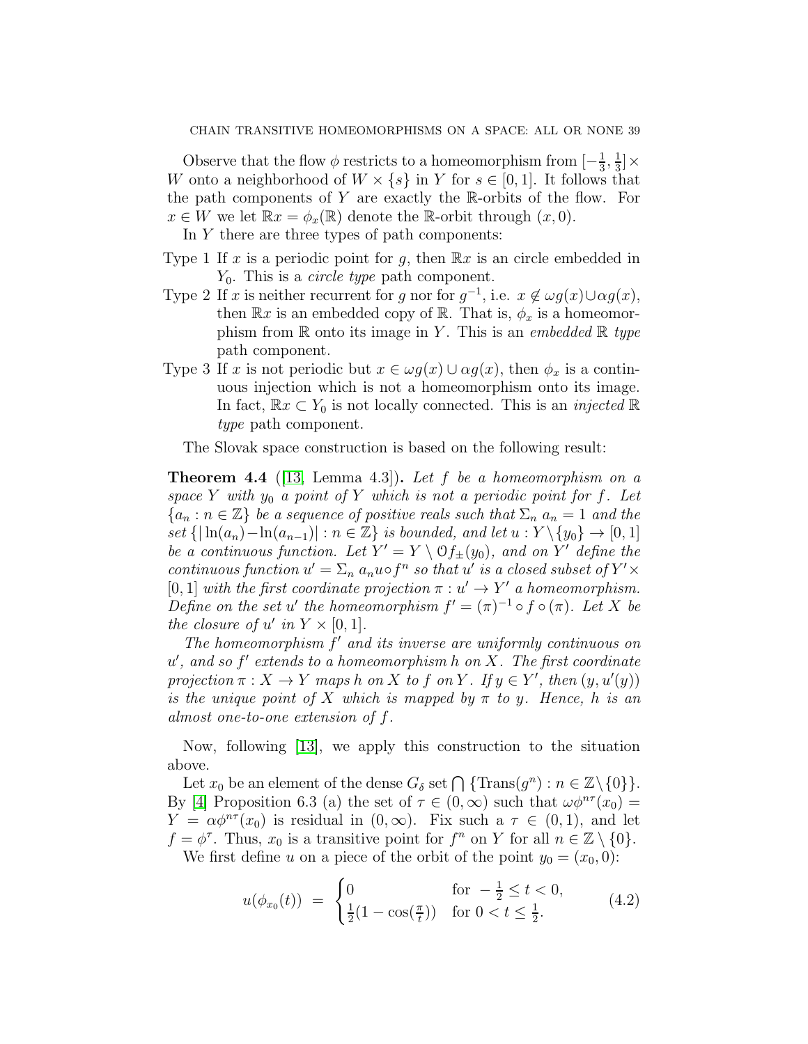Observe that the flow $\phi$ restricts to a homeomorphism from $[-\frac{1}{3}, \frac{1}{3}] \times W$ onto a neighborhood of $W \times \{s\}$ in $Y$ for $s \in [0, 1]$. It follows that the path components of $Y$ are exactly the $\mathbb{R}$-orbits of the flow. For $x \in W$ we let $\mathbb{R}x = \phi_x(\mathbb{R})$ denote the $\mathbb{R}$-orbit through $(x, 0)$.

In $Y$ there are three types of path components:

- Type 1 If $x$ is a periodic point for $g$, then $\mathbb{R}x$ is an circle embedded in $Y_0$. This is a *circle type* path component.
- Type 2 If $x$ is neither recurrent for $g$ nor for $g^{-1}$, i.e. $x \notin \omega g(x) \cup \alpha g(x)$, then $\mathbb{R}x$ is an embedded copy of $\mathbb{R}$. That is, $\phi_x$ is a homeomorphism from $\mathbb{R}$ onto its image in $Y$. This is an *embedded* $\mathbb{R}$ *type* path component.
- Type 3 If $x$ is not periodic but $x \in \omega g(x) \cup \alpha g(x)$, then $\phi_x$ is a continuous injection which is not a homeomorphism onto its image. In fact, $\mathbb{R}x \subset Y_0$ is not locally connected. This is an *injected* $\mathbb{R}$ *type* path component.

The Slovak space construction is based on the following result:

**Theorem 4.4** ([13, Lemma 4.3]). *Let $f$ be a homeomorphism on a space $Y$ with $y_0$ a point of $Y$ which is not a periodic point for $f$. Let $\{a_n : n \in \mathbb{Z}\}$ be a sequence of positive reals such that $\Sigma_n\, a_n = 1$ and the set $\{|\ln(a_n) - \ln(a_{n-1})| : n \in \mathbb{Z}\}$ is bounded, and let $u : Y \setminus \{y_0\} \to [0, 1]$ be a continuous function. Let $Y' = Y \setminus \mathcal{O}f_{\pm}(y_0)$, and on $Y'$ define the continuous function $u' = \Sigma_n\, a_n u \circ f^n$ so that $u'$ is a closed subset of $Y' \times [0, 1]$ with the first coordinate projection $\pi : u' \to Y'$ a homeomorphism. Define on the set $u'$ the homeomorphism $f' = (\pi)^{-1} \circ f \circ (\pi)$. Let $X$ be the closure of $u'$ in $Y \times [0, 1]$.*

*The homeomorphism $f'$ and its inverse are uniformly continuous on $u'$, and so $f'$ extends to a homeomorphism $h$ on $X$. The first coordinate projection $\pi : X \to Y$ maps $h$ on $X$ to $f$ on $Y$. If $y \in Y'$, then $(y, u'(y))$ is the unique point of $X$ which is mapped by $\pi$ to $y$. Hence, $h$ is an almost one-to-one extension of $f$.*

Now, following [13], we apply this construction to the situation above.

Let $x_0$ be an element of the dense $G_\delta$ set $\bigcap \{\mathrm{Trans}(g^n) : n \in \mathbb{Z} \setminus \{0\}\}$. By [4] Proposition 6.3 (a) the set of $\tau \in (0, \infty)$ such that $\omega\phi^{n\tau}(x_0) = Y = \alpha\phi^{n\tau}(x_0)$ is residual in $(0, \infty)$. Fix such a $\tau \in (0, 1)$, and let $f = \phi^\tau$. Thus, $x_0$ is a transitive point for $f^n$ on $Y$ for all $n \in \mathbb{Z} \setminus \{0\}$.

We first define $u$ on a piece of the orbit of the point $y_0 = (x_0, 0)$:

$$u(\phi_{x_0}(t)) \;=\; \begin{cases} 0 & \text{for } -\frac{1}{2} \le t < 0, \\ \frac{1}{2}(1 - \cos(\frac{\pi}{t})) & \text{for } 0 < t \le \frac{1}{2}. \end{cases} \tag{4.2}$$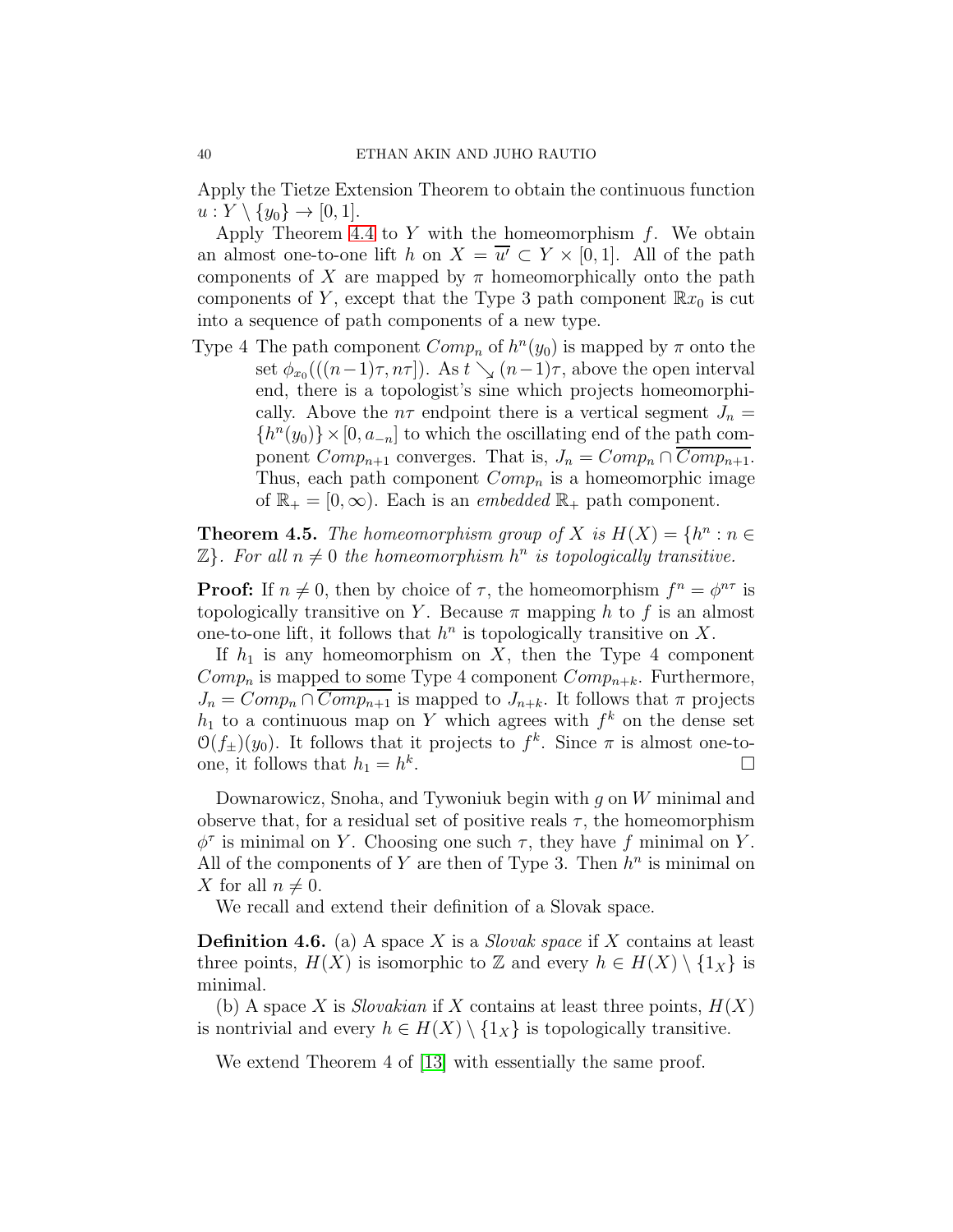Apply the Tietze Extension Theorem to obtain the continuous function $u : Y \setminus \{y_0\} \to [0, 1]$.

Apply Theorem 4.4 to $Y$ with the homeomorphism $f$. We obtain an almost one-to-one lift $h$ on $X = \overline{u'} \subset Y \times [0, 1]$. All of the path components of $X$ are mapped by $\pi$ homeomorphically onto the path components of $Y$, except that the Type 3 path component $\mathbb{R}x_0$ is cut into a sequence of path components of a new type.

Type 4 The path component $Comp_n$ of $h^n(y_0)$ is mapped by $\pi$ onto the set $\phi_{x_0}(((n-1)\tau, n\tau])$. As $t \searrow (n-1)\tau$, above the open interval end, there is a topologist's sine which projects homeomorphically. Above the $n\tau$ endpoint there is a vertical segment $J_n = \{h^n(y_0)\} \times [0, a_{-n}]$ to which the oscillating end of the path component $Comp_{n+1}$ converges. That is, $J_n = Comp_n \cap \overline{Comp_{n+1}}$. Thus, each path component $Comp_n$ is a homeomorphic image of $\mathbb{R}_+ = [0, \infty)$. Each is an *embedded* $\mathbb{R}_+$ path component.

**Theorem 4.5.** *The homeomorphism group of $X$ is $H(X) = \{h^n : n \in \mathbb{Z}\}$. For all $n \neq 0$ the homeomorphism $h^n$ is topologically transitive.*

**Proof:** If $n \neq 0$, then by choice of $\tau$, the homeomorphism $f^n = \phi^{n\tau}$ is topologically transitive on $Y$. Because $\pi$ mapping $h$ to $f$ is an almost one-to-one lift, it follows that $h^n$ is topologically transitive on $X$.

If $h_1$ is any homeomorphism on $X$, then the Type 4 component $Comp_n$ is mapped to some Type 4 component $Comp_{n+k}$. Furthermore, $J_n = Comp_n \cap \overline{Comp_{n+1}}$ is mapped to $J_{n+k}$. It follows that $\pi$ projects $h_1$ to a continuous map on $Y$ which agrees with $f^k$ on the dense set $\mathcal{O}(f_\pm)(y_0)$. It follows that it projects to $f^k$. Since $\pi$ is almost one-to-one, it follows that $h_1 = h^k$. $\square$

Downarowicz, Snoha, and Tywoniuk begin with $g$ on $W$ minimal and observe that, for a residual set of positive reals $\tau$, the homeomorphism $\phi^\tau$ is minimal on $Y$. Choosing one such $\tau$, they have $f$ minimal on $Y$. All of the components of $Y$ are then of Type 3. Then $h^n$ is minimal on $X$ for all $n \neq 0$.

We recall and extend their definition of a Slovak space.

**Definition 4.6.** (a) A space $X$ is a *Slovak space* if $X$ contains at least three points, $H(X)$ is isomorphic to $\mathbb{Z}$ and every $h \in H(X) \setminus \{1_X\}$ is minimal.

(b) A space $X$ is *Slovakian* if $X$ contains at least three points, $H(X)$ is nontrivial and every $h \in H(X) \setminus \{1_X\}$ is topologically transitive.

We extend Theorem 4 of [13] with essentially the same proof.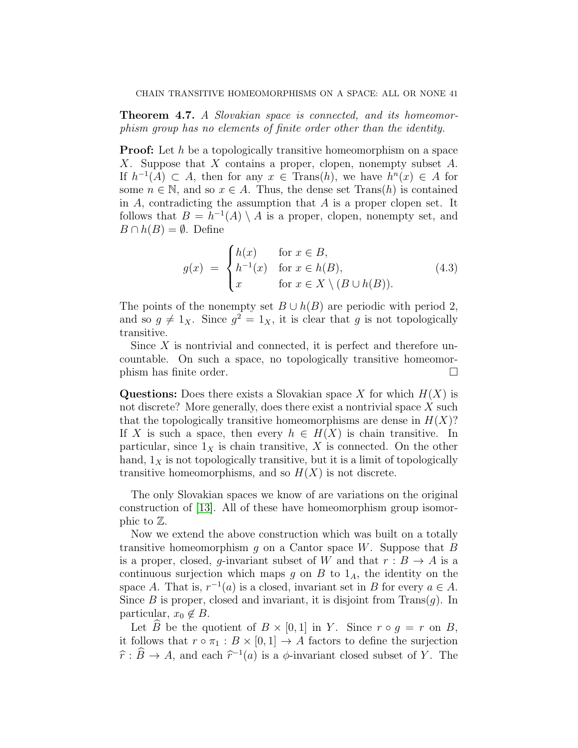**Theorem 4.7.** *A Slovakian space is connected, and its homeomorphism group has no elements of finite order other than the identity.*

**Proof:** Let $h$ be a topologically transitive homeomorphism on a space $X$. Suppose that $X$ contains a proper, clopen, nonempty subset $A$. If $h^{-1}(A) \subset A$, then for any $x \in \text{Trans}(h)$, we have $h^n(x) \in A$ for some $n \in \mathbb{N}$, and so $x \in A$. Thus, the dense set $\text{Trans}(h)$ is contained in $A$, contradicting the assumption that $A$ is a proper clopen set. It follows that $B = h^{-1}(A) \setminus A$ is a proper, clopen, nonempty set, and $B \cap h(B) = \emptyset$. Define

$$g(x) \ = \ \begin{cases} h(x) & \text{for } x \in B, \\ h^{-1}(x) & \text{for } x \in h(B), \\ x & \text{for } x \in X \setminus (B \cup h(B)). \end{cases} \tag{4.3}$$

The points of the nonempty set $B \cup h(B)$ are periodic with period 2, and so $g \neq 1_X$. Since $g^2 = 1_X$, it is clear that $g$ is not topologically transitive.

Since $X$ is nontrivial and connected, it is perfect and therefore uncountable. On such a space, no topologically transitive homeomorphism has finite order. $\square$

**Questions:** Does there exists a Slovakian space $X$ for which $H(X)$ is not discrete? More generally, does there exist a nontrivial space $X$ such that the topologically transitive homeomorphisms are dense in $H(X)$? If $X$ is such a space, then every $h \in H(X)$ is chain transitive. In particular, since $1_X$ is chain transitive, $X$ is connected. On the other hand, $1_X$ is not topologically transitive, but it is a limit of topologically transitive homeomorphisms, and so $H(X)$ is not discrete.

The only Slovakian spaces we know of are variations on the original construction of [13]. All of these have homeomorphism group isomorphic to $\mathbb{Z}$.

Now we extend the above construction which was built on a totally transitive homeomorphism $g$ on a Cantor space $W$. Suppose that $B$ is a proper, closed, $g$-invariant subset of $W$ and that $r : B \to A$ is a continuous surjection which maps $g$ on $B$ to $1_A$, the identity on the space $A$. That is, $r^{-1}(a)$ is a closed, invariant set in $B$ for every $a \in A$. Since $B$ is proper, closed and invariant, it is disjoint from $\text{Trans}(g)$. In particular, $x_0 \notin B$.

Let $\widehat{B}$ be the quotient of $B \times [0, 1]$ in $Y$. Since $r \circ g = r$ on $B$, it follows that $r \circ \pi_1 : B \times [0, 1] \to A$ factors to define the surjection $\widehat{r} : \widehat{B} \to A$, and each $\widehat{r}^{-1}(a)$ is a $\phi$-invariant closed subset of $Y$. The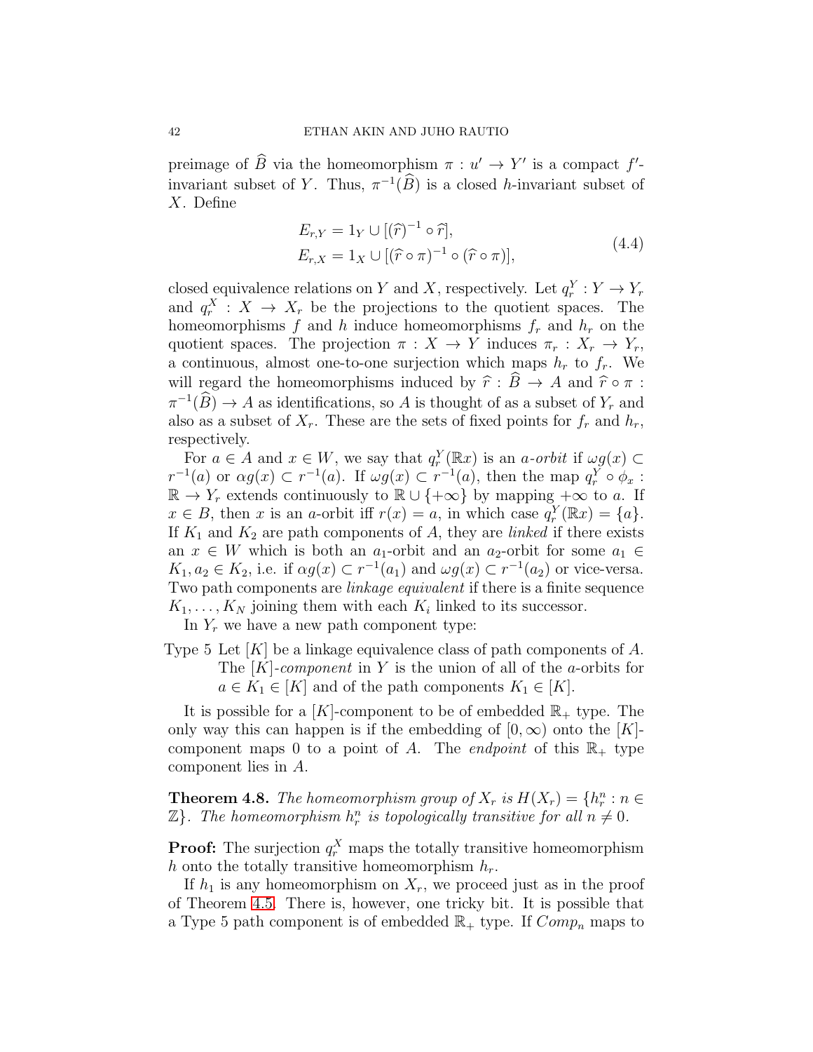preimage of $\widehat{B}$ via the homeomorphism $\pi : u' \to Y'$ is a compact $f'$-invariant subset of $Y$. Thus, $\pi^{-1}(\widehat{B})$ is a closed $h$-invariant subset of $X$. Define

$$
\begin{aligned}
E_{r,Y} &= 1_Y \cup [(\widehat{r})^{-1} \circ \widehat{r}], \\
E_{r,X} &= 1_X \cup [(\widehat{r} \circ \pi)^{-1} \circ (\widehat{r} \circ \pi)],
\end{aligned}
\tag{4.4}
$$

closed equivalence relations on $Y$ and $X$, respectively. Let $q_r^Y : Y \to Y_r$ and $q_r^X : X \to X_r$ be the projections to the quotient spaces. The homeomorphisms $f$ and $h$ induce homeomorphisms $f_r$ and $h_r$ on the quotient spaces. The projection $\pi : X \to Y$ induces $\pi_r : X_r \to Y_r$, a continuous, almost one-to-one surjection which maps $h_r$ to $f_r$. We will regard the homeomorphisms induced by $\widehat{r} : \widehat{B} \to A$ and $\widehat{r} \circ \pi : \pi^{-1}(\widehat{B}) \to A$ as identifications, so $A$ is thought of as a subset of $Y_r$ and also as a subset of $X_r$. These are the sets of fixed points for $f_r$ and $h_r$, respectively.

For $a \in A$ and $x \in W$, we say that $q_r^Y(\mathbb{R}x)$ is an *$a$-orbit* if $\omega g(x) \subset r^{-1}(a)$ or $\alpha g(x) \subset r^{-1}(a)$. If $\omega g(x) \subset r^{-1}(a)$, then the map $q_r^Y \circ \phi_x : \mathbb{R} \to Y_r$ extends continuously to $\mathbb{R} \cup \{+\infty\}$ by mapping $+\infty$ to $a$. If $x \in B$, then $x$ is an $a$-orbit iff $r(x) = a$, in which case $q_r^Y(\mathbb{R}x) = \{a\}$. If $K_1$ and $K_2$ are path components of $A$, they are *linked* if there exists an $x \in W$ which is both an $a_1$-orbit and an $a_2$-orbit for some $a_1 \in K_1, a_2 \in K_2$, i.e. if $\alpha g(x) \subset r^{-1}(a_1)$ and $\omega g(x) \subset r^{-1}(a_2)$ or vice-versa. Two path components are *linkage equivalent* if there is a finite sequence $K_1, \dots, K_N$ joining them with each $K_i$ linked to its successor.

In $Y_r$ we have a new path component type:

Type 5 Let $[K]$ be a linkage equivalence class of path components of $A$. The *$[K]$-component* in $Y$ is the union of all of the $a$-orbits for $a \in K_1 \in [K]$ and of the path components $K_1 \in [K]$.

It is possible for a $[K]$-component to be of embedded $\mathbb{R}_+$ type. The only way this can happen is if the embedding of $[0, \infty)$ onto the $[K]$-component maps 0 to a point of $A$. The *endpoint* of this $\mathbb{R}_+$ type component lies in $A$.

**Theorem 4.8.** *The homeomorphism group of $X_r$ is $H(X_r) = \{h_r^n : n \in \mathbb{Z}\}$. The homeomorphism $h_r^n$ is topologically transitive for all $n \neq 0$.*

**Proof:** The surjection $q_r^X$ maps the totally transitive homeomorphism $h$ onto the totally transitive homeomorphism $h_r$.

If $h_1$ is any homeomorphism on $X_r$, we proceed just as in the proof of Theorem 4.5. There is, however, one tricky bit. It is possible that a Type 5 path component is of embedded $\mathbb{R}_+$ type. If $Comp_n$ maps to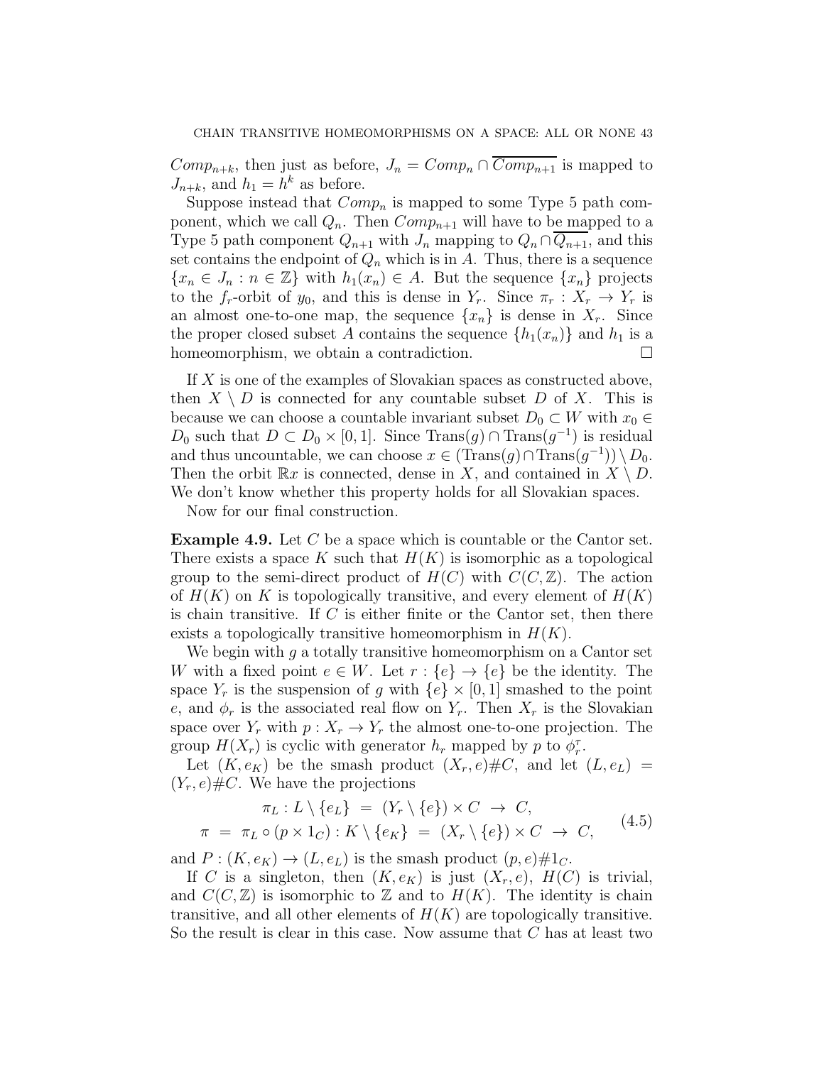$Comp_{n+k}$, then just as before, $J_n = Comp_n \cap \overline{Comp_{n+1}}$ is mapped to $J_{n+k}$, and $h_1 = h^k$ as before.

Suppose instead that $Comp_n$ is mapped to some Type 5 path component, which we call $Q_n$. Then $Comp_{n+1}$ will have to be mapped to a Type 5 path component $Q_{n+1}$ with $J_n$ mapping to $Q_n \cap \overline{Q_{n+1}}$, and this set contains the endpoint of $Q_n$ which is in $A$. Thus, there is a sequence $\{x_n \in J_n : n \in \mathbb{Z}\}$ with $h_1(x_n) \in A$. But the sequence $\{x_n\}$ projects to the $f_r$-orbit of $y_0$, and this is dense in $Y_r$. Since $\pi_r : X_r \to Y_r$ is an almost one-to-one map, the sequence $\{x_n\}$ is dense in $X_r$. Since the proper closed subset $A$ contains the sequence $\{h_1(x_n)\}$ and $h_1$ is a homeomorphism, we obtain a contradiction. $\square$

If $X$ is one of the examples of Slovakian spaces as constructed above, then $X \setminus D$ is connected for any countable subset $D$ of $X$. This is because we can choose a countable invariant subset $D_0 \subset W$ with $x_0 \in D_0$ such that $D \subset D_0 \times [0,1]$. Since $\text{Trans}(g) \cap \text{Trans}(g^{-1})$ is residual and thus uncountable, we can choose $x \in (\text{Trans}(g) \cap \text{Trans}(g^{-1})) \setminus D_0$. Then the orbit $\mathbb{R}x$ is connected, dense in $X$, and contained in $X \setminus D$. We don't know whether this property holds for all Slovakian spaces.

Now for our final construction.

**Example 4.9.** Let $C$ be a space which is countable or the Cantor set. There exists a space $K$ such that $H(K)$ is isomorphic as a topological group to the semi-direct product of $H(C)$ with $C(C, \mathbb{Z})$. The action of $H(K)$ on $K$ is topologically transitive, and every element of $H(K)$ is chain transitive. If $C$ is either finite or the Cantor set, then there exists a topologically transitive homeomorphism in $H(K)$.

We begin with $g$ a totally transitive homeomorphism on a Cantor set $W$ with a fixed point $e \in W$. Let $r : \{e\} \to \{e\}$ be the identity. The space $Y_r$ is the suspension of $g$ with $\{e\} \times [0,1]$ smashed to the point $e$, and $\phi_r$ is the associated real flow on $Y_r$. Then $X_r$ is the Slovakian space over $Y_r$ with $p : X_r \to Y_r$ the almost one-to-one projection. The group $H(X_r)$ is cyclic with generator $h_r$ mapped by $p$ to $\phi_r^\tau$.

Let $(K, e_K)$ be the smash product $(X_r, e)\#C$, and let $(L, e_L) = (Y_r, e)\#C$. We have the projections

$$
\begin{aligned}
\pi_L : L \setminus \{e_L\} \ &= \ (Y_r \setminus \{e\}) \times C \ \to \ C, \\
\pi \ = \ \pi_L \circ (p \times 1_C) : K \setminus \{e_K\} \ &= \ (X_r \setminus \{e\}) \times C \ \to \ C,
\end{aligned}
\tag{4.5}
$$

and $P : (K, e_K) \to (L, e_L)$ is the smash product $(p, e)\#1_C$.

If $C$ is a singleton, then $(K, e_K)$ is just $(X_r, e)$, $H(C)$ is trivial, and $C(C, \mathbb{Z})$ is isomorphic to $\mathbb{Z}$ and to $H(K)$. The identity is chain transitive, and all other elements of $H(K)$ are topologically transitive. So the result is clear in this case. Now assume that $C$ has at least two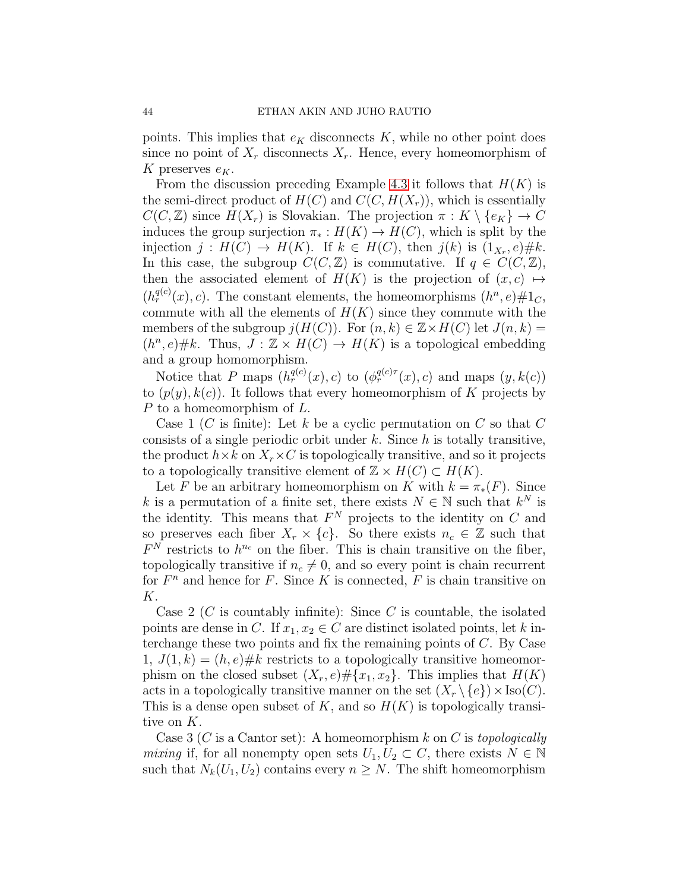points. This implies that $e_K$ disconnects $K$, while no other point does since no point of $X_r$ disconnects $X_r$. Hence, every homeomorphism of $K$ preserves $e_K$.

From the discussion preceding Example 4.3 it follows that $H(K)$ is the semi-direct product of $H(C)$ and $C(C, H(X_r))$, which is essentially $C(C, \mathbb{Z})$ since $H(X_r)$ is Slovakian. The projection $\pi : K \setminus \{e_K\} \to C$ induces the group surjection $\pi_* : H(K) \to H(C)$, which is split by the injection $j : H(C) \to H(K)$. If $k \in H(C)$, then $j(k)$ is $(1_{X_r}, e)\#k$. In this case, the subgroup $C(C, \mathbb{Z})$ is commutative. If $q \in C(C, \mathbb{Z})$, then the associated element of $H(K)$ is the projection of $(x, c) \mapsto (h_r^{q(c)}(x), c)$. The constant elements, the homeomorphisms $(h^n, e)\#1_C$, commute with all the elements of $H(K)$ since they commute with the members of the subgroup $j(H(C))$. For $(n, k) \in \mathbb{Z} \times H(C)$ let $J(n, k) = (h^n, e)\#k$. Thus, $J : \mathbb{Z} \times H(C) \to H(K)$ is a topological embedding and a group homomorphism.

Notice that $P$ maps $(h_r^{q(c)}(x), c)$ to $(\phi_r^{q(c)\tau}(x), c)$ and maps $(y, k(c))$ to $(p(y), k(c))$. It follows that every homeomorphism of $K$ projects by $P$ to a homeomorphism of $L$.

Case 1 ($C$ is finite): Let $k$ be a cyclic permutation on $C$ so that $C$ consists of a single periodic orbit under $k$. Since $h$ is totally transitive, the product $h \times k$ on $X_r \times C$ is topologically transitive, and so it projects to a topologically transitive element of $\mathbb{Z} \times H(C) \subset H(K)$.

Let $F$ be an arbitrary homeomorphism on $K$ with $k = \pi_*(F)$. Since $k$ is a permutation of a finite set, there exists $N \in \mathbb{N}$ such that $k^N$ is the identity. This means that $F^N$ projects to the identity on $C$ and so preserves each fiber $X_r \times \{c\}$. So there exists $n_c \in \mathbb{Z}$ such that $F^N$ restricts to $h^{n_c}$ on the fiber. This is chain transitive on the fiber, topologically transitive if $n_c \neq 0$, and so every point is chain recurrent for $F^n$ and hence for $F$. Since $K$ is connected, $F$ is chain transitive on $K$.

Case 2 ($C$ is countably infinite): Since $C$ is countable, the isolated points are dense in $C$. If $x_1, x_2 \in C$ are distinct isolated points, let $k$ interchange these two points and fix the remaining points of $C$. By Case 1, $J(1, k) = (h, e)\#k$ restricts to a topologically transitive homeomorphism on the closed subset $(X_r, e)\#\{x_1, x_2\}$. This implies that $H(K)$ acts in a topologically transitive manner on the set $(X_r \setminus \{e\}) \times \mathrm{Iso}(C)$. This is a dense open subset of $K$, and so $H(K)$ is topologically transitive on $K$.

Case 3 ($C$ is a Cantor set): A homeomorphism $k$ on $C$ is *topologically mixing* if, for all nonempty open sets $U_1, U_2 \subset C$, there exists $N \in \mathbb{N}$ such that $N_k(U_1, U_2)$ contains every $n \geq N$. The shift homeomorphism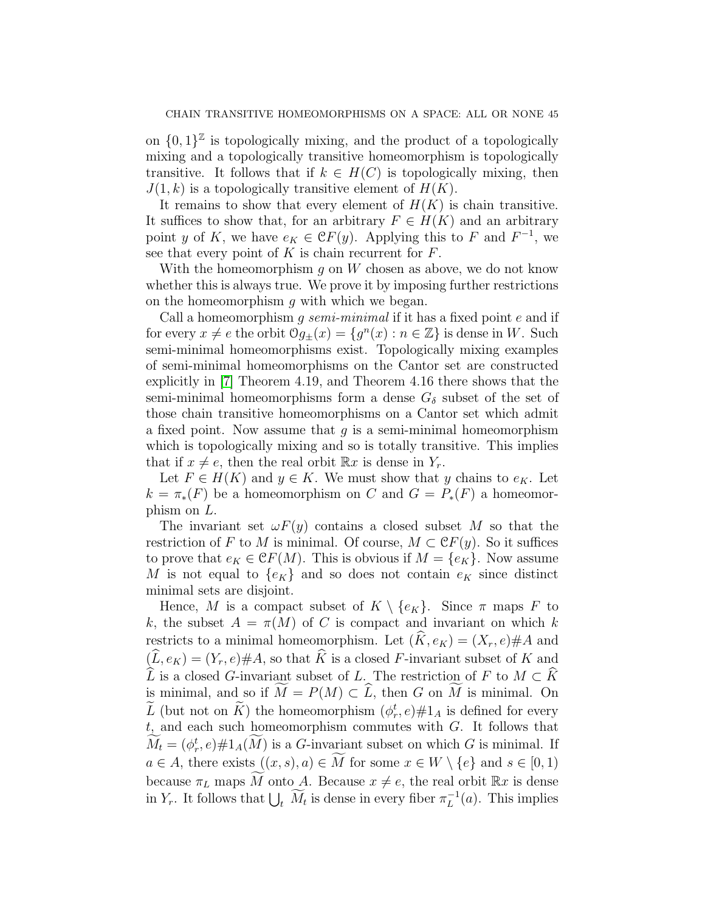on $\{0,1\}^{\mathbb{Z}}$ is topologically mixing, and the product of a topologically mixing and a topologically transitive homeomorphism is topologically transitive. It follows that if $k \in H(C)$ is topologically mixing, then $J(1,k)$ is a topologically transitive element of $H(K)$.

It remains to show that every element of $H(K)$ is chain transitive. It suffices to show that, for an arbitrary $F \in H(K)$ and an arbitrary point $y$ of $K$, we have $e_K \in \mathcal{C}F(y)$. Applying this to $F$ and $F^{-1}$, we see that every point of $K$ is chain recurrent for $F$.

With the homeomorphism $g$ on $W$ chosen as above, we do not know whether this is always true. We prove it by imposing further restrictions on the homeomorphism $g$ with which we began.

Call a homeomorphism $g$ *semi-minimal* if it has a fixed point $e$ and if for every $x \neq e$ the orbit $\mathcal{O}g_{\pm}(x) = \{g^n(x) : n \in \mathbb{Z}\}$ is dense in $W$. Such semi-minimal homeomorphisms exist. Topologically mixing examples of semi-minimal homeomorphisms on the Cantor set are constructed explicitly in [7] Theorem 4.19, and Theorem 4.16 there shows that the semi-minimal homeomorphisms form a dense $G_\delta$ subset of the set of those chain transitive homeomorphisms on a Cantor set which admit a fixed point. Now assume that $g$ is a semi-minimal homeomorphism which is topologically mixing and so is totally transitive. This implies that if $x \neq e$, then the real orbit $\mathbb{R}x$ is dense in $Y_r$.

Let $F \in H(K)$ and $y \in K$. We must show that $y$ chains to $e_K$. Let $k = \pi_*(F)$ be a homeomorphism on $C$ and $G = P_*(F)$ a homeomorphism on $L$.

The invariant set $\omega F(y)$ contains a closed subset $M$ so that the restriction of $F$ to $M$ is minimal. Of course, $M \subset \mathcal{C}F(y)$. So it suffices to prove that $e_K \in \mathcal{C}F(M)$. This is obvious if $M = \{e_K\}$. Now assume $M$ is not equal to $\{e_K\}$ and so does not contain $e_K$ since distinct minimal sets are disjoint.

Hence, $M$ is a compact subset of $K \setminus \{e_K\}$. Since $\pi$ maps $F$ to $k$, the subset $A = \pi(M)$ of $C$ is compact and invariant on which $k$ restricts to a minimal homeomorphism. Let $(\widehat{K}, e_K) = (X_r, e)\#A$ and $(\widehat{L}, e_K) = (Y_r, e)\#A$, so that $\widehat{K}$ is a closed $F$-invariant subset of $K$ and $\widehat{L}$ is a closed $G$-invariant subset of $L$. The restriction of $F$ to $M \subset \widehat{K}$ is minimal, and so if $\widetilde{M} = P(M) \subset \widehat{L}$, then $G$ on $\widetilde{M}$ is minimal. On $\widetilde{L}$ (but not on $\widetilde{K}$) the homeomorphism $(\phi_r^t, e)\#1_A$ is defined for every $t$, and each such homeomorphism commutes with $G$. It follows that $\widetilde{M}_t = (\phi_r^t, e)\#1_A(\widetilde{M})$ is a $G$-invariant subset on which $G$ is minimal. If $a \in A$, there exists $((x,s),a) \in \widetilde{M}$ for some $x \in W \setminus \{e\}$ and $s \in [0,1)$ because $\pi_L$ maps $\widetilde{M}$ onto $A$. Because $x \neq e$, the real orbit $\mathbb{R}x$ is dense in $Y_r$. It follows that $\bigcup_t \widetilde{M}_t$ is dense in every fiber $\pi_L^{-1}(a)$. This implies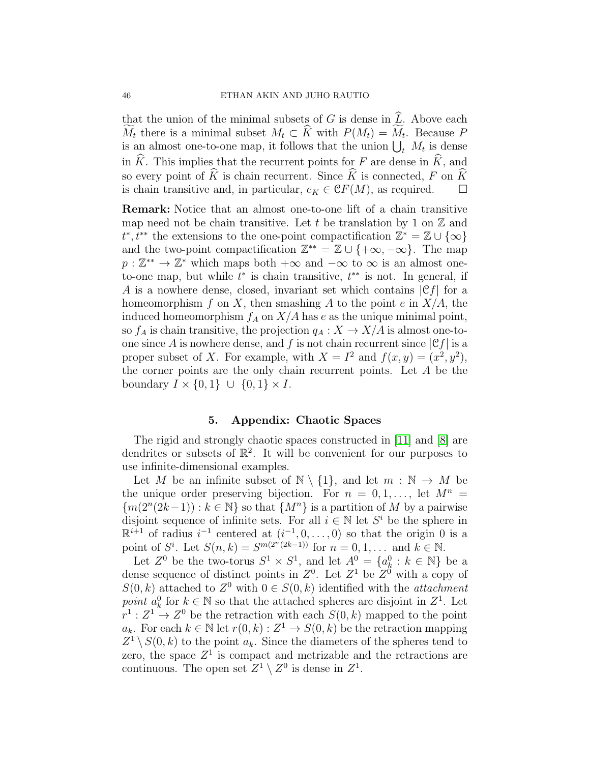that the union of the minimal subsets of $G$ is dense in $\widehat{L}$. Above each $\widetilde{M}_t$ there is a minimal subset $M_t \subset \widehat{K}$ with $P(M_t) = \widetilde{M}_t$. Because $P$ is an almost one-to-one map, it follows that the union $\bigcup_t \ M_t$ is dense in $\widehat{K}$. This implies that the recurrent points for $F$ are dense in $\widehat{K}$, and so every point of $\widehat{K}$ is chain recurrent. Since $\widehat{K}$ is connected, $F$ on $\widehat{K}$ is chain transitive and, in particular, $e_K \in \mathcal{C}F(M)$, as required. $\square$

**Remark:** Notice that an almost one-to-one lift of a chain transitive map need not be chain transitive. Let $t$ be translation by 1 on $\mathbb{Z}$ and $t^*, t^{**}$ the extensions to the one-point compactification $\mathbb{Z}^* = \mathbb{Z} \cup \{\infty\}$ and the two-point compactification $\mathbb{Z}^{**} = \mathbb{Z} \cup \{+\infty, -\infty\}$. The map $p : \mathbb{Z}^{**} \to \mathbb{Z}^*$ which maps both $+\infty$ and $-\infty$ to $\infty$ is an almost one-to-one map, but while $t^*$ is chain transitive, $t^{**}$ is not. In general, if $A$ is a nowhere dense, closed, invariant set which contains $|\mathcal{C}f|$ for a homeomorphism $f$ on $X$, then smashing $A$ to the point $e$ in $X/A$, the induced homeomorphism $f_A$ on $X/A$ has $e$ as the unique minimal point, so $f_A$ is chain transitive, the projection $q_A : X \to X/A$ is almost one-to-one since $A$ is nowhere dense, and $f$ is not chain recurrent since $|\mathcal{C}f|$ is a proper subset of $X$. For example, with $X = I^2$ and $f(x,y) = (x^2, y^2)$, the corner points are the only chain recurrent points. Let $A$ be the boundary $I \times \{0,1\} \ \cup \ \{0,1\} \times I$.

## 5. Appendix: Chaotic Spaces

The rigid and strongly chaotic spaces constructed in [11] and [8] are dendrites or subsets of $\mathbb{R}^2$. It will be convenient for our purposes to use infinite-dimensional examples.

Let $M$ be an infinite subset of $\mathbb{N} \setminus \{1\}$, and let $m : \mathbb{N} \to M$ be the unique order preserving bijection. For $n = 0, 1, \ldots,$ let $M^n = \{m(2^n(2k-1)) : k \in \mathbb{N}\}$ so that $\{M^n\}$ is a partition of $M$ by a pairwise disjoint sequence of infinite sets. For all $i \in \mathbb{N}$ let $S^i$ be the sphere in $\mathbb{R}^{i+1}$ of radius $i^{-1}$ centered at $(i^{-1}, 0, \ldots, 0)$ so that the origin 0 is a point of $S^i$. Let $S(n,k) = S^{m(2^n(2k-1))}$ for $n = 0, 1, \ldots$ and $k \in \mathbb{N}$.

Let $Z^0$ be the two-torus $S^1 \times S^1$, and let $A^0 = \{a^0_k : k \in \mathbb{N}\}$ be a dense sequence of distinct points in $Z^0$. Let $Z^1$ be $Z^0$ with a copy of $S(0,k)$ attached to $Z^0$ with $0 \in S(0,k)$ identified with the *attachment point* $a^0_k$ for $k \in \mathbb{N}$ so that the attached spheres are disjoint in $Z^1$. Let $r^1 : Z^1 \to Z^0$ be the retraction with each $S(0,k)$ mapped to the point $a_k$. For each $k \in \mathbb{N}$ let $r(0,k) : Z^1 \to S(0,k)$ be the retraction mapping $Z^1 \setminus S(0,k)$ to the point $a_k$. Since the diameters of the spheres tend to zero, the space $Z^1$ is compact and metrizable and the retractions are continuous. The open set $Z^1 \setminus Z^0$ is dense in $Z^1$.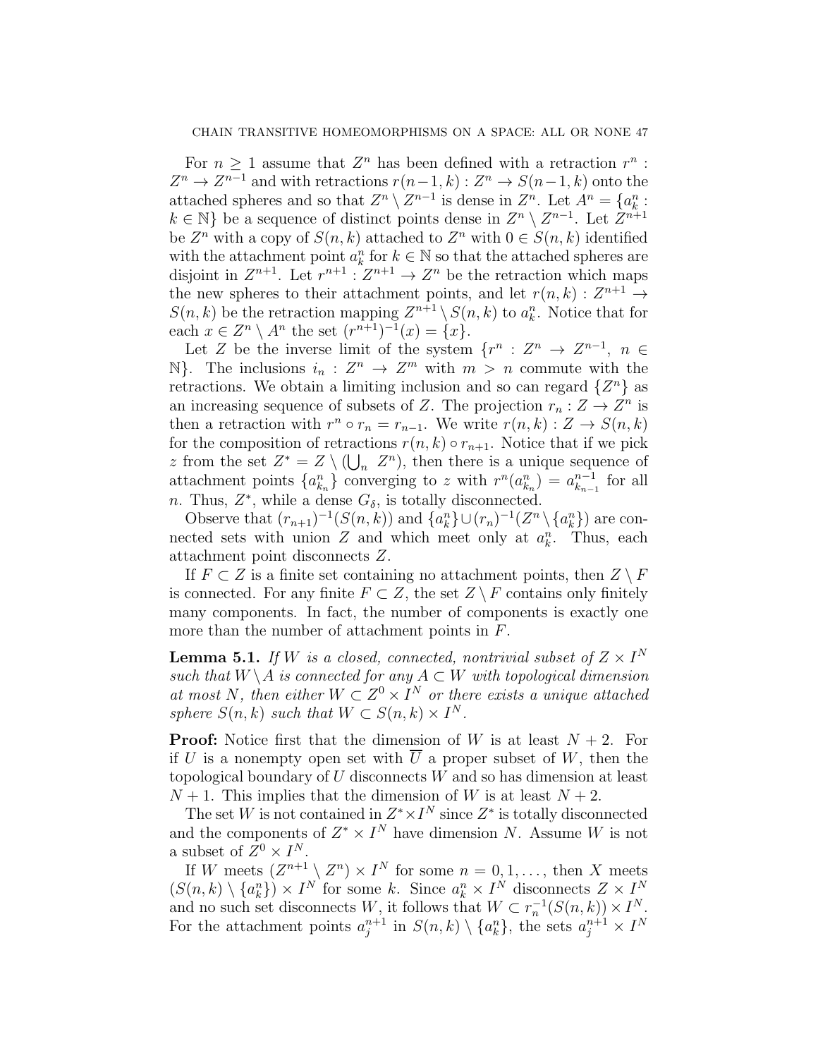For $n \geq 1$ assume that $Z^n$ has been defined with a retraction $r^n : Z^n \to Z^{n-1}$ and with retractions $r(n-1,k) : Z^n \to S(n-1,k)$ onto the attached spheres and so that $Z^n \setminus Z^{n-1}$ is dense in $Z^n$. Let $A^n = \{a^n_k : k \in \mathbb{N}\}$ be a sequence of distinct points dense in $Z^n \setminus Z^{n-1}$. Let $Z^{n+1}$ be $Z^n$ with a copy of $S(n,k)$ attached to $Z^n$ with $0 \in S(n,k)$ identified with the attachment point $a^n_k$ for $k \in \mathbb{N}$ so that the attached spheres are disjoint in $Z^{n+1}$. Let $r^{n+1} : Z^{n+1} \to Z^n$ be the retraction which maps the new spheres to their attachment points, and let $r(n,k) : Z^{n+1} \to S(n,k)$ be the retraction mapping $Z^{n+1} \setminus S(n,k)$ to $a^n_k$. Notice that for each $x \in Z^n \setminus A^n$ the set $(r^{n+1})^{-1}(x) = \{x\}$.

Let $Z$ be the inverse limit of the system $\{r^n : Z^n \to Z^{n-1},\ n \in \mathbb{N}\}$. The inclusions $i_n : Z^n \to Z^m$ with $m > n$ commute with the retractions. We obtain a limiting inclusion and so can regard $\{Z^n\}$ as an increasing sequence of subsets of $Z$. The projection $r_n : Z \to Z^n$ is then a retraction with $r^n \circ r_n = r_{n-1}$. We write $r(n,k) : Z \to S(n,k)$ for the composition of retractions $r(n,k) \circ r_{n+1}$. Notice that if we pick $z$ from the set $Z^* = Z \setminus (\bigcup_n Z^n)$, then there is a unique sequence of attachment points $\{a^n_{k_n}\}$ converging to $z$ with $r^n(a^n_{k_n}) = a^{n-1}_{k_{n-1}}$ for all $n$. Thus, $Z^*$, while a dense $G_\delta$, is totally disconnected.

Observe that $(r_{n+1})^{-1}(S(n,k))$ and $\{a^n_k\} \cup (r_n)^{-1}(Z^n \setminus \{a^n_k\})$ are connected sets with union $Z$ and which meet only at $a^n_k$. Thus, each attachment point disconnects $Z$.

If $F \subset Z$ is a finite set containing no attachment points, then $Z \setminus F$ is connected. For any finite $F \subset Z$, the set $Z \setminus F$ contains only finitely many components. In fact, the number of components is exactly one more than the number of attachment points in $F$.

**Lemma 5.1.** *If $W$ is a closed, connected, nontrivial subset of $Z \times I^N$ such that $W \setminus A$ is connected for any $A \subset W$ with topological dimension at most $N$, then either $W \subset Z^0 \times I^N$ or there exists a unique attached sphere $S(n,k)$ such that $W \subset S(n,k) \times I^N$.*

**Proof:** Notice first that the dimension of $W$ is at least $N+2$. For if $U$ is a nonempty open set with $\overline{U}$ a proper subset of $W$, then the topological boundary of $U$ disconnects $W$ and so has dimension at least $N+1$. This implies that the dimension of $W$ is at least $N+2$.

The set $W$ is not contained in $Z^* \times I^N$ since $Z^*$ is totally disconnected and the components of $Z^* \times I^N$ have dimension $N$. Assume $W$ is not a subset of $Z^0 \times I^N$.

If $W$ meets $(Z^{n+1} \setminus Z^n) \times I^N$ for some $n = 0, 1, \ldots$, then $X$ meets $(S(n,k) \setminus \{a^n_k\}) \times I^N$ for some $k$. Since $a^n_k \times I^N$ disconnects $Z \times I^N$ and no such set disconnects $W$, it follows that $W \subset r_n^{-1}(S(n,k)) \times I^N$. For the attachment points $a^{n+1}_j$ in $S(n,k) \setminus \{a^n_k\}$, the sets $a^{n+1}_j \times I^N$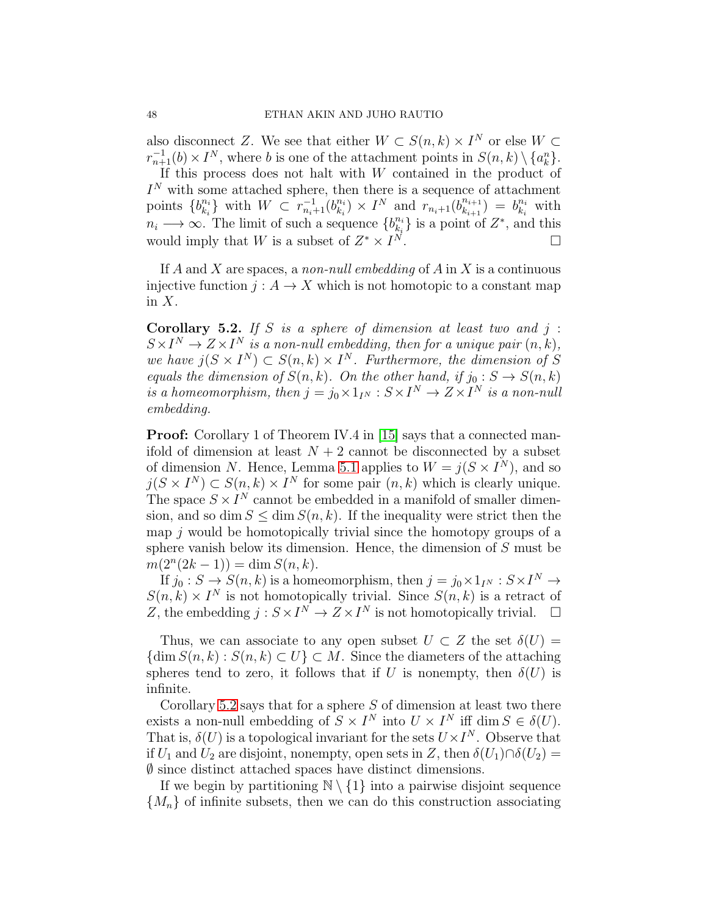also disconnect $Z$. We see that either $W \subset S(n,k) \times I^N$ or else $W \subset r_{n+1}^{-1}(b) \times I^N$, where $b$ is one of the attachment points in $S(n,k) \setminus \{a_k^n\}$.

If this process does not halt with $W$ contained in the product of $I^N$ with some attached sphere, then there is a sequence of attachment points $\{b_{k_i}^{n_i}\}$ with $W \subset r_{n_i+1}^{-1}(b_{k_i}^{n_i}) \times I^N$ and $r_{n_i+1}(b_{k_{i+1}}^{n_{i+1}}) = b_{k_i}^{n_i}$ with $n_i \longrightarrow \infty$. The limit of such a sequence $\{b_{k_i}^{n_i}\}$ is a point of $Z^*$, and this would imply that $W$ is a subset of $Z^* \times I^N$. □

If $A$ and $X$ are spaces, a *non-null embedding* of $A$ in $X$ is a continuous injective function $j : A \to X$ which is not homotopic to a constant map in $X$.

**Corollary 5.2.** *If $S$ is a sphere of dimension at least two and $j : S \times I^N \to Z \times I^N$ is a non-null embedding, then for a unique pair $(n,k)$, we have $j(S \times I^N) \subset S(n,k) \times I^N$. Furthermore, the dimension of $S$ equals the dimension of $S(n,k)$. On the other hand, if $j_0 : S \to S(n,k)$ is a homeomorphism, then $j = j_0 \times 1_{I^N} : S \times I^N \to Z \times I^N$ is a non-null embedding.*

**Proof:** Corollary 1 of Theorem IV.4 in [15] says that a connected manifold of dimension at least $N+2$ cannot be disconnected by a subset of dimension $N$. Hence, Lemma 5.1 applies to $W = j(S \times I^N)$, and so $j(S \times I^N) \subset S(n,k) \times I^N$ for some pair $(n,k)$ which is clearly unique. The space $S \times I^N$ cannot be embedded in a manifold of smaller dimension, and so $\dim S \leq \dim S(n,k)$. If the inequality were strict then the map $j$ would be homotopically trivial since the homotopy groups of a sphere vanish below its dimension. Hence, the dimension of $S$ must be $m(2^n(2k-1)) = \dim S(n,k)$.

If $j_0 : S \to S(n,k)$ is a homeomorphism, then $j = j_0 \times 1_{I^N} : S \times I^N \to S(n,k) \times I^N$ is not homotopically trivial. Since $S(n,k)$ is a retract of $Z$, the embedding $j : S \times I^N \to Z \times I^N$ is not homotopically trivial. □

Thus, we can associate to any open subset $U \subset Z$ the set $\delta(U) = \{\dim S(n,k) : S(n,k) \subset U\} \subset M$. Since the diameters of the attaching spheres tend to zero, it follows that if $U$ is nonempty, then $\delta(U)$ is infinite.

Corollary 5.2 says that for a sphere $S$ of dimension at least two there exists a non-null embedding of $S \times I^N$ into $U \times I^N$ iff $\dim S \in \delta(U)$. That is, $\delta(U)$ is a topological invariant for the sets $U \times I^N$. Observe that if $U_1$ and $U_2$ are disjoint, nonempty, open sets in $Z$, then $\delta(U_1) \cap \delta(U_2) = \emptyset$ since distinct attached spaces have distinct dimensions.

If we begin by partitioning $\mathbb{N} \setminus \{1\}$ into a pairwise disjoint sequence $\{M_n\}$ of infinite subsets, then we can do this construction associating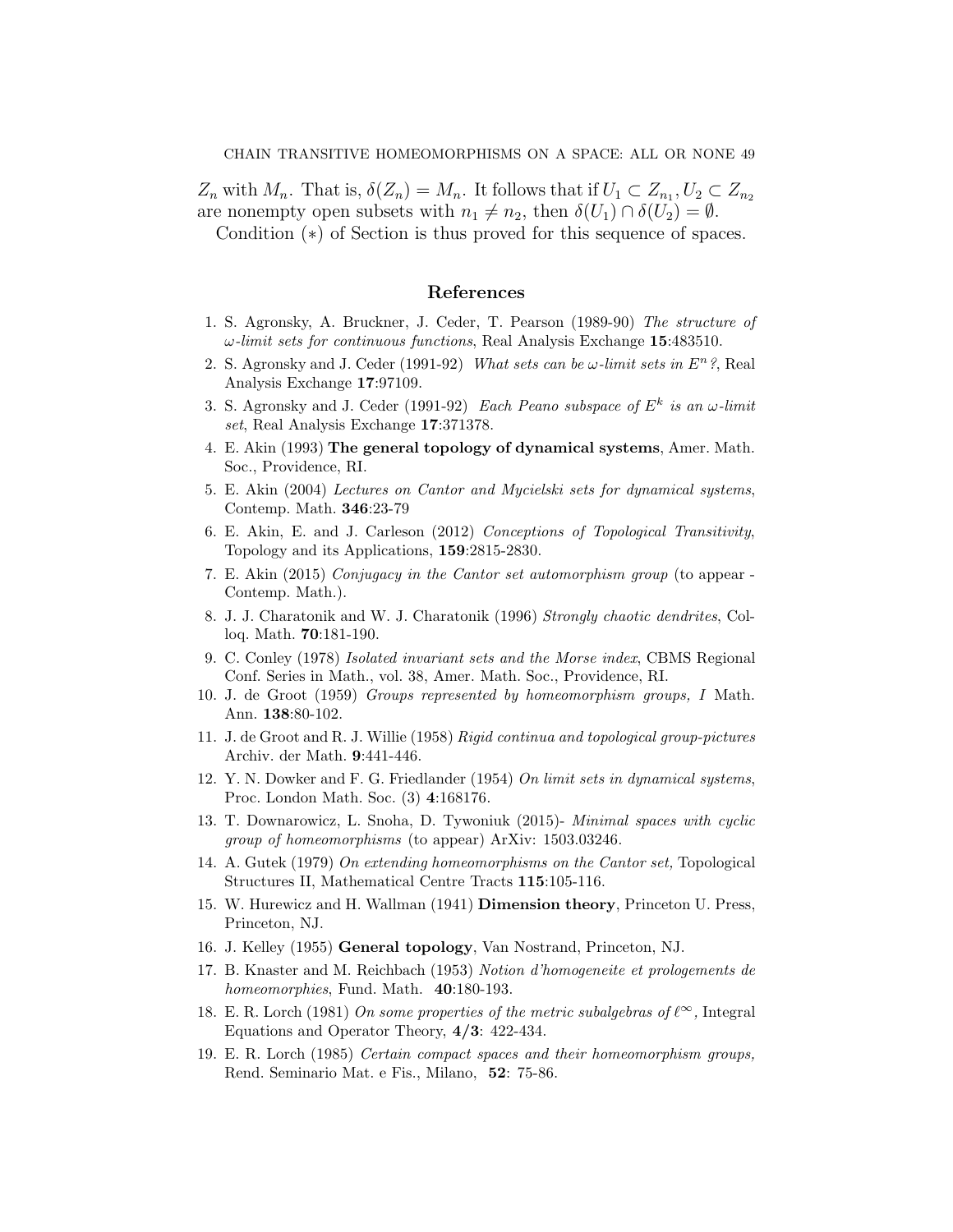$Z_n$ with $M_n$. That is, $\delta(Z_n) = M_n$. It follows that if $U_1 \subset Z_{n_1}, U_2 \subset Z_{n_2}$ are nonempty open subsets with $n_1 \neq n_2$, then $\delta(U_1) \cap \delta(U_2) = \emptyset$.

Condition $(*)$ of Section is thus proved for this sequence of spaces.

## References

1. S. Agronsky, A. Bruckner, J. Ceder, T. Pearson (1989-90) *The structure of $\omega$-limit sets for continuous functions*, Real Analysis Exchange **15**:483510.
2. S. Agronsky and J. Ceder (1991-92) *What sets can be $\omega$-limit sets in $E^n$?*, Real Analysis Exchange **17**:97109.
3. S. Agronsky and J. Ceder (1991-92) *Each Peano subspace of $E^k$ is an $\omega$-limit set*, Real Analysis Exchange **17**:371378.
4. E. Akin (1993) **The general topology of dynamical systems**, Amer. Math. Soc., Providence, RI.
5. E. Akin (2004) *Lectures on Cantor and Mycielski sets for dynamical systems*, Contemp. Math. **346**:23-79
6. E. Akin, E. and J. Carleson (2012) *Conceptions of Topological Transitivity*, Topology and its Applications, **159**:2815-2830.
7. E. Akin (2015) *Conjugacy in the Cantor set automorphism group* (to appear - Contemp. Math.).
8. J. J. Charatonik and W. J. Charatonik (1996) *Strongly chaotic dendrites*, Colloq. Math. **70**:181-190.
9. C. Conley (1978) *Isolated invariant sets and the Morse index*, CBMS Regional Conf. Series in Math., vol. 38, Amer. Math. Soc., Providence, RI.
10. J. de Groot (1959) *Groups represented by homeomorphism groups, I* Math. Ann. **138**:80-102.
11. J. de Groot and R. J. Willie (1958) *Rigid continua and topological group-pictures* Archiv. der Math. **9**:441-446.
12. Y. N. Dowker and F. G. Friedlander (1954) *On limit sets in dynamical systems*, Proc. London Math. Soc. (3) **4**:168176.
13. T. Downarowicz, L. Snoha, D. Tywoniuk (2015)- *Minimal spaces with cyclic group of homeomorphisms* (to appear) ArXiv: 1503.03246.
14. A. Gutek (1979) *On extending homeomorphisms on the Cantor set,* Topological Structures II, Mathematical Centre Tracts **115**:105-116.
15. W. Hurewicz and H. Wallman (1941) **Dimension theory**, Princeton U. Press, Princeton, NJ.
16. J. Kelley (1955) **General topology**, Van Nostrand, Princeton, NJ.
17. B. Knaster and M. Reichbach (1953) *Notion d'homogeneite et prologements de homeomorphies*, Fund. Math. **40**:180-193.
18. E. R. Lorch (1981) *On some properties of the metric subalgebras of $\ell^\infty$,* Integral Equations and Operator Theory, **4/3**: 422-434.
19. E. R. Lorch (1985) *Certain compact spaces and their homeomorphism groups,* Rend. Seminario Mat. e Fis., Milano, **52**: 75-86.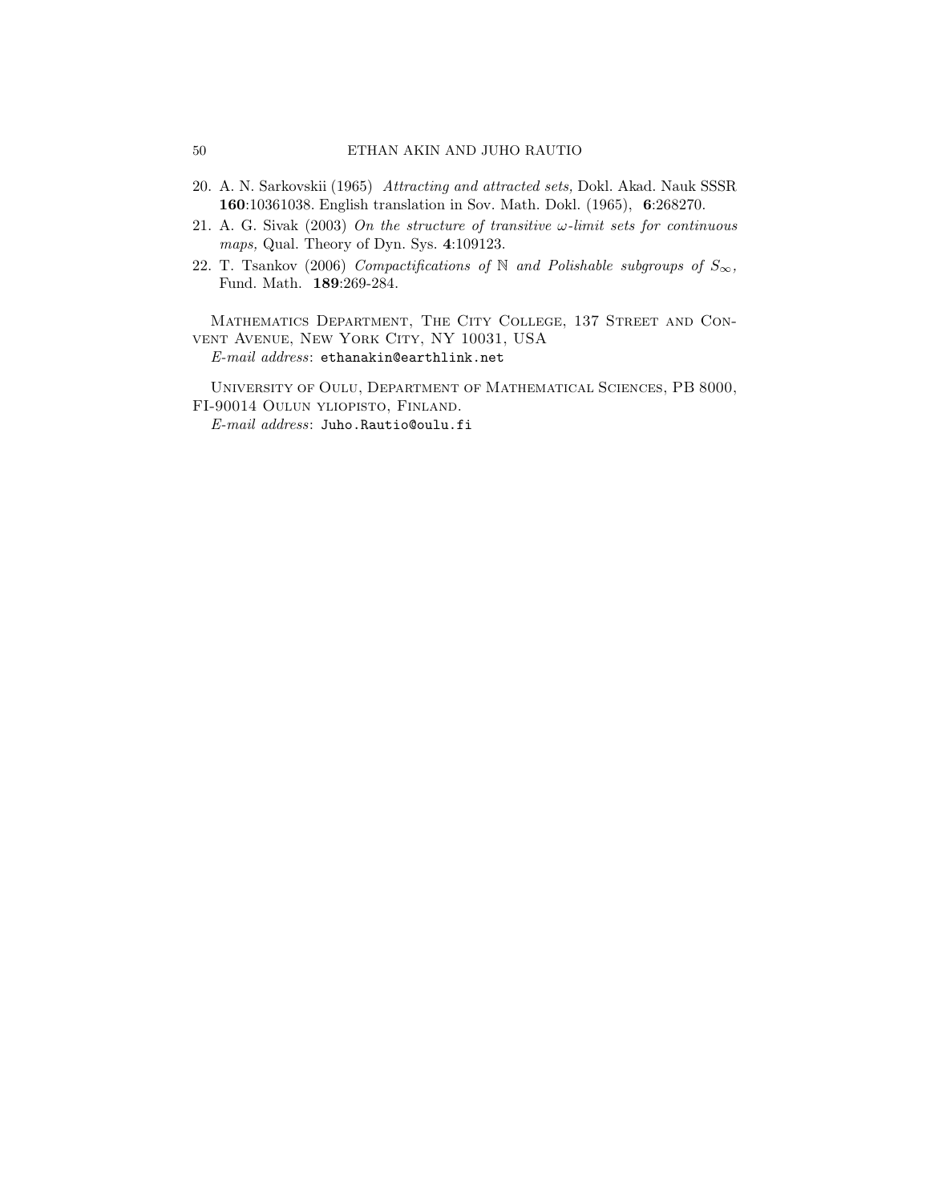20. A. N. Sarkovskii (1965) *Attracting and attracted sets,* Dokl. Akad. Nauk SSSR **160**:10361038. English translation in Sov. Math. Dokl. (1965), **6**:268270.
21. A. G. Sivak (2003) *On the structure of transitive $\omega$-limit sets for continuous maps,* Qual. Theory of Dyn. Sys. **4**:109123.
22. T. Tsankov (2006) *Compactifications of $\mathbb{N}$ and Polishable subgroups of $S_\infty$,* Fund. Math. **189**:269-284.

Mathematics Department, The City College, 137 Street and Convent Avenue, New York City, NY 10031, USA
*E-mail address*: `ethanakin@earthlink.net`

University of Oulu, Department of Mathematical Sciences, PB 8000, FI-90014 Oulun yliopisto, Finland.
*E-mail address*: `Juho.Rautio@oulu.fi`